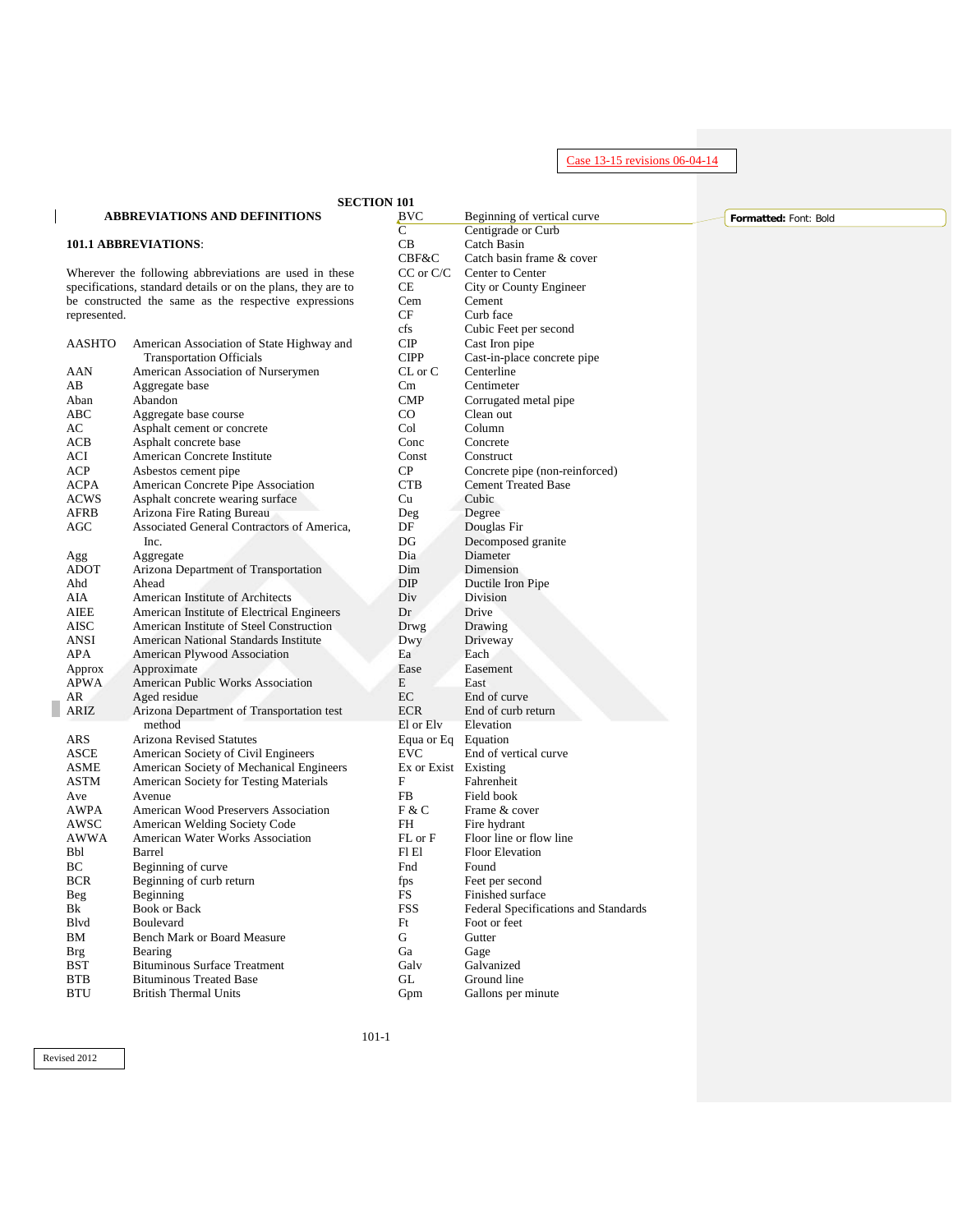Case 13-15 revisions 06-04-14

# SECTION 101

## ABBREVIATIONS AND DEFINITIONS

### 101.1 ABBREVIATIONS:

Wherever the following abbreviations are used in these specifications, standard details or on the plans, they are to be constructed the same as the respective expressions represented.

| Abbreviation | Meaning |
|---|---|
| AASHTO | American Association of State Highway and Transportation Officials |
| AAN | American Association of Nurserymen |
| AB | Aggregate base |
| Aban | Abandon |
| ABC | Aggregate base course |
| AC | Asphalt cement or concrete |
| ACB | Asphalt concrete base |
| ACI | American Concrete Institute |
| ACP | Asbestos cement pipe |
| ACPA | American Concrete Pipe Association |
| ACWS | Asphalt concrete wearing surface |
| AFRB | Arizona Fire Rating Bureau |
| AGC | Associated General Contractors of America, Inc. |
| Agg | Aggregate |
| ADOT | Arizona Department of Transportation |
| Ahd | Ahead |
| AIA | American Institute of Architects |
| AIEE | American Institute of Electrical Engineers |
| AISC | American Institute of Steel Construction |
| ANSI | American National Standards Institute |
| APA | American Plywood Association |
| Approx | Approximate |
| APWA | American Public Works Association |
| AR | Aged residue |
| ARIZ | Arizona Department of Transportation test method |
| ARS | Arizona Revised Statutes |
| ASCE | American Society of Civil Engineers |
| ASME | American Society of Mechanical Engineers |
| ASTM | American Society for Testing Materials |
| Ave | Avenue |
| AWPA | American Wood Preservers Association |
| AWSC | American Welding Society Code |
| AWWA | American Water Works Association |
| Bbl | Barrel |
| BC | Beginning of curve |
| BCR | Beginning of curb return |
| Beg | Beginning |
| Bk | Book or Back |
| Blvd | Boulevard |
| BM | Bench Mark or Board Measure |
| Brg | Bearing |
| BST | Bituminous Surface Treatment |
| BTB | Bituminous Treated Base |
| BTU | British Thermal Units |
| BVC | Beginning of vertical curve |
| C | Centigrade or Curb |
| CB | Catch Basin |
| CBF&C | Catch basin frame & cover |
| CC or C/C | Center to Center |
| CE | City or County Engineer |
| Cem | Cement |
| CF | Curb face |
| cfs | Cubic Feet per second |
| CIP | Cast Iron pipe |
| CIPP | Cast-in-place concrete pipe |
| CL or C | Centerline |
| Cm | Centimeter |
| CMP | Corrugated metal pipe |
| CO | Clean out |
| Col | Column |
| Conc | Concrete |
| Const | Construct |
| CP | Concrete pipe (non-reinforced) |
| CTB | Cement Treated Base |
| Cu | Cubic |
| Deg | Degree |
| DF | Douglas Fir |
| DG | Decomposed granite |
| Dia | Diameter |
| Dim | Dimension |
| DIP | Ductile Iron Pipe |
| Div | Division |
| Dr | Drive |
| Drwg | Drawing |
| Dwy | Driveway |
| Ea | Each |
| Ease | Easement |
| E | East |
| EC | End of curve |
| ECR | End of curb return |
| El or Elv | Elevation |
| Equa or Eq | Equation |
| EVC | End of vertical curve |
| Ex or Exist | Existing |
| F | Fahrenheit |
| FB | Field book |
| F & C | Frame & cover |
| FH | Fire hydrant |
| FL or F | Floor line or flow line |
| Fl El | Floor Elevation |
| Fnd | Found |
| fps | Feet per second |
| FS | Finished surface |
| FSS | Federal Specifications and Standards |
| Ft | Foot or feet |
| G | Gutter |
| Ga | Gage |
| Galv | Galvanized |
| GL | Ground line |
| Gpm | Gallons per minute |

Revised 2012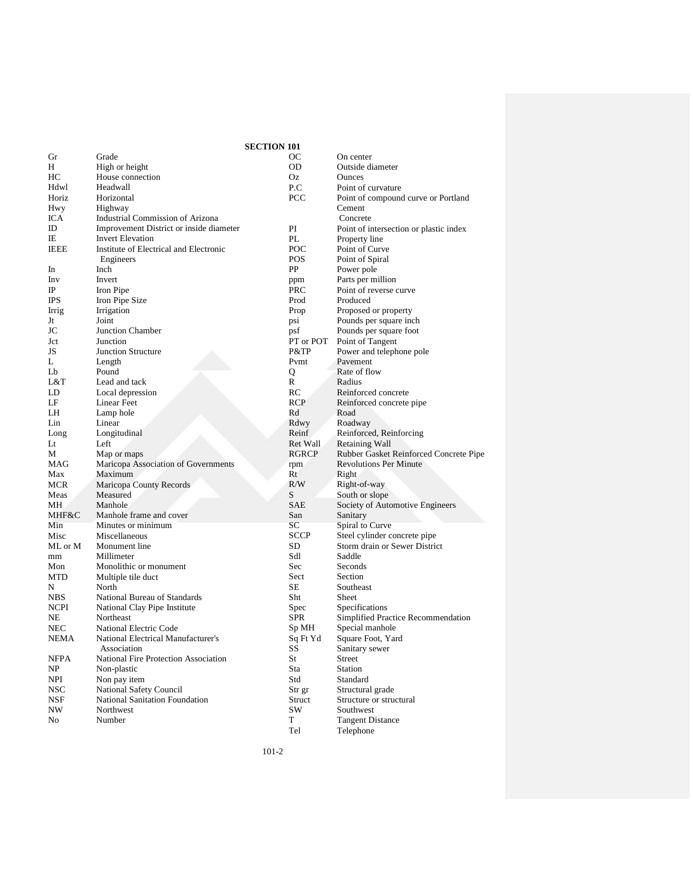## SECTION 101

| | |
|---|---|
| Gr | Grade |
| H | High or height |
| HC | House connection |
| Hdwl | Headwall |
| Horiz | Horizontal |
| Hwy | Highway |
| ICA | Industrial Commission of Arizona |
| ID | Improvement District or inside diameter |
| IE | Invert Elevation |
| IEEE | Institute of Electrical and Electronic Engineers |
| In | Inch |
| Inv | Invert |
| IP | Iron Pipe |
| IPS | Iron Pipe Size |
| Irrig | Irrigation |
| Jt | Joint |
| JC | Junction Chamber |
| Jct | Junction |
| JS | Junction Structure |
| L | Length |
| Lb | Pound |
| L&T | Lead and tack |
| LD | Local depression |
| LF | Linear Feet |
| LH | Lamp hole |
| Lin | Linear |
| Long | Longitudinal |
| Lt | Left |
| M | Map or maps |
| MAG | Maricopa Association of Governments |
| Max | Maximum |
| MCR | Maricopa County Records |
| Meas | Measured |
| MH | Manhole |
| MHF&C | Manhole frame and cover |
| Min | Minutes or minimum |
| Misc | Miscellaneous |
| ML or M | Monument line |
| mm | Millimeter |
| Mon | Monolithic or monument |
| MTD | Multiple tile duct |
| N | North |
| NBS | National Bureau of Standards |
| NCPI | National Clay Pipe Institute |
| NE | Northeast |
| NEC | National Electric Code |
| NEMA | National Electrical Manufacturer's Association |
| NFPA | National Fire Protection Association |
| NP | Non-plastic |
| NPI | Non pay item |
| NSC | National Safety Council |
| NSF | National Sanitation Foundation |
| NW | Northwest |
| No | Number |
| OC | On center |
| OD | Outside diameter |
| Oz | Ounces |
| P.C | Point of curvature |
| PCC | Point of compound curve or Portland Cement Concrete |
| PI | Point of intersection or plastic index |
| PL | Property line |
| POC | Point of Curve |
| POS | Point of Spiral |
| PP | Power pole |
| ppm | Parts per million |
| PRC | Point of reverse curve |
| Prod | Produced |
| Prop | Proposed or property |
| psi | Pounds per square inch |
| psf | Pounds per square foot |
| PT or POT | Point of Tangent |
| P&TP | Power and telephone pole |
| Pvmt | Pavement |
| Q | Rate of flow |
| R | Radius |
| RC | Reinforced concrete |
| RCP | Reinforced concrete pipe |
| Rd | Road |
| Rdwy | Roadway |
| Reinf | Reinforced, Reinforcing |
| Ret Wall | Retaining Wall |
| RGRCP | Rubber Gasket Reinforced Concrete Pipe |
| rpm | Revolutions Per Minute |
| Rt | Right |
| R/W | Right-of-way |
| S | South or slope |
| SAE | Society of Automotive Engineers |
| San | Sanitary |
| SC | Spiral to Curve |
| SCCP | Steel cylinder concrete pipe |
| SD | Storm drain or Sewer District |
| Sdl | Saddle |
| Sec | Seconds |
| Sect | Section |
| SE | Southeast |
| Sht | Sheet |
| Spec | Specifications |
| SPR | Simplified Practice Recommendation |
| Sp MH | Special manhole |
| Sq Ft Yd | Square Foot, Yard |
| SS | Sanitary sewer |
| St | Street |
| Sta | Station |
| Std | Standard |
| Str gr | Structural grade |
| Struct | Structure or structural |
| SW | Southwest |
| T | Tangent Distance |
| Tel | Telephone |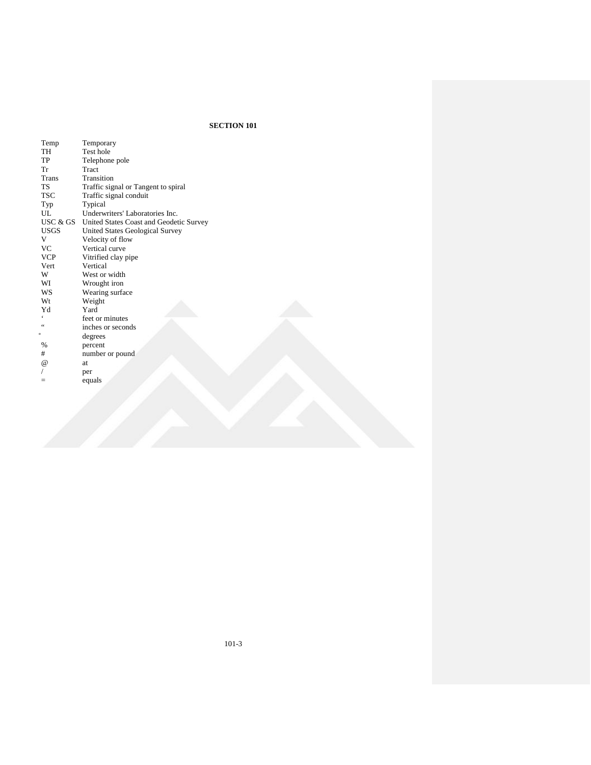## SECTION 101

| | |
|---|---|
| Temp | Temporary |
| TH | Test hole |
| TP | Telephone pole |
| Tr | Tract |
| Trans | Transition |
| TS | Traffic signal or Tangent to spiral |
| TSC | Traffic signal conduit |
| Typ | Typical |
| UL | Underwriters' Laboratories Inc. |
| USC & GS | United States Coast and Geodetic Survey |
| USGS | United States Geological Survey |
| V | Velocity of flow |
| VC | Vertical curve |
| VCP | Vitrified clay pipe |
| Vert | Vertical |
| W | West or width |
| WI | Wrought iron |
| WS | Wearing surface |
| Wt | Weight |
| Yd | Yard |
| ' | feet or minutes |
| " | inches or seconds |
| ° | degrees |
| % | percent |
| # | number or pound |
| @ | at |
| / | per |
| = | equals |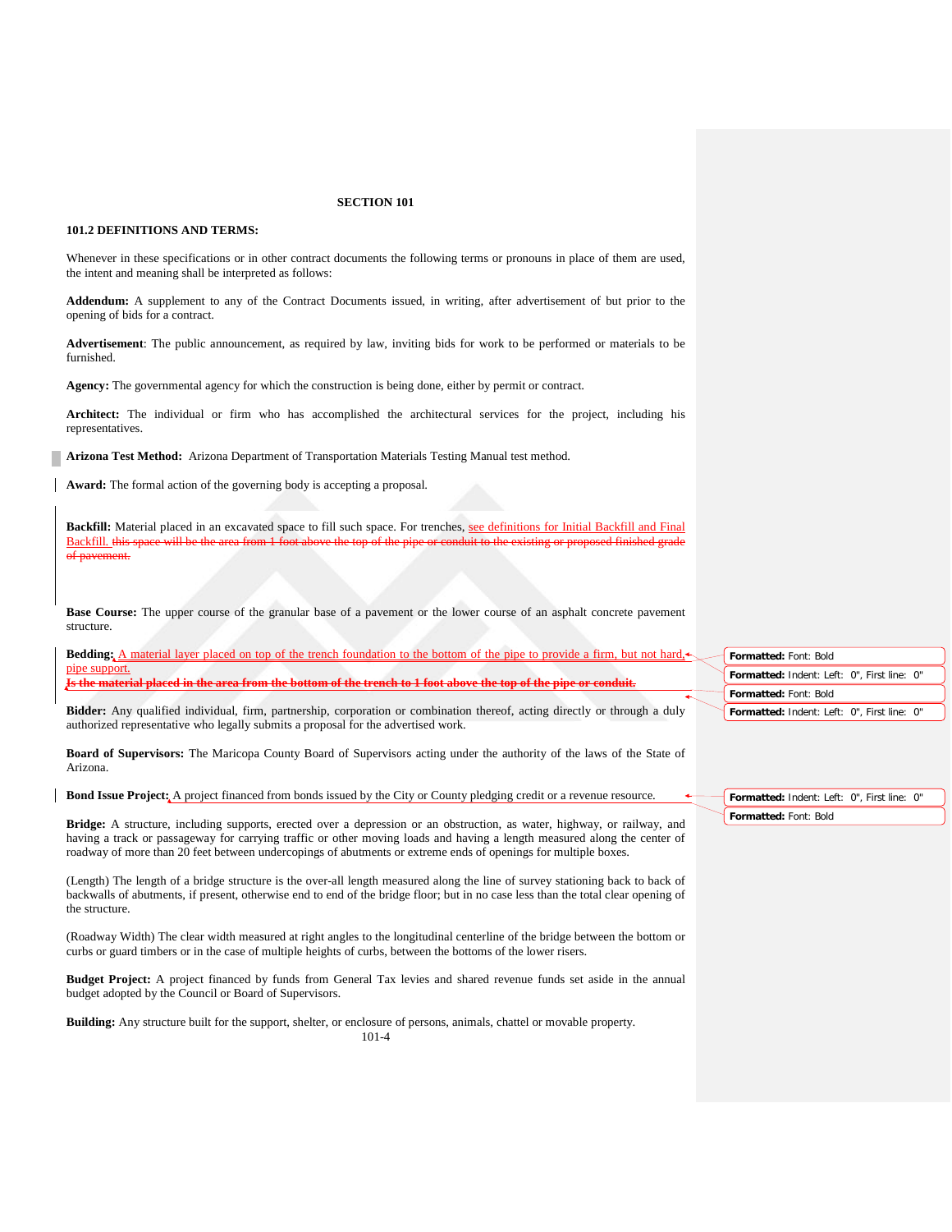# SECTION 101

## 101.2 DEFINITIONS AND TERMS:

Whenever in these specifications or in other contract documents the following terms or pronouns in place of them are used, the intent and meaning shall be interpreted as follows:

**Addendum:** A supplement to any of the Contract Documents issued, in writing, after advertisement of but prior to the opening of bids for a contract.

**Advertisement**: The public announcement, as required by law, inviting bids for work to be performed or materials to be furnished.

**Agency:** The governmental agency for which the construction is being done, either by permit or contract.

**Architect:** The individual or firm who has accomplished the architectural services for the project, including his representatives.

**Arizona Test Method:** Arizona Department of Transportation Materials Testing Manual test method.

**Award:** The formal action of the governing body is accepting a proposal.

**Backfill:** Material placed in an excavated space to fill such space. For trenches, see definitions for Initial Backfill and Final Backfill. ~~this space will be the area from 1 foot above the top of the pipe or conduit to the existing or proposed finished grade of pavement.~~

**Base Course:** The upper course of the granular base of a pavement or the lower course of an asphalt concrete pavement structure.

**Bedding:** A material layer placed on top of the trench foundation to the bottom of the pipe to provide a firm, but not hard, pipe support.
~~**Is the material placed in the area from the bottom of the trench to 1 foot above the top of the pipe or conduit.**~~

**Bidder:** Any qualified individual, firm, partnership, corporation or combination thereof, acting directly or through a duly authorized representative who legally submits a proposal for the advertised work.

**Board of Supervisors:** The Maricopa County Board of Supervisors acting under the authority of the laws of the State of Arizona.

**Bond Issue Project:** A project financed from bonds issued by the City or County pledging credit or a revenue resource.

**Bridge:** A structure, including supports, erected over a depression or an obstruction, as water, highway, or railway, and having a track or passageway for carrying traffic or other moving loads and having a length measured along the center of roadway of more than 20 feet between undercopings of abutments or extreme ends of openings for multiple boxes.

(Length) The length of a bridge structure is the over-all length measured along the line of survey stationing back to back of backwalls of abutments, if present, otherwise end to end of the bridge floor; but in no case less than the total clear opening of the structure.

(Roadway Width) The clear width measured at right angles to the longitudinal centerline of the bridge between the bottom or curbs or guard timbers or in the case of multiple heights of curbs, between the bottoms of the lower risers.

**Budget Project:** A project financed by funds from General Tax levies and shared revenue funds set aside in the annual budget adopted by the Council or Board of Supervisors.

**Building:** Any structure built for the support, shelter, or enclosure of persons, animals, chattel or movable property.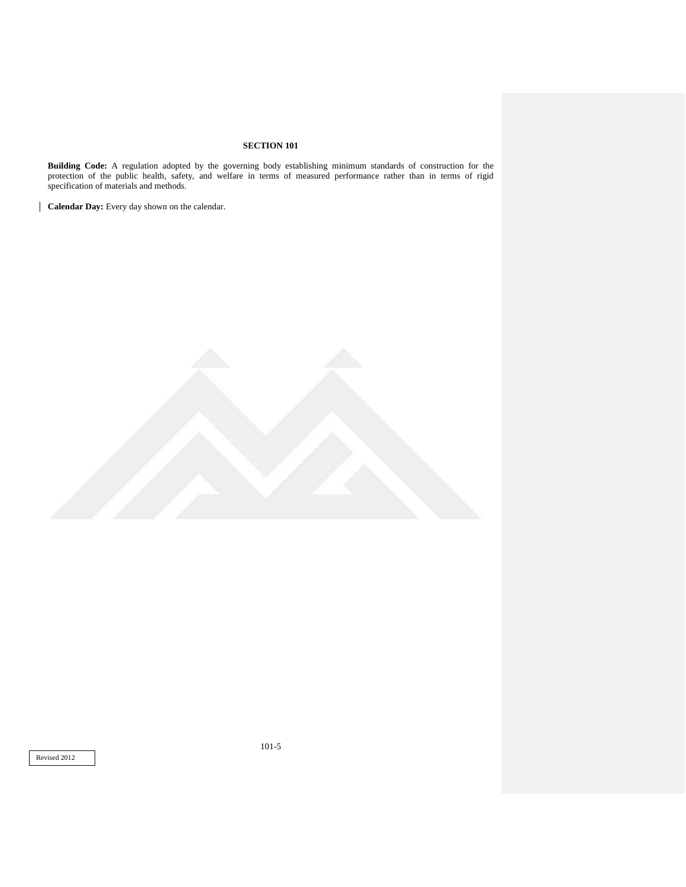## SECTION 101

**Building Code:** A regulation adopted by the governing body establishing minimum standards of construction for the protection of the public health, safety, and welfare in terms of measured performance rather than in terms of rigid specification of materials and methods.

**Calendar Day:** Every day shown on the calendar.

Revised 2012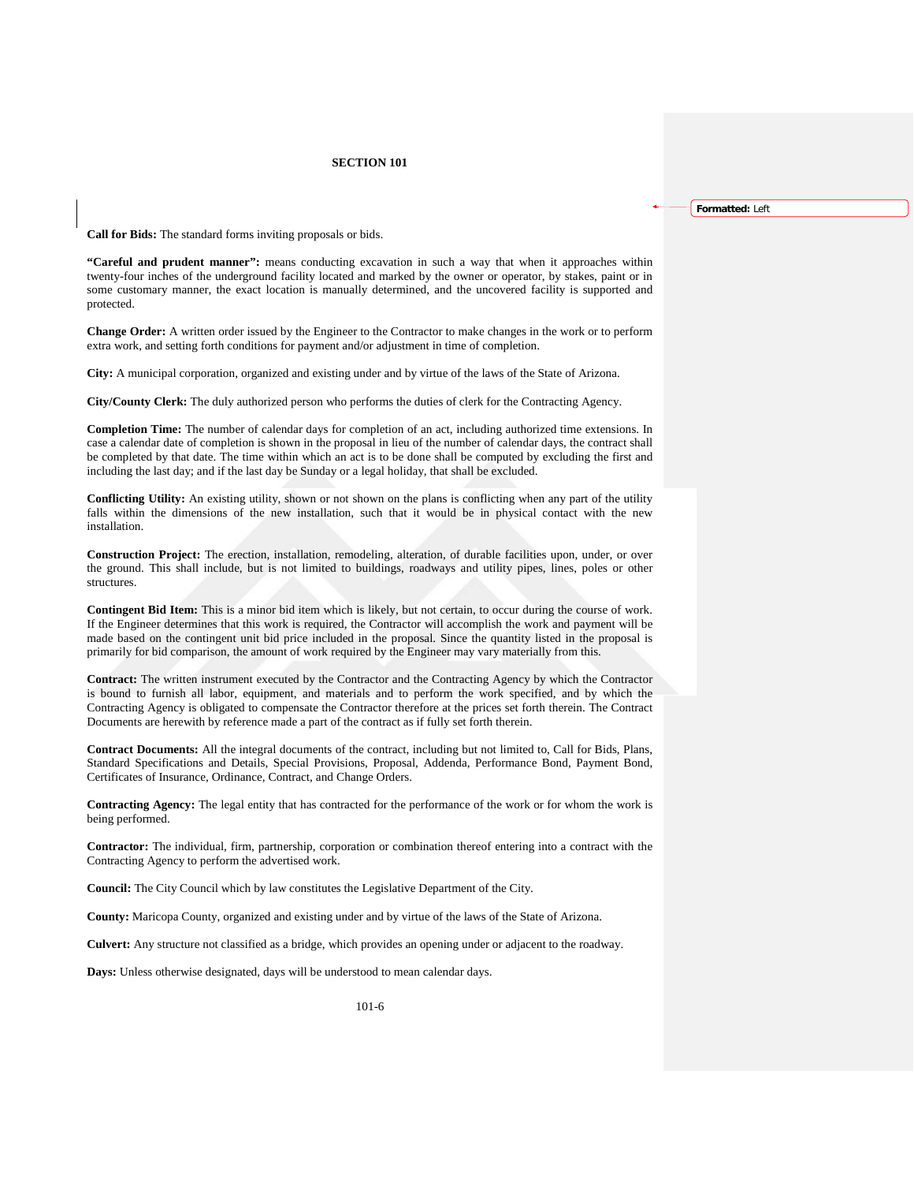**Call for Bids:** The standard forms inviting proposals or bids.

**"Careful and prudent manner":** means conducting excavation in such a way that when it approaches within twenty-four inches of the underground facility located and marked by the owner or operator, by stakes, paint or in some customary manner, the exact location is manually determined, and the uncovered facility is supported and protected.

**Change Order:** A written order issued by the Engineer to the Contractor to make changes in the work or to perform extra work, and setting forth conditions for payment and/or adjustment in time of completion.

**City:** A municipal corporation, organized and existing under and by virtue of the laws of the State of Arizona.

**City/County Clerk:** The duly authorized person who performs the duties of clerk for the Contracting Agency.

**Completion Time:** The number of calendar days for completion of an act, including authorized time extensions. In case a calendar date of completion is shown in the proposal in lieu of the number of calendar days, the contract shall be completed by that date. The time within which an act is to be done shall be computed by excluding the first and including the last day; and if the last day be Sunday or a legal holiday, that shall be excluded.

**Conflicting Utility:** An existing utility, shown or not shown on the plans is conflicting when any part of the utility falls within the dimensions of the new installation, such that it would be in physical contact with the new installation.

**Construction Project:** The erection, installation, remodeling, alteration, of durable facilities upon, under, or over the ground. This shall include, but is not limited to buildings, roadways and utility pipes, lines, poles or other structures.

**Contingent Bid Item:** This is a minor bid item which is likely, but not certain, to occur during the course of work. If the Engineer determines that this work is required, the Contractor will accomplish the work and payment will be made based on the contingent unit bid price included in the proposal. Since the quantity listed in the proposal is primarily for bid comparison, the amount of work required by the Engineer may vary materially from this.

**Contract:** The written instrument executed by the Contractor and the Contracting Agency by which the Contractor is bound to furnish all labor, equipment, and materials and to perform the work specified, and by which the Contracting Agency is obligated to compensate the Contractor therefore at the prices set forth therein. The Contract Documents are herewith by reference made a part of the contract as if fully set forth therein.

**Contract Documents:** All the integral documents of the contract, including but not limited to, Call for Bids, Plans, Standard Specifications and Details, Special Provisions, Proposal, Addenda, Performance Bond, Payment Bond, Certificates of Insurance, Ordinance, Contract, and Change Orders.

**Contracting Agency:** The legal entity that has contracted for the performance of the work or for whom the work is being performed.

**Contractor:** The individual, firm, partnership, corporation or combination thereof entering into a contract with the Contracting Agency to perform the advertised work.

**Council:** The City Council which by law constitutes the Legislative Department of the City.

**County:** Maricopa County, organized and existing under and by virtue of the laws of the State of Arizona.

**Culvert:** Any structure not classified as a bridge, which provides an opening under or adjacent to the roadway.

**Days:** Unless otherwise designated, days will be understood to mean calendar days.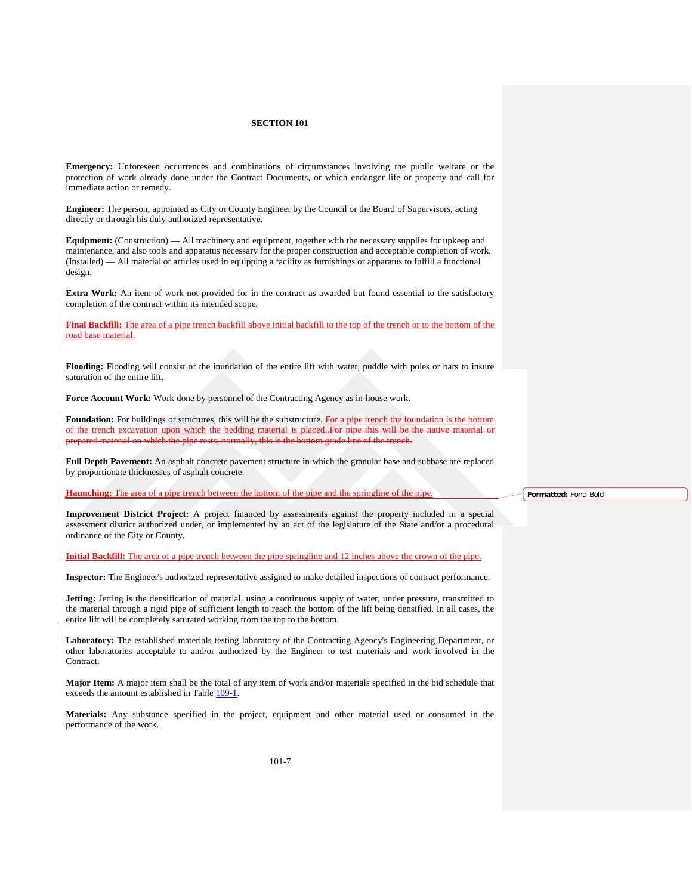## SECTION 101

**Emergency:** Unforeseen occurrences and combinations of circumstances involving the public welfare or the protection of work already done under the Contract Documents, or which endanger life or property and call for immediate action or remedy.

**Engineer:** The person, appointed as City or County Engineer by the Council or the Board of Supervisors, acting directly or through his duly authorized representative.

**Equipment:** (Construction) — All machinery and equipment, together with the necessary supplies for upkeep and maintenance, and also tools and apparatus necessary for the proper construction and acceptable completion of work. (Installed) — All material or articles used in equipping a facility as furnishings or apparatus to fulfill a functional design.

**Extra Work:** An item of work not provided for in the contract as awarded but found essential to the satisfactory completion of the contract within its intended scope.

**Final Backfill:** The area of a pipe trench backfill above initial backfill to the top of the trench or to the bottom of the road base material.

**Flooding:** Flooding will consist of the inundation of the entire lift with water, puddle with poles or bars to insure saturation of the entire lift.

**Force Account Work:** Work done by personnel of the Contracting Agency as in-house work.

**Foundation:** For buildings or structures, this will be the substructure. For a pipe trench the foundation is the bottom of the trench excavation upon which the bedding material is placed. ~~For pipe this will be the native material or prepared material on which the pipe rests; normally, this is the bottom grade line of the trench.~~

**Full Depth Pavement:** An asphalt concrete pavement structure in which the granular base and subbase are replaced by proportionate thicknesses of asphalt concrete.

**Haunching:** The area of a pipe trench between the bottom of the pipe and the springline of the pipe.

**Improvement District Project:** A project financed by assessments against the property included in a special assessment district authorized under, or implemented by an act of the legislature of the State and/or a procedural ordinance of the City or County.

**Initial Backfill:** The area of a pipe trench between the pipe springline and 12 inches above the crown of the pipe.

**Inspector:** The Engineer's authorized representative assigned to make detailed inspections of contract performance.

**Jetting:** Jetting is the densification of material, using a continuous supply of water, under pressure, transmitted to the material through a rigid pipe of sufficient length to reach the bottom of the lift being densified. In all cases, the entire lift will be completely saturated working from the top to the bottom.

**Laboratory:** The established materials testing laboratory of the Contracting Agency's Engineering Department, or other laboratories acceptable to and/or authorized by the Engineer to test materials and work involved in the Contract.

**Major Item:** A major item shall be the total of any item of work and/or materials specified in the bid schedule that exceeds the amount established in Table 109-1.

**Materials:** Any substance specified in the project, equipment and other material used or consumed in the performance of the work.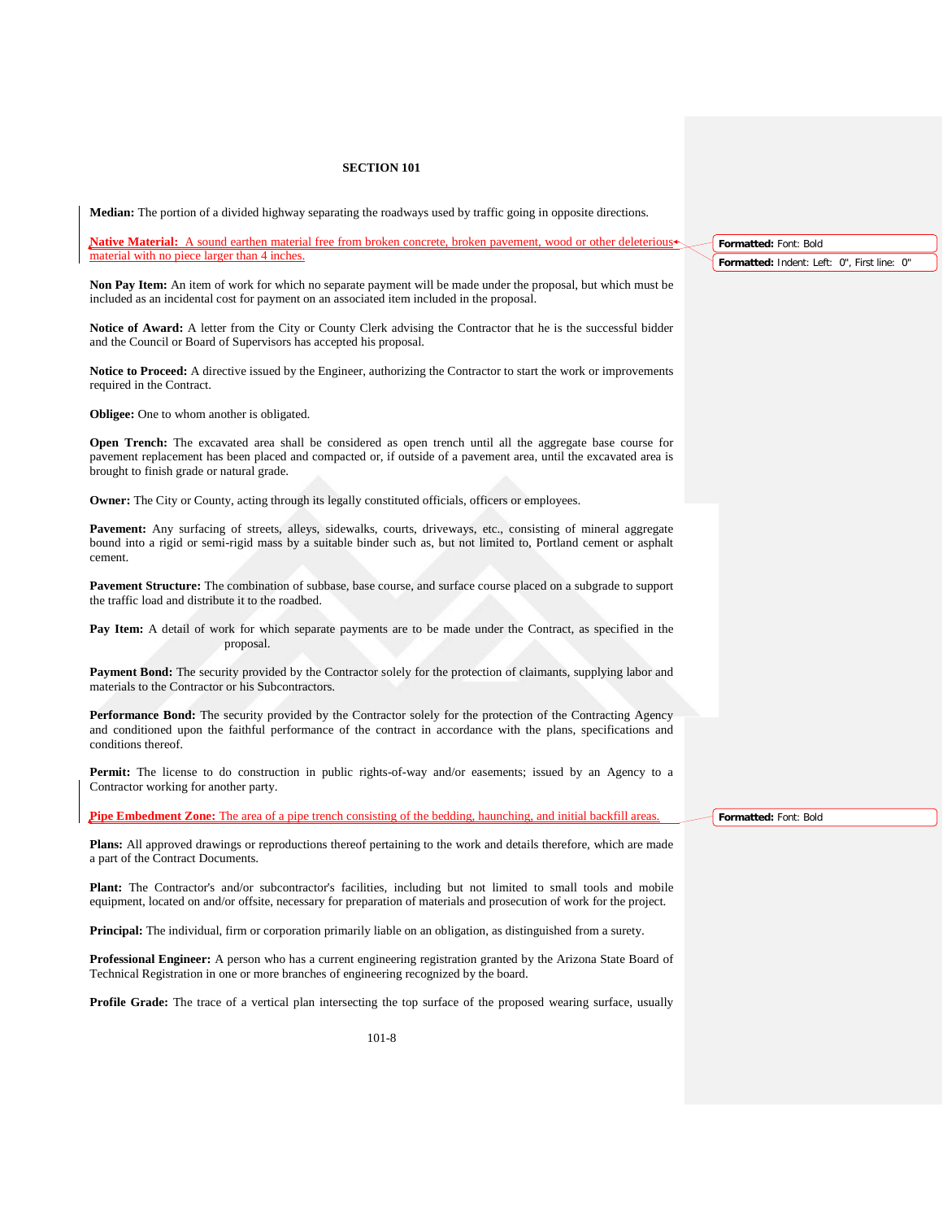## SECTION 101

**Median:** The portion of a divided highway separating the roadways used by traffic going in opposite directions.

**Native Material:** A sound earthen material free from broken concrete, broken pavement, wood or other deleterious material with no piece larger than 4 inches.

**Non Pay Item:** An item of work for which no separate payment will be made under the proposal, but which must be included as an incidental cost for payment on an associated item included in the proposal.

**Notice of Award:** A letter from the City or County Clerk advising the Contractor that he is the successful bidder and the Council or Board of Supervisors has accepted his proposal.

**Notice to Proceed:** A directive issued by the Engineer, authorizing the Contractor to start the work or improvements required in the Contract.

**Obligee:** One to whom another is obligated.

**Open Trench:** The excavated area shall be considered as open trench until all the aggregate base course for pavement replacement has been placed and compacted or, if outside of a pavement area, until the excavated area is brought to finish grade or natural grade.

**Owner:** The City or County, acting through its legally constituted officials, officers or employees.

**Pavement:** Any surfacing of streets, alleys, sidewalks, courts, driveways, etc., consisting of mineral aggregate bound into a rigid or semi-rigid mass by a suitable binder such as, but not limited to, Portland cement or asphalt cement.

**Pavement Structure:** The combination of subbase, base course, and surface course placed on a subgrade to support the traffic load and distribute it to the roadbed.

**Pay Item:** A detail of work for which separate payments are to be made under the Contract, as specified in the proposal.

**Payment Bond:** The security provided by the Contractor solely for the protection of claimants, supplying labor and materials to the Contractor or his Subcontractors.

**Performance Bond:** The security provided by the Contractor solely for the protection of the Contracting Agency and conditioned upon the faithful performance of the contract in accordance with the plans, specifications and conditions thereof.

**Permit:** The license to do construction in public rights-of-way and/or easements; issued by an Agency to a Contractor working for another party.

**Pipe Embedment Zone:** The area of a pipe trench consisting of the bedding, haunching, and initial backfill areas.

**Plans:** All approved drawings or reproductions thereof pertaining to the work and details therefore, which are made a part of the Contract Documents.

**Plant:** The Contractor's and/or subcontractor's facilities, including but not limited to small tools and mobile equipment, located on and/or offsite, necessary for preparation of materials and prosecution of work for the project.

**Principal:** The individual, firm or corporation primarily liable on an obligation, as distinguished from a surety.

**Professional Engineer:** A person who has a current engineering registration granted by the Arizona State Board of Technical Registration in one or more branches of engineering recognized by the board.

**Profile Grade:** The trace of a vertical plan intersecting the top surface of the proposed wearing surface, usually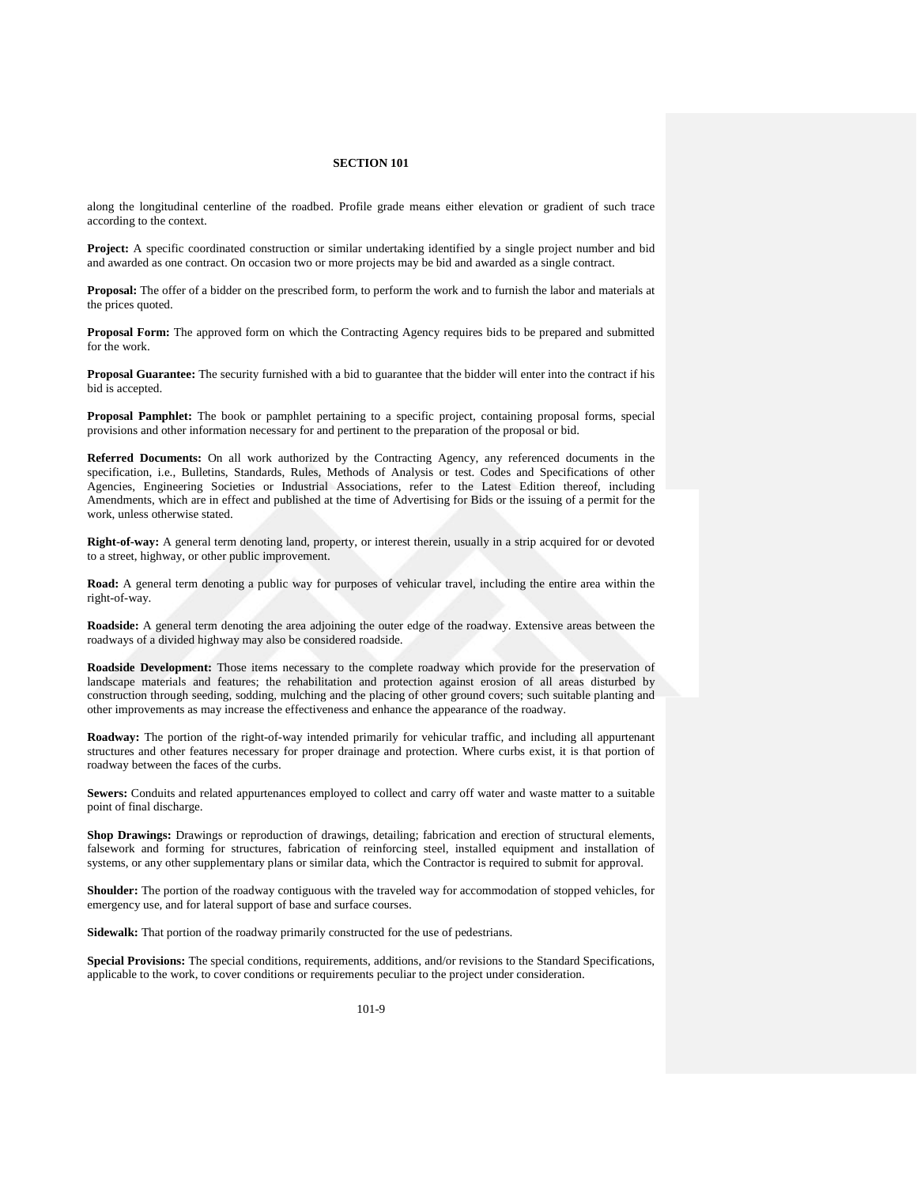along the longitudinal centerline of the roadbed. Profile grade means either elevation or gradient of such trace according to the context.

**Project:** A specific coordinated construction or similar undertaking identified by a single project number and bid and awarded as one contract. On occasion two or more projects may be bid and awarded as a single contract.

**Proposal:** The offer of a bidder on the prescribed form, to perform the work and to furnish the labor and materials at the prices quoted.

**Proposal Form:** The approved form on which the Contracting Agency requires bids to be prepared and submitted for the work.

**Proposal Guarantee:** The security furnished with a bid to guarantee that the bidder will enter into the contract if his bid is accepted.

**Proposal Pamphlet:** The book or pamphlet pertaining to a specific project, containing proposal forms, special provisions and other information necessary for and pertinent to the preparation of the proposal or bid.

**Referred Documents:** On all work authorized by the Contracting Agency, any referenced documents in the specification, i.e., Bulletins, Standards, Rules, Methods of Analysis or test. Codes and Specifications of other Agencies, Engineering Societies or Industrial Associations, refer to the Latest Edition thereof, including Amendments, which are in effect and published at the time of Advertising for Bids or the issuing of a permit for the work, unless otherwise stated.

**Right-of-way:** A general term denoting land, property, or interest therein, usually in a strip acquired for or devoted to a street, highway, or other public improvement.

**Road:** A general term denoting a public way for purposes of vehicular travel, including the entire area within the right-of-way.

**Roadside:** A general term denoting the area adjoining the outer edge of the roadway. Extensive areas between the roadways of a divided highway may also be considered roadside.

**Roadside Development:** Those items necessary to the complete roadway which provide for the preservation of landscape materials and features; the rehabilitation and protection against erosion of all areas disturbed by construction through seeding, sodding, mulching and the placing of other ground covers; such suitable planting and other improvements as may increase the effectiveness and enhance the appearance of the roadway.

**Roadway:** The portion of the right-of-way intended primarily for vehicular traffic, and including all appurtenant structures and other features necessary for proper drainage and protection. Where curbs exist, it is that portion of roadway between the faces of the curbs.

**Sewers:** Conduits and related appurtenances employed to collect and carry off water and waste matter to a suitable point of final discharge.

**Shop Drawings:** Drawings or reproduction of drawings, detailing; fabrication and erection of structural elements, falsework and forming for structures, fabrication of reinforcing steel, installed equipment and installation of systems, or any other supplementary plans or similar data, which the Contractor is required to submit for approval.

**Shoulder:** The portion of the roadway contiguous with the traveled way for accommodation of stopped vehicles, for emergency use, and for lateral support of base and surface courses.

**Sidewalk:** That portion of the roadway primarily constructed for the use of pedestrians.

**Special Provisions:** The special conditions, requirements, additions, and/or revisions to the Standard Specifications, applicable to the work, to cover conditions or requirements peculiar to the project under consideration.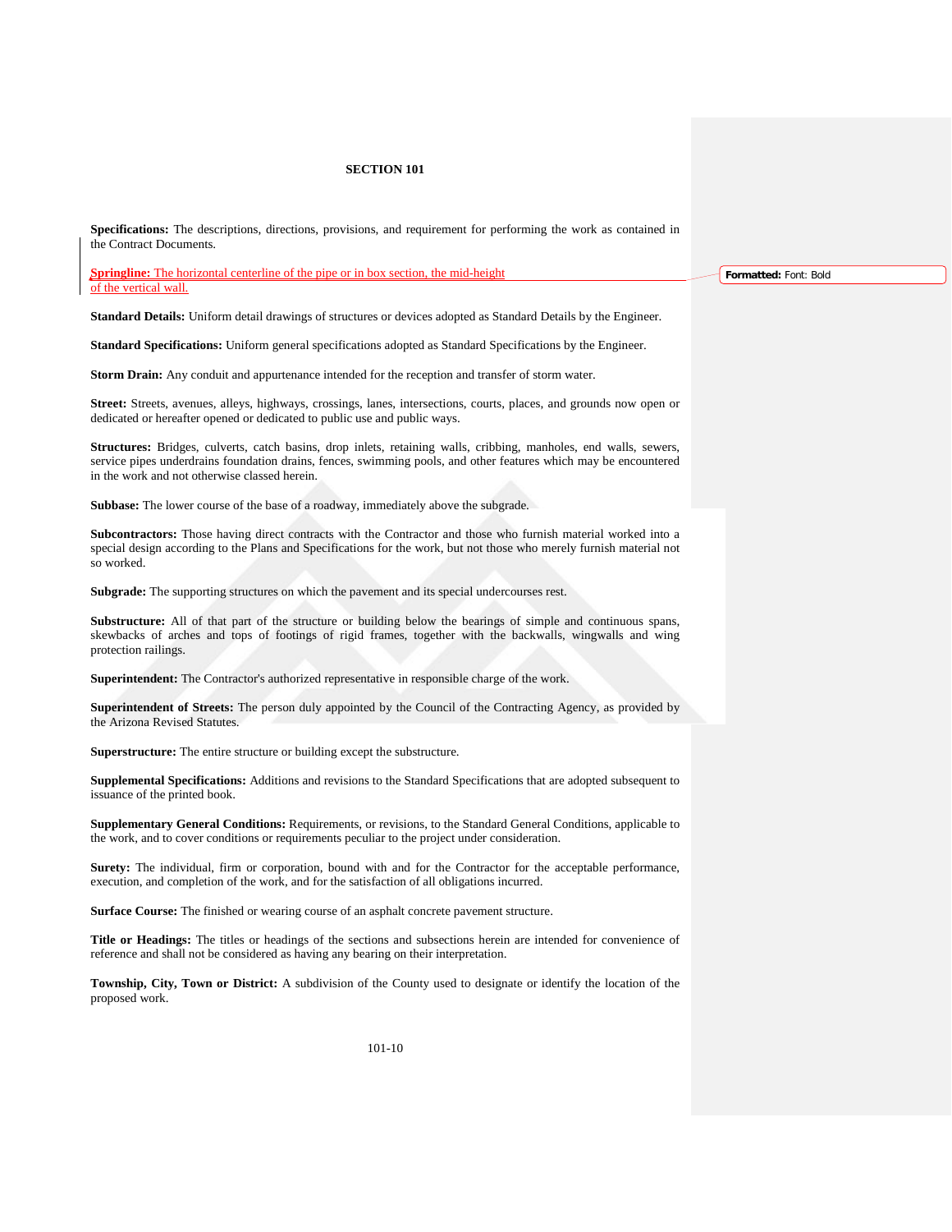## SECTION 101

**Specifications:** The descriptions, directions, provisions, and requirement for performing the work as contained in the Contract Documents.

**Springline:** The horizontal centerline of the pipe or in box section, the mid-height of the vertical wall.

**Standard Details:** Uniform detail drawings of structures or devices adopted as Standard Details by the Engineer.

**Standard Specifications:** Uniform general specifications adopted as Standard Specifications by the Engineer.

**Storm Drain:** Any conduit and appurtenance intended for the reception and transfer of storm water.

**Street:** Streets, avenues, alleys, highways, crossings, lanes, intersections, courts, places, and grounds now open or dedicated or hereafter opened or dedicated to public use and public ways.

**Structures:** Bridges, culverts, catch basins, drop inlets, retaining walls, cribbing, manholes, end walls, sewers, service pipes underdrains foundation drains, fences, swimming pools, and other features which may be encountered in the work and not otherwise classed herein.

**Subbase:** The lower course of the base of a roadway, immediately above the subgrade.

**Subcontractors:** Those having direct contracts with the Contractor and those who furnish material worked into a special design according to the Plans and Specifications for the work, but not those who merely furnish material not so worked.

**Subgrade:** The supporting structures on which the pavement and its special undercourses rest.

**Substructure:** All of that part of the structure or building below the bearings of simple and continuous spans, skewbacks of arches and tops of footings of rigid frames, together with the backwalls, wingwalls and wing protection railings.

**Superintendent:** The Contractor's authorized representative in responsible charge of the work.

**Superintendent of Streets:** The person duly appointed by the Council of the Contracting Agency, as provided by the Arizona Revised Statutes.

**Superstructure:** The entire structure or building except the substructure.

**Supplemental Specifications:** Additions and revisions to the Standard Specifications that are adopted subsequent to issuance of the printed book.

**Supplementary General Conditions:** Requirements, or revisions, to the Standard General Conditions, applicable to the work, and to cover conditions or requirements peculiar to the project under consideration.

**Surety:** The individual, firm or corporation, bound with and for the Contractor for the acceptable performance, execution, and completion of the work, and for the satisfaction of all obligations incurred.

**Surface Course:** The finished or wearing course of an asphalt concrete pavement structure.

**Title or Headings:** The titles or headings of the sections and subsections herein are intended for convenience of reference and shall not be considered as having any bearing on their interpretation.

**Township, City, Town or District:** A subdivision of the County used to designate or identify the location of the proposed work.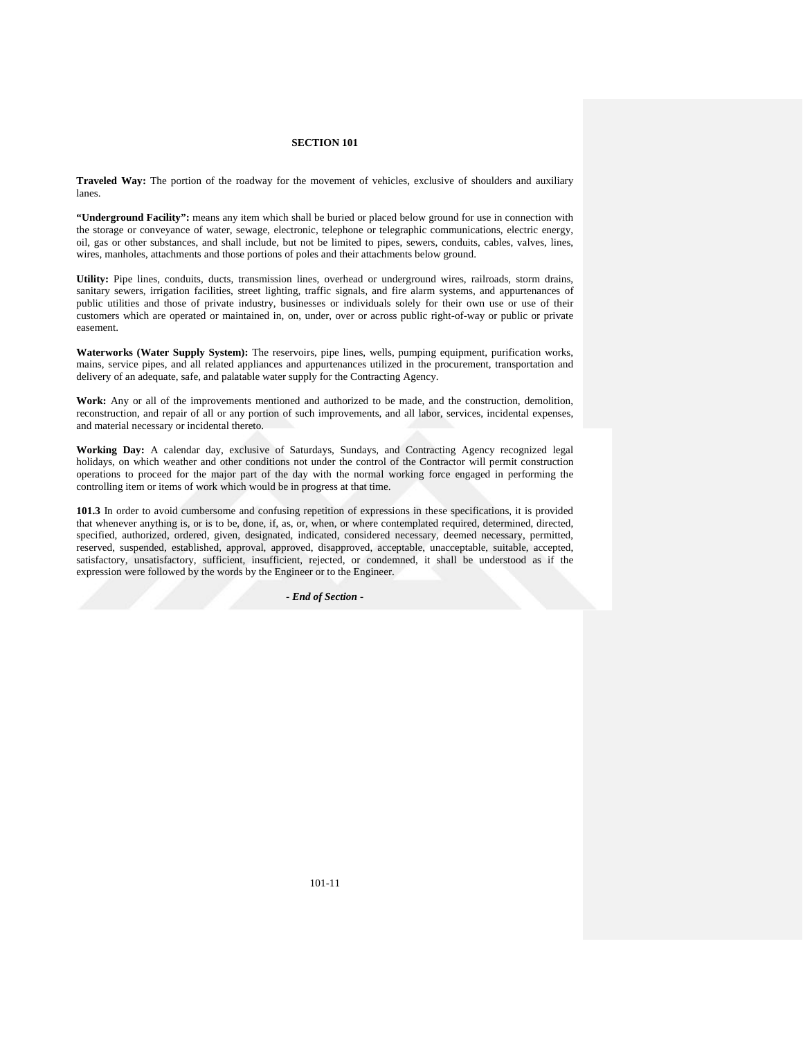**SECTION 101**

**Traveled Way:** The portion of the roadway for the movement of vehicles, exclusive of shoulders and auxiliary lanes.

**"Underground Facility":** means any item which shall be buried or placed below ground for use in connection with the storage or conveyance of water, sewage, electronic, telephone or telegraphic communications, electric energy, oil, gas or other substances, and shall include, but not be limited to pipes, sewers, conduits, cables, valves, lines, wires, manholes, attachments and those portions of poles and their attachments below ground.

**Utility:** Pipe lines, conduits, ducts, transmission lines, overhead or underground wires, railroads, storm drains, sanitary sewers, irrigation facilities, street lighting, traffic signals, and fire alarm systems, and appurtenances of public utilities and those of private industry, businesses or individuals solely for their own use or use of their customers which are operated or maintained in, on, under, over or across public right-of-way or public or private easement.

**Waterworks (Water Supply System):** The reservoirs, pipe lines, wells, pumping equipment, purification works, mains, service pipes, and all related appliances and appurtenances utilized in the procurement, transportation and delivery of an adequate, safe, and palatable water supply for the Contracting Agency.

**Work:** Any or all of the improvements mentioned and authorized to be made, and the construction, demolition, reconstruction, and repair of all or any portion of such improvements, and all labor, services, incidental expenses, and material necessary or incidental thereto.

**Working Day:** A calendar day, exclusive of Saturdays, Sundays, and Contracting Agency recognized legal holidays, on which weather and other conditions not under the control of the Contractor will permit construction operations to proceed for the major part of the day with the normal working force engaged in performing the controlling item or items of work which would be in progress at that time.

**101.3** In order to avoid cumbersome and confusing repetition of expressions in these specifications, it is provided that whenever anything is, or is to be, done, if, as, or, when, or where contemplated required, determined, directed, specified, authorized, ordered, given, designated, indicated, considered necessary, deemed necessary, permitted, reserved, suspended, established, approval, approved, disapproved, acceptable, unacceptable, suitable, accepted, satisfactory, unsatisfactory, sufficient, insufficient, rejected, or condemned, it shall be understood as if the expression were followed by the words by the Engineer or to the Engineer.

*- End of Section -*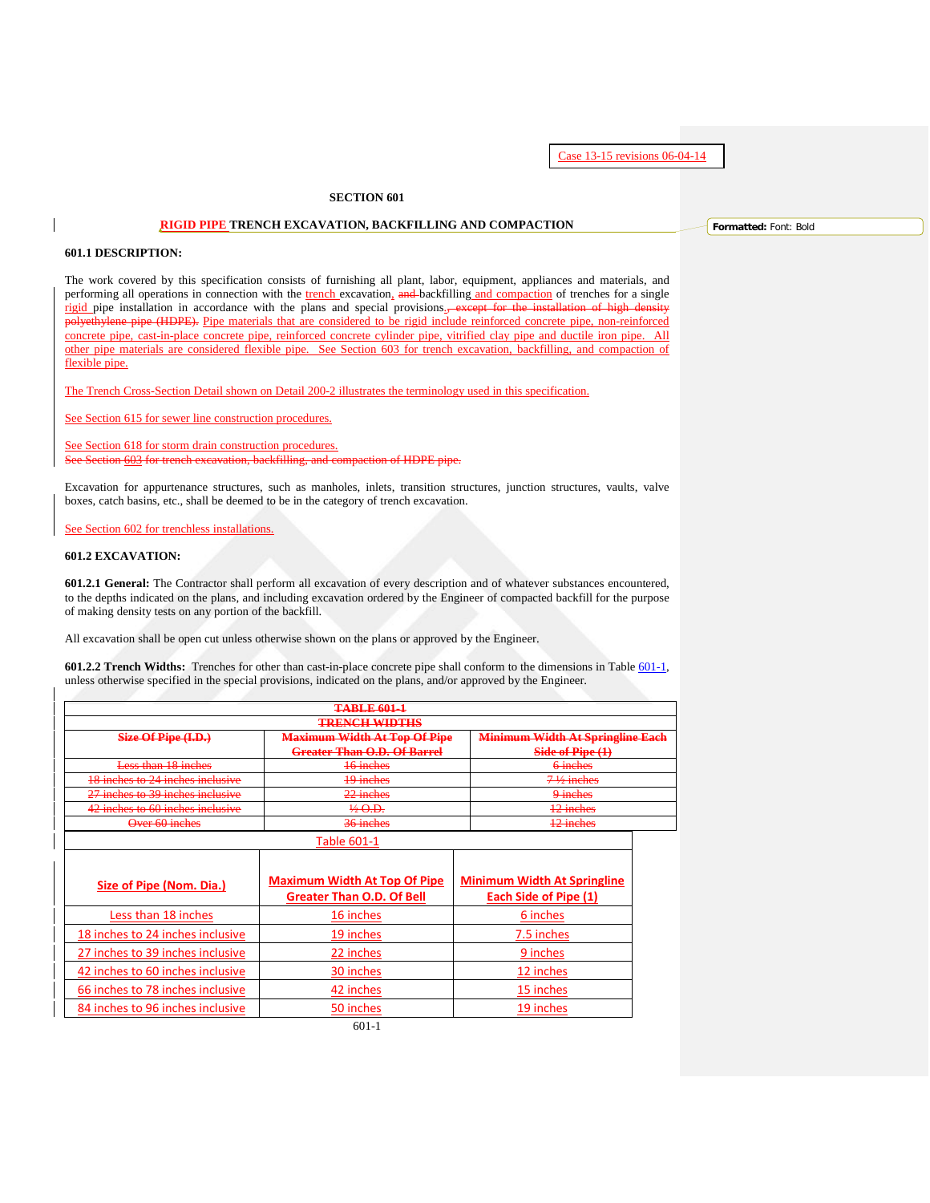Case 13-15 revisions 06-04-14

SECTION 601

**RIGID PIPE TRENCH EXCAVATION, BACKFILLING AND COMPACTION**

**601.1 DESCRIPTION:**

The work covered by this specification consists of furnishing all plant, labor, equipment, appliances and materials, and performing all operations in connection with the trench excavation, ~~and~~ backfilling and compaction of trenches for a single rigid pipe installation in accordance with the plans and special provisions.~~, except for the installation of high density polyethylene pipe (HDPE).~~ Pipe materials that are considered to be rigid include reinforced concrete pipe, non-reinforced concrete pipe, cast-in-place concrete pipe, reinforced concrete cylinder pipe, vitrified clay pipe and ductile iron pipe. All other pipe materials are considered flexible pipe. See Section 603 for trench excavation, backfilling, and compaction of flexible pipe.

The Trench Cross-Section Detail shown on Detail 200-2 illustrates the terminology used in this specification.

See Section 615 for sewer line construction procedures.

See Section 618 for storm drain construction procedures.
~~See Section 603 for trench excavation, backfilling, and compaction of HDPE pipe.~~

Excavation for appurtenance structures, such as manholes, inlets, transition structures, junction structures, vaults, valve boxes, catch basins, etc., shall be deemed to be in the category of trench excavation.

See Section 602 for trenchless installations.

**601.2 EXCAVATION:**

**601.2.1 General:** The Contractor shall perform all excavation of every description and of whatever substances encountered, to the depths indicated on the plans, and including excavation ordered by the Engineer of compacted backfill for the purpose of making density tests on any portion of the backfill.

All excavation shall be open cut unless otherwise shown on the plans or approved by the Engineer.

**601.2.2 Trench Widths:** Trenches for other than cast-in-place concrete pipe shall conform to the dimensions in Table 601-1, unless otherwise specified in the special provisions, indicated on the plans, and/or approved by the Engineer.

~~TABLE 601-1~~
~~TRENCH WIDTHS~~

| ~~Size Of Pipe (I.D.)~~ | ~~Maximum Width At Top Of Pipe Greater Than O.D. Of Barrel~~ | ~~Minimum Width At Springline Each Side of Pipe (1)~~ |
|---|---|---|
| ~~Less than 18 inches~~ | ~~16 inches~~ | ~~6 inches~~ |
| ~~18 inches to 24 inches inclusive~~ | ~~19 inches~~ | ~~7 ½ inches~~ |
| ~~27 inches to 39 inches inclusive~~ | ~~22 inches~~ | ~~9 inches~~ |
| ~~42 inches to 60 inches inclusive~~ | ~~½ O.D.~~ | ~~12 inches~~ |
| ~~Over 60 inches~~ | ~~36 inches~~ | ~~12 inches~~ |

Table 601-1

| Size of Pipe (Nom. Dia.) | Maximum Width At Top Of Pipe Greater Than O.D. Of Bell | Minimum Width At Springline Each Side of Pipe (1) |
|---|---|---|
| Less than 18 inches | 16 inches | 6 inches |
| 18 inches to 24 inches inclusive | 19 inches | 7.5 inches |
| 27 inches to 39 inches inclusive | 22 inches | 9 inches |
| 42 inches to 60 inches inclusive | 30 inches | 12 inches |
| 66 inches to 78 inches inclusive | 42 inches | 15 inches |
| 84 inches to 96 inches inclusive | 50 inches | 19 inches |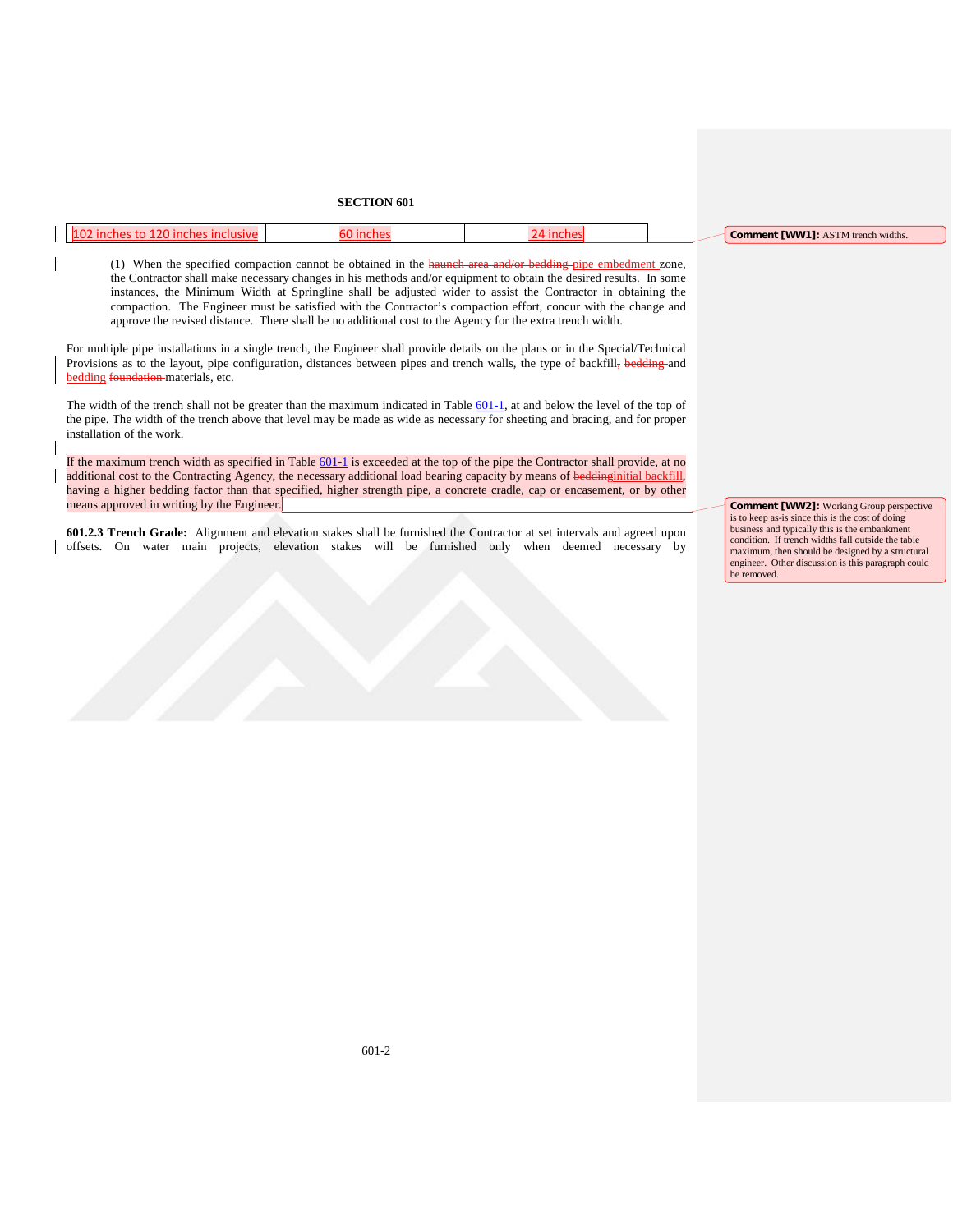| 102 inches to 120 inches inclusive | 60 inches | 24 inches |
|---|---|---|

Comment [WW1]: ASTM trench widths.

(1) When the specified compaction cannot be obtained in the ~~haunch area and/or bedding~~ pipe embedment zone, the Contractor shall make necessary changes in his methods and/or equipment to obtain the desired results. In some instances, the Minimum Width at Springline shall be adjusted wider to assist the Contractor in obtaining the compaction. The Engineer must be satisfied with the Contractor's compaction effort, concur with the change and approve the revised distance. There shall be no additional cost to the Agency for the extra trench width.

For multiple pipe installations in a single trench, the Engineer shall provide details on the plans or in the Special/Technical Provisions as to the layout, pipe configuration, distances between pipes and trench walls, the type of backfill~~, bedding~~ and bedding ~~foundation~~ materials, etc.

The width of the trench shall not be greater than the maximum indicated in Table 601-1, at and below the level of the top of the pipe. The width of the trench above that level may be made as wide as necessary for sheeting and bracing, and for proper installation of the work.

If the maximum trench width as specified in Table 601-1 is exceeded at the top of the pipe the Contractor shall provide, at no additional cost to the Contracting Agency, the necessary additional load bearing capacity by means of ~~bedding~~initial backfill, having a higher bedding factor than that specified, higher strength pipe, a concrete cradle, cap or encasement, or by other means approved in writing by the Engineer.

Comment [WW2]: Working Group perspective is to keep as-is since this is the cost of doing business and typically this is the embankment condition. If trench widths fall outside the table maximum, then should be designed by a structural engineer. Other discussion is this paragraph could be removed.

**601.2.3 Trench Grade:** Alignment and elevation stakes shall be furnished the Contractor at set intervals and agreed upon offsets. On water main projects, elevation stakes will be furnished only when deemed necessary by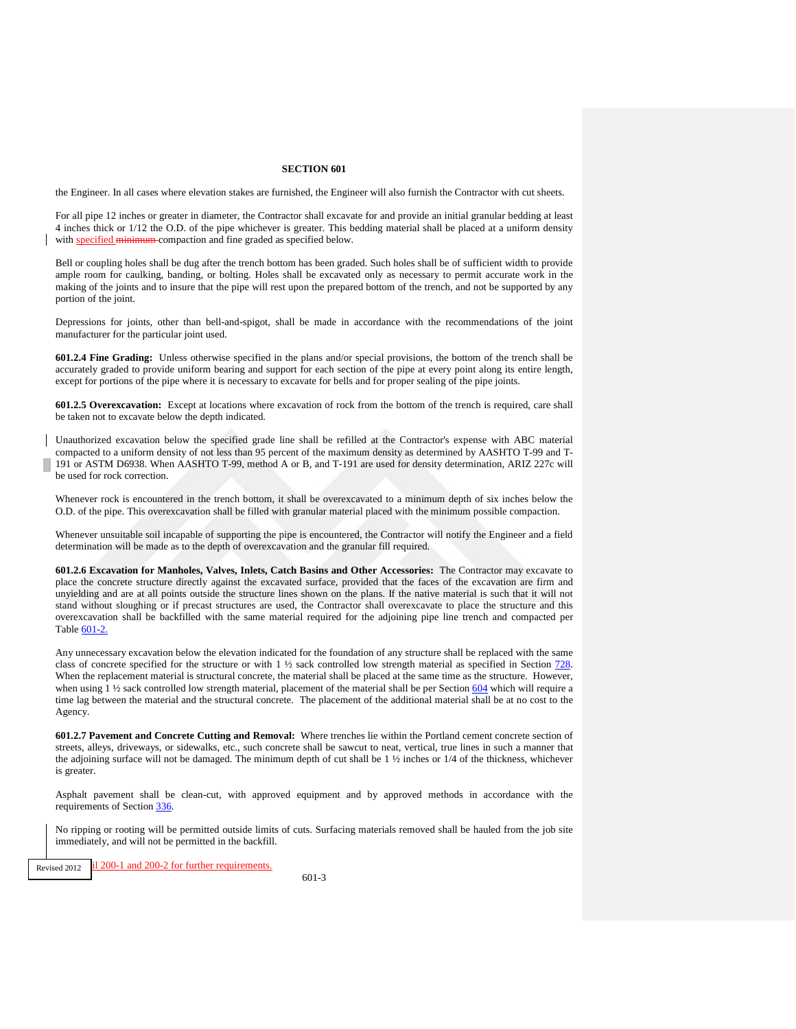the Engineer. In all cases where elevation stakes are furnished, the Engineer will also furnish the Contractor with cut sheets.

For all pipe 12 inches or greater in diameter, the Contractor shall excavate for and provide an initial granular bedding at least 4 inches thick or 1/12 the O.D. of the pipe whichever is greater. This bedding material shall be placed at a uniform density with specified ~~minimum~~ compaction and fine graded as specified below.

Bell or coupling holes shall be dug after the trench bottom has been graded. Such holes shall be of sufficient width to provide ample room for caulking, banding, or bolting. Holes shall be excavated only as necessary to permit accurate work in the making of the joints and to insure that the pipe will rest upon the prepared bottom of the trench, and not be supported by any portion of the joint.

Depressions for joints, other than bell-and-spigot, shall be made in accordance with the recommendations of the joint manufacturer for the particular joint used.

**601.2.4 Fine Grading:** Unless otherwise specified in the plans and/or special provisions, the bottom of the trench shall be accurately graded to provide uniform bearing and support for each section of the pipe at every point along its entire length, except for portions of the pipe where it is necessary to excavate for bells and for proper sealing of the pipe joints.

**601.2.5 Overexcavation:** Except at locations where excavation of rock from the bottom of the trench is required, care shall be taken not to excavate below the depth indicated.

Unauthorized excavation below the specified grade line shall be refilled at the Contractor's expense with ABC material compacted to a uniform density of not less than 95 percent of the maximum density as determined by AASHTO T-99 and T-191 or ASTM D6938. When AASHTO T-99, method A or B, and T-191 are used for density determination, ARIZ 227c will be used for rock correction.

Whenever rock is encountered in the trench bottom, it shall be overexcavated to a minimum depth of six inches below the O.D. of the pipe. This overexcavation shall be filled with granular material placed with the minimum possible compaction.

Whenever unsuitable soil incapable of supporting the pipe is encountered, the Contractor will notify the Engineer and a field determination will be made as to the depth of overexcavation and the granular fill required.

**601.2.6 Excavation for Manholes, Valves, Inlets, Catch Basins and Other Accessories:** The Contractor may excavate to place the concrete structure directly against the excavated surface, provided that the faces of the excavation are firm and unyielding and are at all points outside the structure lines shown on the plans. If the native material is such that it will not stand without sloughing or if precast structures are used, the Contractor shall overexcavate to place the structure and this overexcavation shall be backfilled with the same material required for the adjoining pipe line trench and compacted per Table 601-2.

Any unnecessary excavation below the elevation indicated for the foundation of any structure shall be replaced with the same class of concrete specified for the structure or with 1 ½ sack controlled low strength material as specified in Section 728. When the replacement material is structural concrete, the material shall be placed at the same time as the structure. However, when using 1 ½ sack controlled low strength material, placement of the material shall be per Section 604 which will require a time lag between the material and the structural concrete. The placement of the additional material shall be at no cost to the Agency.

**601.2.7 Pavement and Concrete Cutting and Removal:** Where trenches lie within the Portland cement concrete section of streets, alleys, driveways, or sidewalks, etc., such concrete shall be sawcut to neat, vertical, true lines in such a manner that the adjoining surface will not be damaged. The minimum depth of cut shall be 1 ½ inches or 1/4 of the thickness, whichever is greater.

Asphalt pavement shall be clean-cut, with approved equipment and by approved methods in accordance with the requirements of Section 336.

No ripping or rooting will be permitted outside limits of cuts. Surfacing materials removed shall be hauled from the job site immediately, and will not be permitted in the backfill.

il 200-1 and 200-2 for further requirements.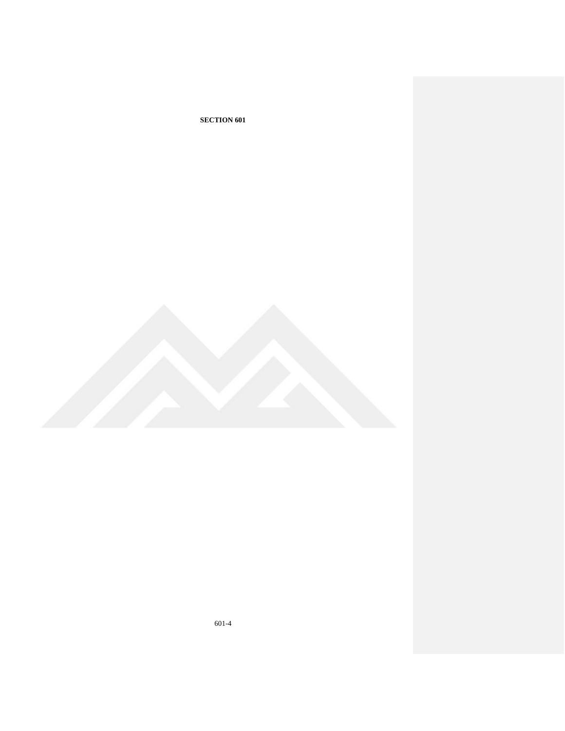**SECTION 601**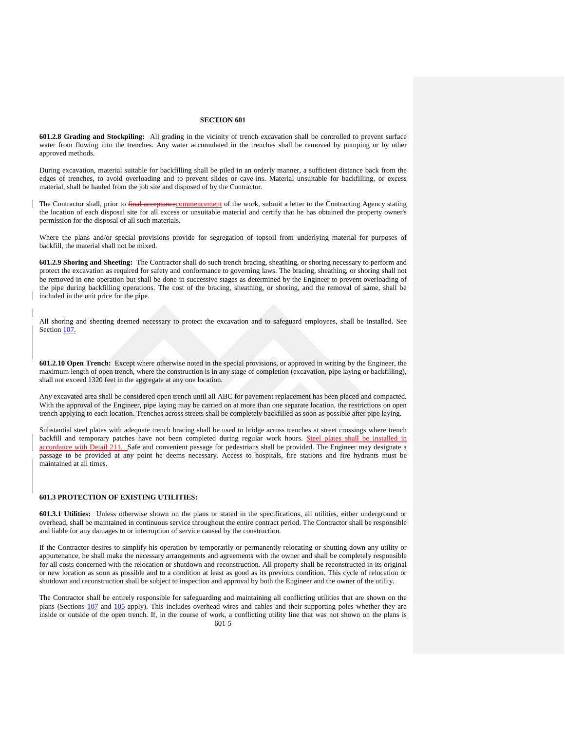# SECTION 601

**601.2.8 Grading and Stockpiling:** All grading in the vicinity of trench excavation shall be controlled to prevent surface water from flowing into the trenches. Any water accumulated in the trenches shall be removed by pumping or by other approved methods.

During excavation, material suitable for backfilling shall be piled in an orderly manner, a sufficient distance back from the edges of trenches, to avoid overloading and to prevent slides or cave-ins. Material unsuitable for backfilling, or excess material, shall be hauled from the job site and disposed of by the Contractor.

The Contractor shall, prior to ~~final acceptance~~commencement of the work, submit a letter to the Contracting Agency stating the location of each disposal site for all excess or unsuitable material and certify that he has obtained the property owner's permission for the disposal of all such materials.

Where the plans and/or special provisions provide for segregation of topsoil from underlying material for purposes of backfill, the material shall not be mixed.

**601.2.9 Shoring and Sheeting:** The Contractor shall do such trench bracing, sheathing, or shoring necessary to perform and protect the excavation as required for safety and conformance to governing laws. The bracing, sheathing, or shoring shall not be removed in one operation but shall be done in successive stages as determined by the Engineer to prevent overloading of the pipe during backfilling operations. The cost of the bracing, sheathing, or shoring, and the removal of same, shall be included in the unit price for the pipe.

All shoring and sheeting deemed necessary to protect the excavation and to safeguard employees, shall be installed. See Section 107.

**601.2.10 Open Trench:** Except where otherwise noted in the special provisions, or approved in writing by the Engineer, the maximum length of open trench, where the construction is in any stage of completion (excavation, pipe laying or backfilling), shall not exceed 1320 feet in the aggregate at any one location.

Any excavated area shall be considered open trench until all ABC for pavement replacement has been placed and compacted. With the approval of the Engineer, pipe laying may be carried on at more than one separate location, the restrictions on open trench applying to each location. Trenches across streets shall be completely backfilled as soon as possible after pipe laying.

Substantial steel plates with adequate trench bracing shall be used to bridge across trenches at street crossings where trench backfill and temporary patches have not been completed during regular work hours. Steel plates shall be installed in accordance with Detail 211. Safe and convenient passage for pedestrians shall be provided. The Engineer may designate a passage to be provided at any point he deems necessary. Access to hospitals, fire stations and fire hydrants must be maintained at all times.

## 601.3 PROTECTION OF EXISTING UTILITIES:

**601.3.1 Utilities:** Unless otherwise shown on the plans or stated in the specifications, all utilities, either underground or overhead, shall be maintained in continuous service throughout the entire contract period. The Contractor shall be responsible and liable for any damages to or interruption of service caused by the construction.

If the Contractor desires to simplify his operation by temporarily or permanently relocating or shutting down any utility or appurtenance, he shall make the necessary arrangements and agreements with the owner and shall be completely responsible for all costs concerned with the relocation or shutdown and reconstruction. All property shall be reconstructed in its original or new location as soon as possible and to a condition at least as good as its previous condition. This cycle of relocation or shutdown and reconstruction shall be subject to inspection and approval by both the Engineer and the owner of the utility.

The Contractor shall be entirely responsible for safeguarding and maintaining all conflicting utilities that are shown on the plans (Sections 107 and 105 apply). This includes overhead wires and cables and their supporting poles whether they are inside or outside of the open trench. If, in the course of work, a conflicting utility line that was not shown on the plans is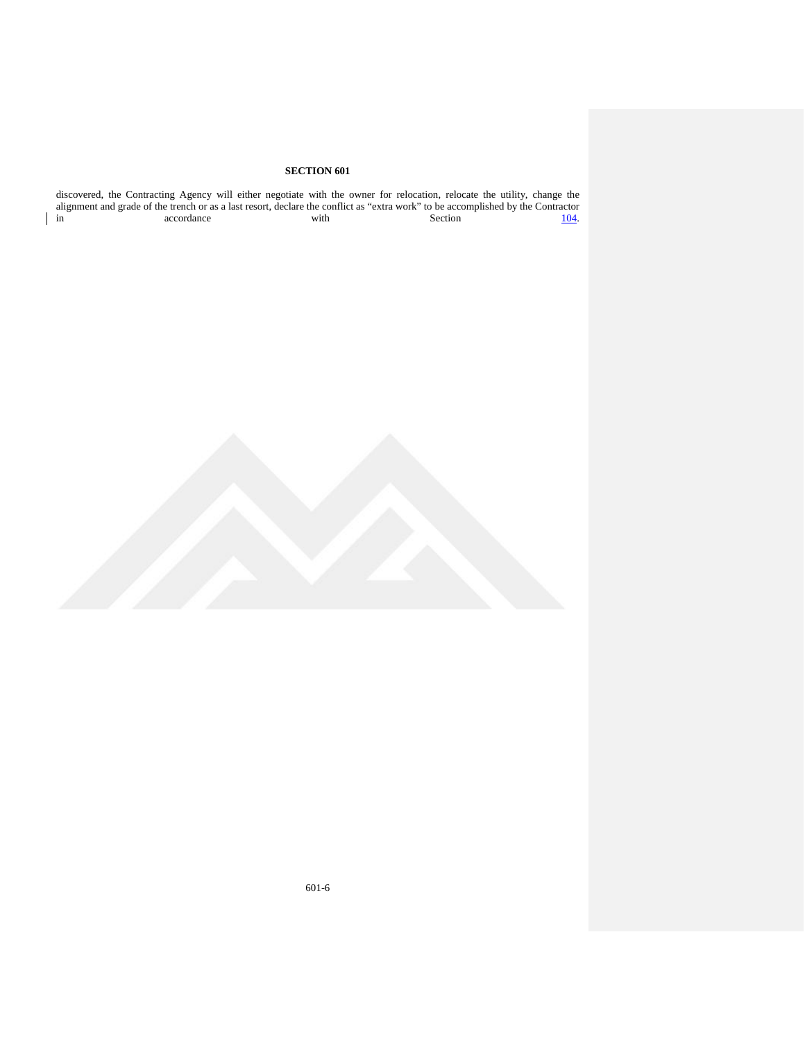discovered, the Contracting Agency will either negotiate with the owner for relocation, relocate the utility, change the alignment and grade of the trench or as a last resort, declare the conflict as "extra work" to be accomplished by the Contractor in accordance with Section 104.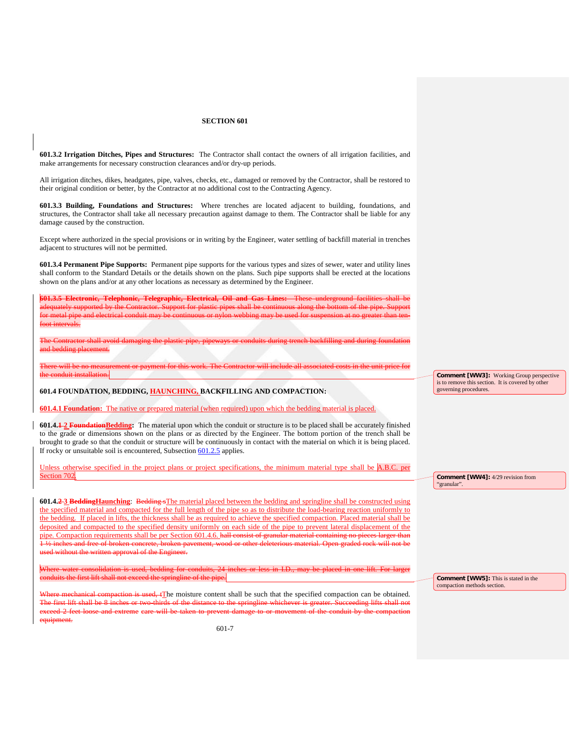**SECTION 601**

**601.3.2 Irrigation Ditches, Pipes and Structures:** The Contractor shall contact the owners of all irrigation facilities, and make arrangements for necessary construction clearances and/or dry-up periods.

All irrigation ditches, dikes, headgates, pipe, valves, checks, etc., damaged or removed by the Contractor, shall be restored to their original condition or better, by the Contractor at no additional cost to the Contracting Agency.

**601.3.3 Building, Foundations and Structures:** Where trenches are located adjacent to building, foundations, and structures, the Contractor shall take all necessary precaution against damage to them. The Contractor shall be liable for any damage caused by the construction.

Except where authorized in the special provisions or in writing by the Engineer, water settling of backfill material in trenches adjacent to structures will not be permitted.

**601.3.4 Permanent Pipe Supports:** Permanent pipe supports for the various types and sizes of sewer, water and utility lines shall conform to the Standard Details or the details shown on the plans. Such pipe supports shall be erected at the locations shown on the plans and/or at any other locations as necessary as determined by the Engineer.

~~**601.3.5 Electronic, Telephonic, Telegraphic, Electrical, Oil and Gas Lines:** These underground facilities shall be adequately supported by the Contractor. Support for plastic pipes shall be continuous along the bottom of the pipe. Support for metal pipe and electrical conduit may be continuous or nylon webbing may be used for suspension at no greater than ten-foot intervals.~~

~~The Contractor shall avoid damaging the plastic pipe, pipeways or conduits during trench backfilling and during foundation and bedding placement.~~

~~There will be no measurement or payment for this work. The Contractor will include all associated costs in the unit price for the conduit installation.~~

> **Comment [WW3]:** Working Group perspective is to remove this section. It is covered by other governing procedures.

**601.4 FOUNDATION, BEDDING, HAUNCHING, BACKFILLING AND COMPACTION:**

**601.4.1 Foundation:** The native or prepared material (when required) upon which the bedding material is placed.

**601.4.~~1~~ 2 ~~Foundation~~Bedding:** The material upon which the conduit or structure is to be placed shall be accurately finished to the grade or dimensions shown on the plans or as directed by the Engineer. The bottom portion of the trench shall be brought to grade so that the conduit or structure will be continuously in contact with the material on which it is being placed. If rocky or unsuitable soil is encountered, Subsection 601.2.5 applies.

Unless otherwise specified in the project plans or project specifications, the minimum material type shall be A.B.C. per Section 702.

> **Comment [WW4]:** 4/29 revision from "granular".

**601.4.~~2~~ 3 ~~Bedding~~Haunching:** ~~Bedding s~~The material placed between the bedding and springline shall be constructed using the specified material and compacted for the full length of the pipe so as to distribute the load-bearing reaction uniformly to the bedding. If placed in lifts, the thickness shall be as required to achieve the specified compaction. Placed material shall be deposited and compacted to the specified density uniformly on each side of the pipe to prevent lateral displacement of the pipe. Compaction requirements shall be per Section 601.4.6. ~~hall consist of granular material containing no pieces larger than 1 ½ inches and free of broken concrete, broken pavement, wood or other deleterious material. Open graded rock will not be used without the written approval of the Engineer.~~

~~Where water consolidation is used, bedding for conduits, 24 inches or less in I.D., may be placed in one lift. For larger conduits the first lift shall not exceed the springline of the pipe.~~

> **Comment [WW5]:** This is stated in the compaction methods section.

~~Where mechanical compaction is used, t~~The moisture content shall be such that the specified compaction can be obtained. ~~The first lift shall be 8 inches or two-thirds of the distance to the springline whichever is greater. Succeeding lifts shall not exceed 2 feet loose and extreme care will be taken to prevent damage to or movement of the conduit by the compaction equipment.~~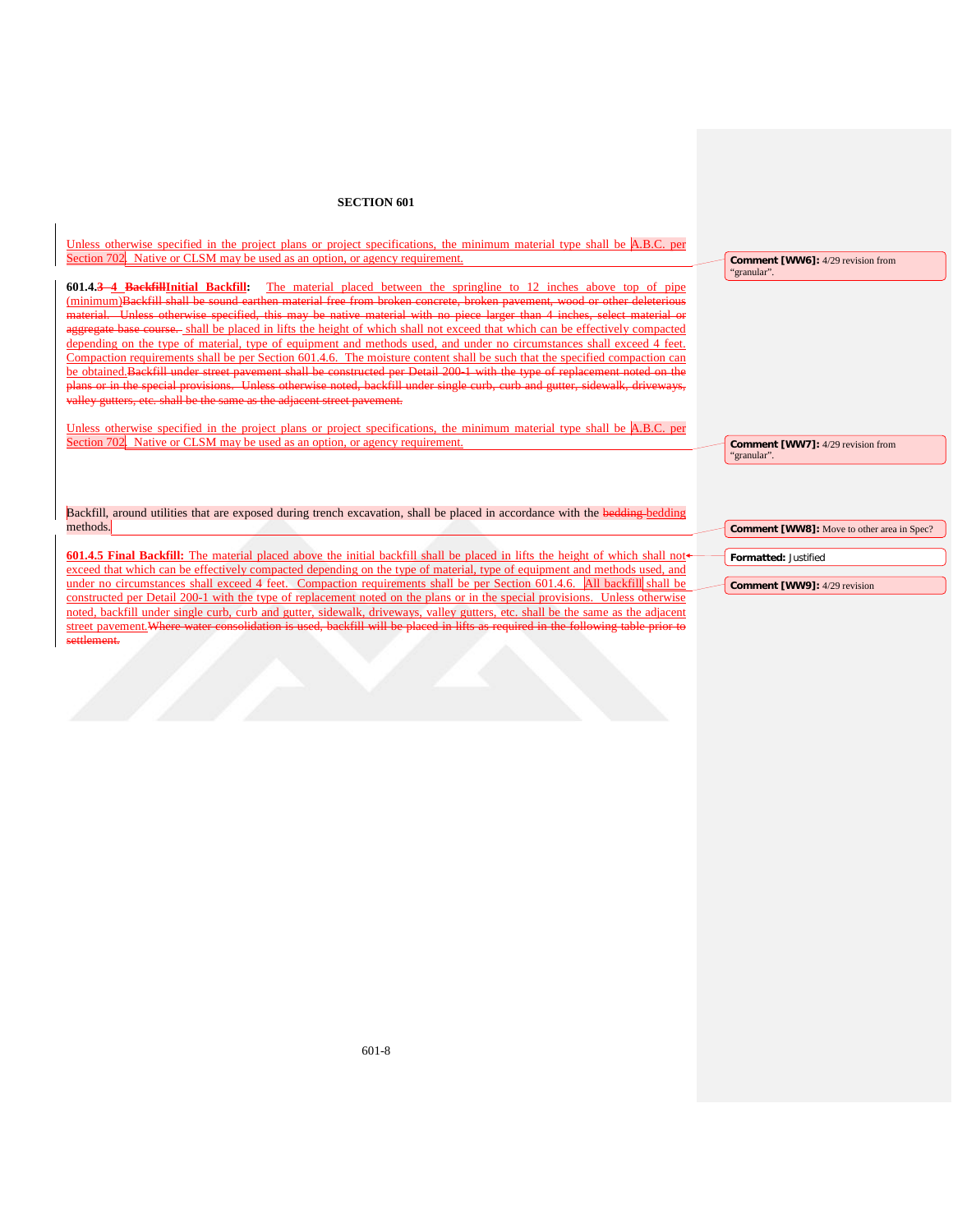# SECTION 601

Unless otherwise specified in the project plans or project specifications, the minimum material type shall be A.B.C. per Section 702. Native or CLSM may be used as an option, or agency requirement.

**601.4.~~3~~ 4 ~~Backfill~~Initial Backfill:** The material placed between the springline to 12 inches above top of pipe (minimum)~~Backfill shall be sound earthen material free from broken concrete, broken pavement, wood or other deleterious material. Unless otherwise specified, this may be native material with no piece larger than 4 inches, select material or aggregate base course.~~ shall be placed in lifts the height of which shall not exceed that which can be effectively compacted depending on the type of material, type of equipment and methods used, and under no circumstances shall exceed 4 feet. Compaction requirements shall be per Section 601.4.6. The moisture content shall be such that the specified compaction can be obtained.~~Backfill under street pavement shall be constructed per Detail 200-1 with the type of replacement noted on the plans or in the special provisions. Unless otherwise noted, backfill under single curb, curb and gutter, sidewalk, driveways, valley gutters, etc. shall be the same as the adjacent street pavement.~~

Unless otherwise specified in the project plans or project specifications, the minimum material type shall be A.B.C. per Section 702. Native or CLSM may be used as an option, or agency requirement.

Backfill, around utilities that are exposed during trench excavation, shall be placed in accordance with the ~~bedding~~ bedding methods.

**601.4.5 Final Backfill:** The material placed above the initial backfill shall be placed in lifts the height of which shall not exceed that which can be effectively compacted depending on the type of material, type of equipment and methods used, and under no circumstances shall exceed 4 feet. Compaction requirements shall be per Section 601.4.6. All backfill shall be constructed per Detail 200-1 with the type of replacement noted on the plans or in the special provisions. Unless otherwise noted, backfill under single curb, curb and gutter, sidewalk, driveways, valley gutters, etc. shall be the same as the adjacent street pavement.~~Where water consolidation is used, backfill will be placed in lifts as required in the following table prior to settlement.~~

**Comment [WW6]:** 4/29 revision from "granular".

**Comment [WW7]:** 4/29 revision from "granular".

**Comment [WW8]:** Move to other area in Spec?

**Formatted:** Justified

**Comment [WW9]:** 4/29 revision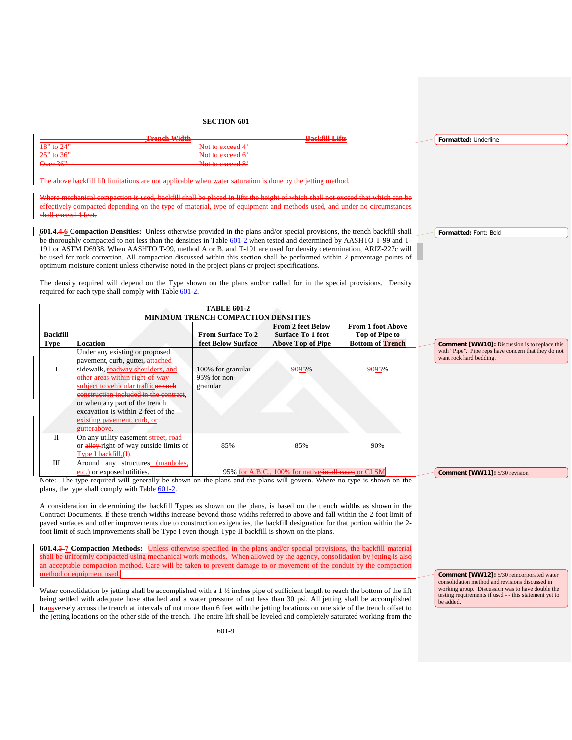## SECTION 601

| Trench Width | Backfill Lifts |
|---|---|
| 18" to 24" | Not to exceed 4' |
| 25" to 36" | Not to exceed 6' |
| Over 36" | Not to exceed 8' |

The above backfill lift limitations are not applicable when water saturation is done by the jetting method.

Where mechanical compaction is used, backfill shall be placed in lifts the height of which shall not exceed that which can be effectively compacted depending on the type of material, type of equipment and methods used, and under no circumstances shall exceed 4 feet.

**601.4.4 6 Compaction Densities:** Unless otherwise provided in the plans and/or special provisions, the trench backfill shall be thoroughly compacted to not less than the densities in Table 601-2 when tested and determined by AASHTO T-99 and T-191 or ASTM D6938. When AASHTO T-99, method A or B, and T-191 are used for density determination, ARIZ-227c will be used for rock correction. All compaction discussed within this section shall be performed within 2 percentage points of optimum moisture content unless otherwise noted in the project plans or project specifications.

The density required will depend on the Type shown on the plans and/or called for in the special provisions. Density required for each type shall comply with Table 601-2.

**TABLE 601-2**
**MINIMUM TRENCH COMPACTION DENSITIES**

| Backfill Type | Location | From Surface To 2 feet Below Surface | From 2 feet Below Surface To 1 foot Above Top of Pipe | From 1 foot Above Top of Pipe to Bottom of Trench |
|---|---|---|---|---|
| I | Under any existing or proposed pavement, curb, gutter, attached sidewalk, roadway shoulders, and other areas within right-of-way subject to vehicular trafficor such construction included in the contract, or when any part of the trench excavation is within 2-feet of the existing pavement, curb, or gutterabove. | 100% for granular 95% for non-granular | 9095% | 9095% |
| II | On any utility easement street, road or alley right-of-way outside limits of Type I backfill.(I). | 85% | 85% | 90% |
| III | Around any structures (manholes, etc.) or exposed utilities. | 95% for A.B.C., 100% for native in all cases or CLSM | | |

Note: The type required will generally be shown on the plans and the plans will govern. Where no type is shown on the plans, the type shall comply with Table 601-2.

A consideration in determining the backfill Types as shown on the plans, is based on the trench widths as shown in the Contract Documents. If these trench widths increase beyond those widths referred to above and fall within the 2-foot limit of paved surfaces and other improvements due to construction exigencies, the backfill designation for that portion within the 2-foot limit of such improvements shall be Type I even though Type II backfill is shown on the plans.

**601.4.5 7 Compaction Methods:** Unless otherwise specified in the plans and/or special provisions, the backfill material shall be uniformly compacted using mechanical work methods. When allowed by the agency, consolidation by jetting is also an acceptable compaction method. Care will be taken to prevent damage to or movement of the conduit by the compaction method or equipment used.

Water consolidation by jetting shall be accomplished with a 1 ½ inches pipe of sufficient length to reach the bottom of the lift being settled with adequate hose attached and a water pressure of not less than 30 psi. All jetting shall be accomplished transversely across the trench at intervals of not more than 6 feet with the jetting locations on one side of the trench offset to the jetting locations on the other side of the trench. The entire lift shall be leveled and completely saturated working from the

---

Formatted: Underline

Formatted: Font: Bold

Comment [WW10]: Discussion is to replace this with "Pipe". Pipe reps have concern that they do not want rock hard bedding.

Comment [WW11]: 5/30 revision

Comment [WW12]: 5/30 reincorporated water consolidation method and revisions discussed in working group. Discussion was to have double the testing requirements if used - - this statement yet to be added.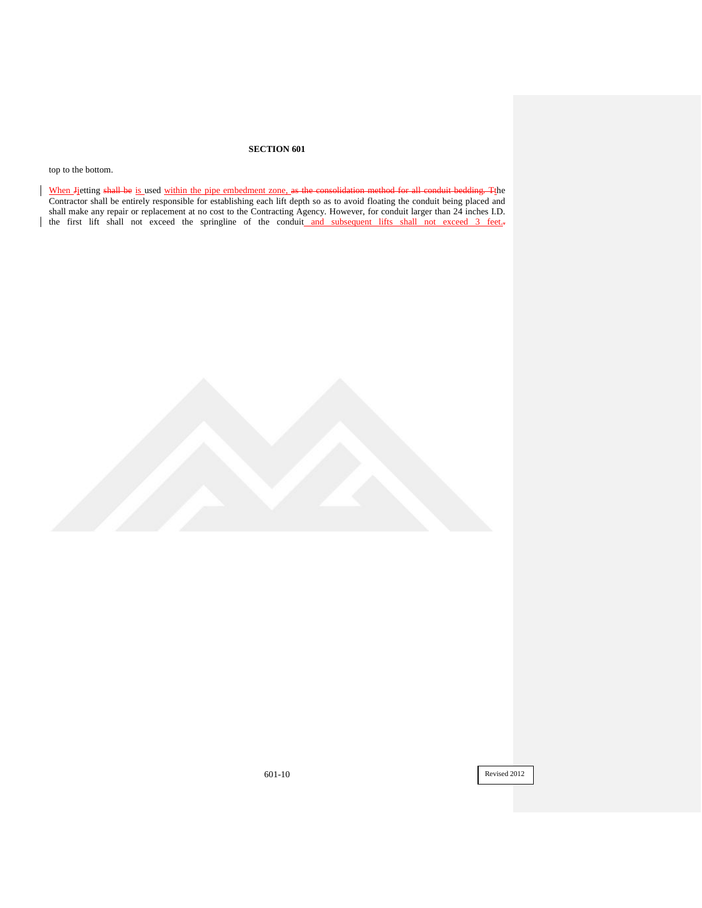top to the bottom.

When Jjetting ~~shall be~~ is used within the pipe embedment zone, ~~as the consolidation method for all conduit bedding. T~~the Contractor shall be entirely responsible for establishing each lift depth so as to avoid floating the conduit being placed and shall make any repair or replacement at no cost to the Contracting Agency. However, for conduit larger than 24 inches I.D. the first lift shall not exceed the springline of the conduit and subsequent lifts shall not exceed 3 feet.~~,~~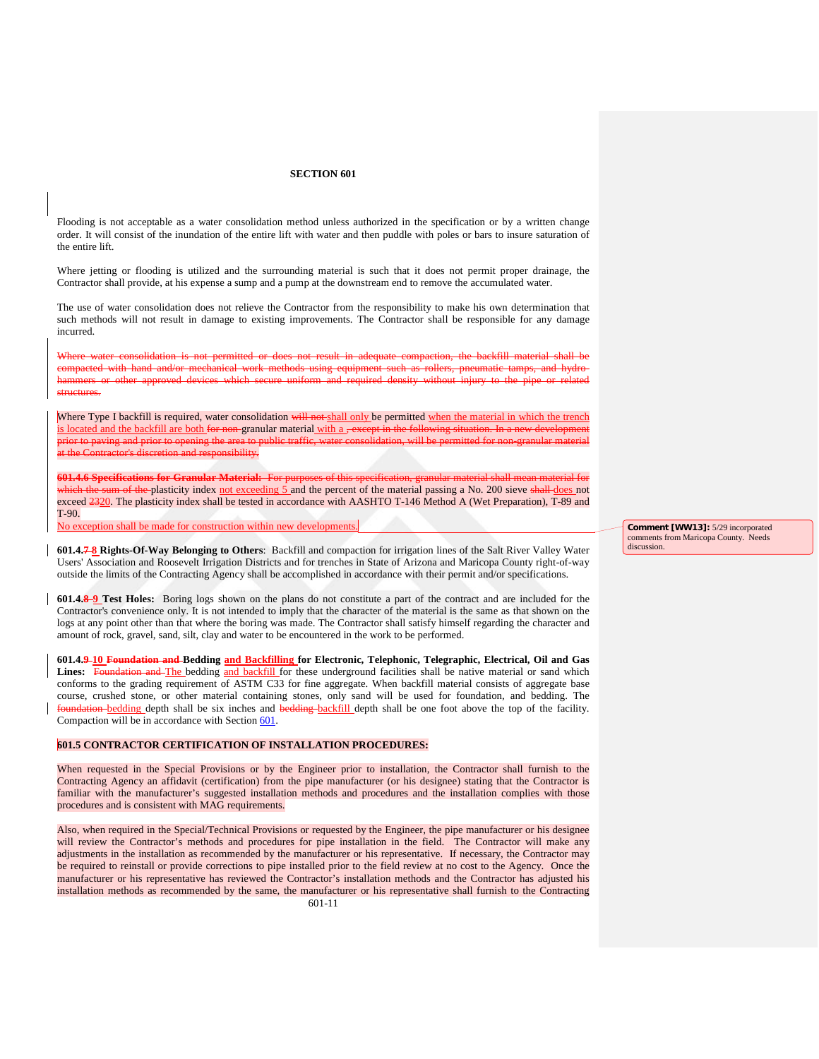# SECTION 601

Flooding is not acceptable as a water consolidation method unless authorized in the specification or by a written change order. It will consist of the inundation of the entire lift with water and then puddle with poles or bars to insure saturation of the entire lift.

Where jetting or flooding is utilized and the surrounding material is such that it does not permit proper drainage, the Contractor shall provide, at his expense a sump and a pump at the downstream end to remove the accumulated water.

The use of water consolidation does not relieve the Contractor from the responsibility to make his own determination that such methods will not result in damage to existing improvements. The Contractor shall be responsible for any damage incurred.

~~Where water consolidation is not permitted or does not result in adequate compaction, the backfill material shall be compacted with hand and/or mechanical work methods using equipment such as rollers, pneumatic tamps, and hydro-hammers or other approved devices which secure uniform and required density without injury to the pipe or related structures.~~

Where Type I backfill is required, water consolidation ~~will not~~ shall only be permitted when the material in which the trench is located and the backfill are both ~~for non-~~granular material with a ~~, except in the following situation. In a new development prior to paving and prior to opening the area to public traffic, water consolidation, will be permitted for non-granular material at the Contractor's discretion and responsibility.~~

~~**601.4.6 Specifications for Granular Material:** For purposes of this specification, granular material shall mean material for which the sum of the~~ plasticity index not exceeding 5 and the percent of the material passing a No. 200 sieve ~~shall~~ does not exceed ~~23~~20. The plasticity index shall be tested in accordance with AASHTO T-146 Method A (Wet Preparation), T-89 and T-90.

No exception shall be made for construction within new developments.

> **Comment [WW13]:** 5/29 incorporated comments from Maricopa County. Needs discussion.

**601.4.~~7~~ 8 Rights-Of-Way Belonging to Others**: Backfill and compaction for irrigation lines of the Salt River Valley Water Users' Association and Roosevelt Irrigation Districts and for trenches in State of Arizona and Maricopa County right-of-way outside the limits of the Contracting Agency shall be accomplished in accordance with their permit and/or specifications.

**601.4.~~8~~ 9 Test Holes:** Boring logs shown on the plans do not constitute a part of the contract and are included for the Contractor's convenience only. It is not intended to imply that the character of the material is the same as that shown on the logs at any point other than that where the boring was made. The Contractor shall satisfy himself regarding the character and amount of rock, gravel, sand, silt, clay and water to be encountered in the work to be performed.

**601.4.~~9~~ 10 ~~Foundation and~~ Bedding and Backfilling for Electronic, Telephonic, Telegraphic, Electrical, Oil and Gas Lines:** ~~Foundation and~~ The bedding and backfill for these underground facilities shall be native material or sand which conforms to the grading requirement of ASTM C33 for fine aggregate. When backfill material consists of aggregate base course, crushed stone, or other material containing stones, only sand will be used for foundation, and bedding. The ~~foundation~~ bedding depth shall be six inches and ~~bedding~~ backfill depth shall be one foot above the top of the facility. Compaction will be in accordance with Section 601.

**601.5 CONTRACTOR CERTIFICATION OF INSTALLATION PROCEDURES:**

When requested in the Special Provisions or by the Engineer prior to installation, the Contractor shall furnish to the Contracting Agency an affidavit (certification) from the pipe manufacturer (or his designee) stating that the Contractor is familiar with the manufacturer's suggested installation methods and procedures and the installation complies with those procedures and is consistent with MAG requirements.

Also, when required in the Special/Technical Provisions or requested by the Engineer, the pipe manufacturer or his designee will review the Contractor's methods and procedures for pipe installation in the field. The Contractor will make any adjustments in the installation as recommended by the manufacturer or his representative. If necessary, the Contractor may be required to reinstall or provide corrections to pipe installed prior to the field review at no cost to the Agency. Once the manufacturer or his representative has reviewed the Contractor's installation methods and the Contractor has adjusted his installation methods as recommended by the same, the manufacturer or his representative shall furnish to the Contracting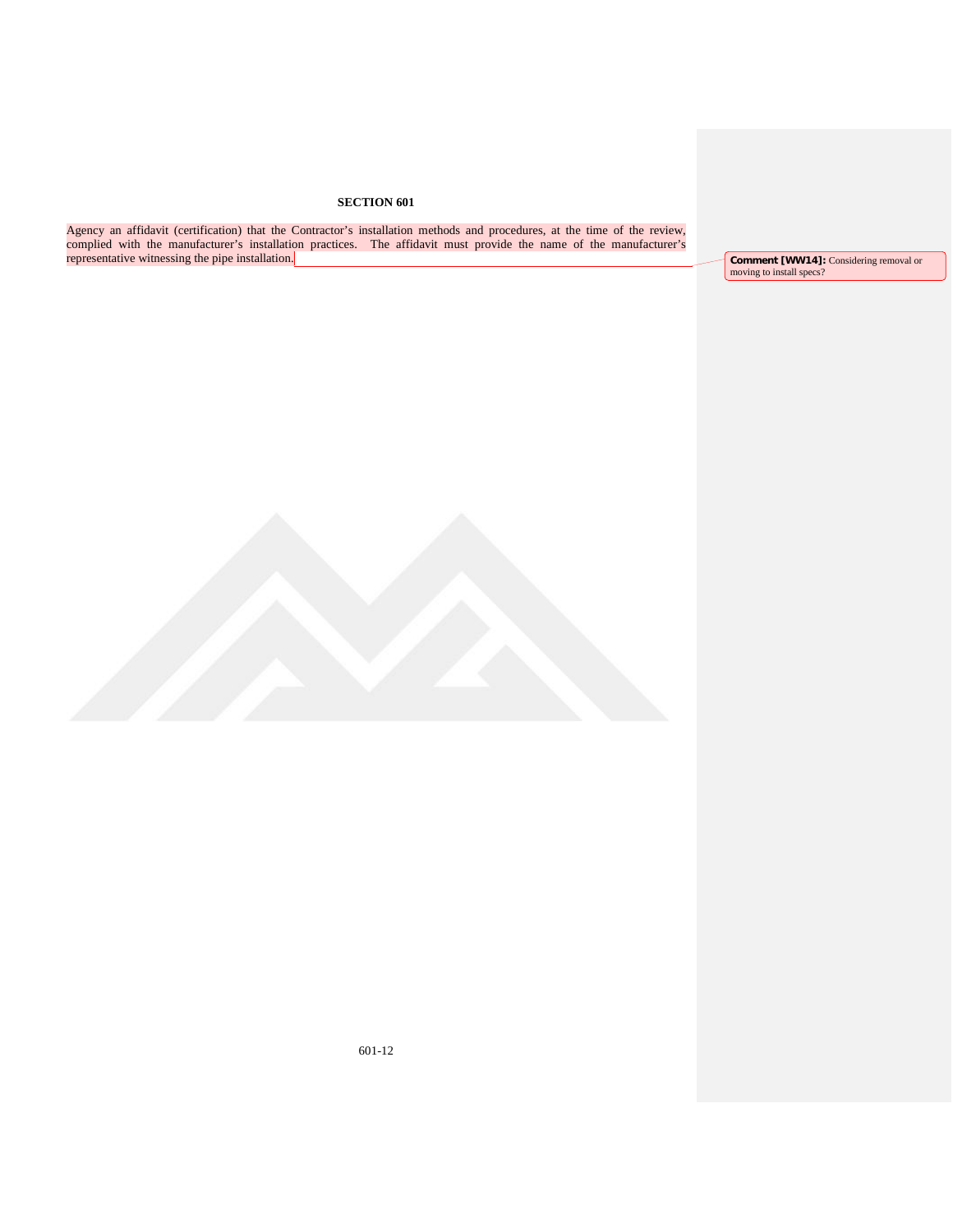Agency an affidavit (certification) that the Contractor's installation methods and procedures, at the time of the review, complied with the manufacturer's installation practices. The affidavit must provide the name of the manufacturer's representative witnessing the pipe installation.

**Comment [WW14]:** Considering removal or moving to install specs?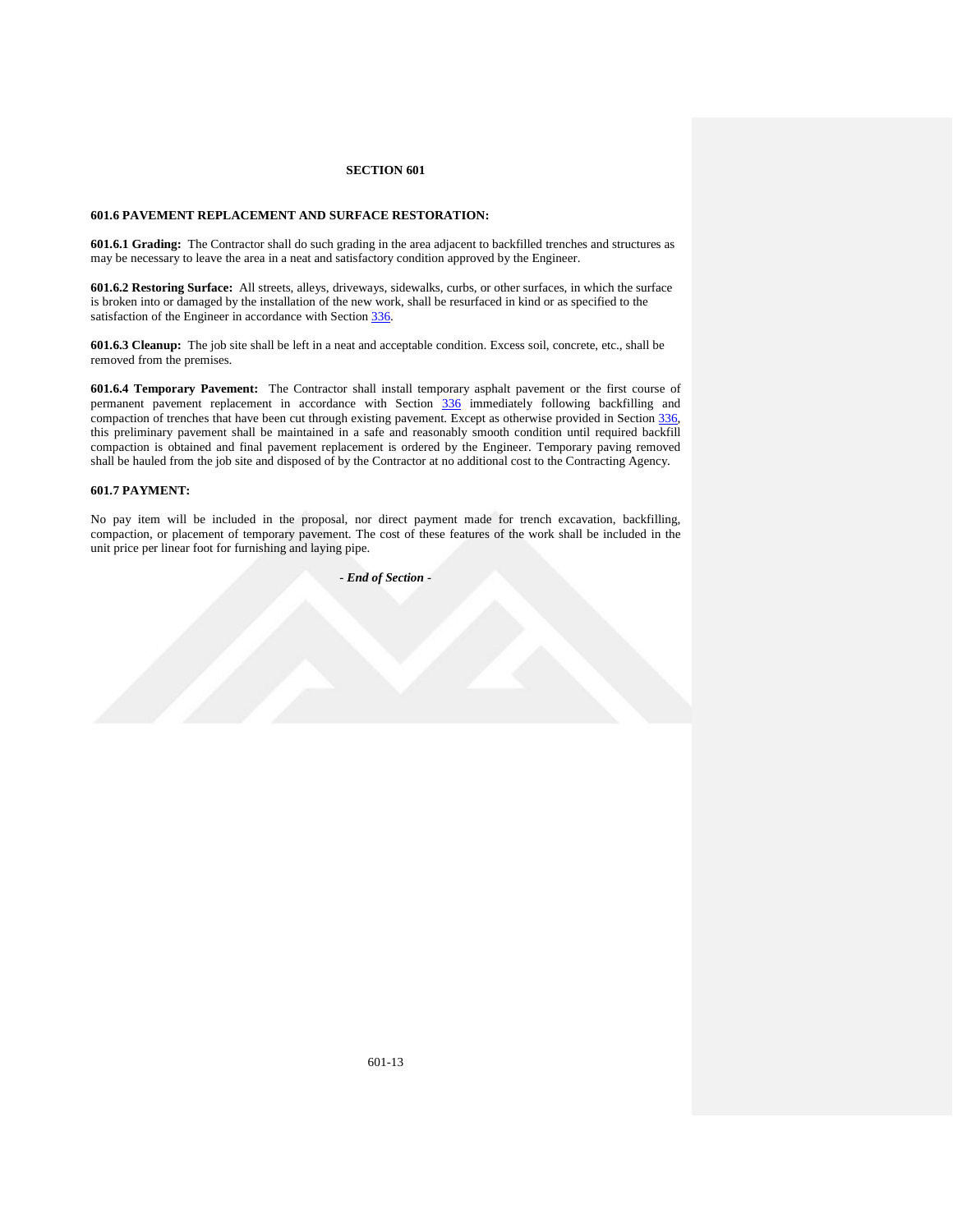# SECTION 601

## 601.6 PAVEMENT REPLACEMENT AND SURFACE RESTORATION:

**601.6.1 Grading:** The Contractor shall do such grading in the area adjacent to backfilled trenches and structures as may be necessary to leave the area in a neat and satisfactory condition approved by the Engineer.

**601.6.2 Restoring Surface:** All streets, alleys, driveways, sidewalks, curbs, or other surfaces, in which the surface is broken into or damaged by the installation of the new work, shall be resurfaced in kind or as specified to the satisfaction of the Engineer in accordance with Section 336.

**601.6.3 Cleanup:** The job site shall be left in a neat and acceptable condition. Excess soil, concrete, etc., shall be removed from the premises.

**601.6.4 Temporary Pavement:** The Contractor shall install temporary asphalt pavement or the first course of permanent pavement replacement in accordance with Section 336 immediately following backfilling and compaction of trenches that have been cut through existing pavement. Except as otherwise provided in Section 336, this preliminary pavement shall be maintained in a safe and reasonably smooth condition until required backfill compaction is obtained and final pavement replacement is ordered by the Engineer. Temporary paving removed shall be hauled from the job site and disposed of by the Contractor at no additional cost to the Contracting Agency.

## 601.7 PAYMENT:

No pay item will be included in the proposal, nor direct payment made for trench excavation, backfilling, compaction, or placement of temporary pavement. The cost of these features of the work shall be included in the unit price per linear foot for furnishing and laying pipe.

*- End of Section -*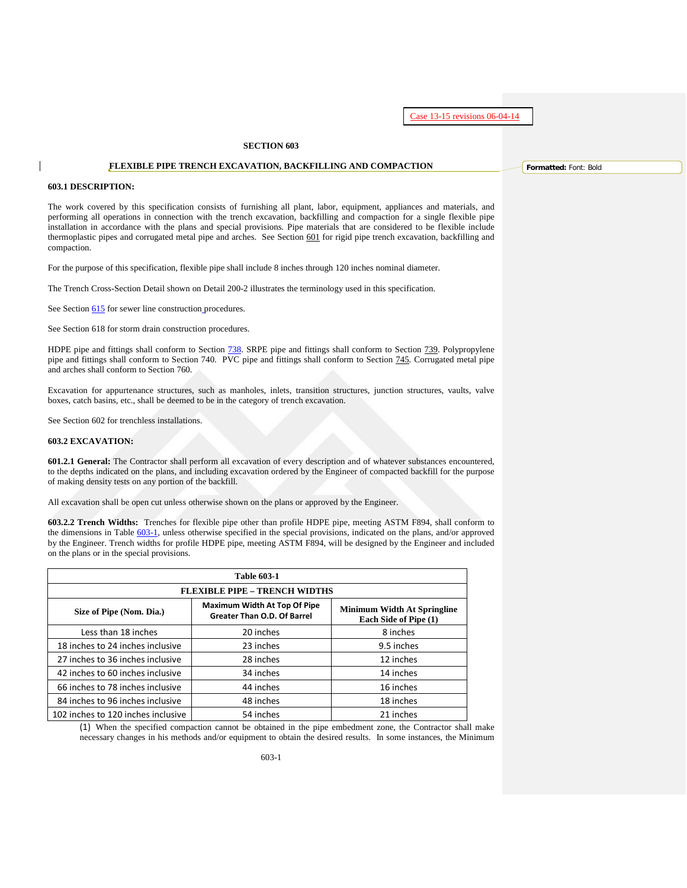Case 13-15 revisions 06-04-14

## SECTION 603

## FLEXIBLE PIPE TRENCH EXCAVATION, BACKFILLING AND COMPACTION

Formatted: Font: Bold

### 603.1 DESCRIPTION:

The work covered by this specification consists of furnishing all plant, labor, equipment, appliances and materials, and performing all operations in connection with the trench excavation, backfilling and compaction for a single flexible pipe installation in accordance with the plans and special provisions. Pipe materials that are considered to be flexible include thermoplastic pipes and corrugated metal pipe and arches. See Section 601 for rigid pipe trench excavation, backfilling and compaction.

For the purpose of this specification, flexible pipe shall include 8 inches through 120 inches nominal diameter.

The Trench Cross-Section Detail shown on Detail 200-2 illustrates the terminology used in this specification.

See Section 615 for sewer line construction procedures.

See Section 618 for storm drain construction procedures.

HDPE pipe and fittings shall conform to Section 738. SRPE pipe and fittings shall conform to Section 739. Polypropylene pipe and fittings shall conform to Section 740. PVC pipe and fittings shall conform to Section 745. Corrugated metal pipe and arches shall conform to Section 760.

Excavation for appurtenance structures, such as manholes, inlets, transition structures, junction structures, vaults, valve boxes, catch basins, etc., shall be deemed to be in the category of trench excavation.

See Section 602 for trenchless installations.

### 603.2 EXCAVATION:

**601.2.1 General:** The Contractor shall perform all excavation of every description and of whatever substances encountered, to the depths indicated on the plans, and including excavation ordered by the Engineer of compacted backfill for the purpose of making density tests on any portion of the backfill.

All excavation shall be open cut unless otherwise shown on the plans or approved by the Engineer.

**603.2.2 Trench Widths:** Trenches for flexible pipe other than profile HDPE pipe, meeting ASTM F894, shall conform to the dimensions in Table 603-1, unless otherwise specified in the special provisions, indicated on the plans, and/or approved by the Engineer. Trench widths for profile HDPE pipe, meeting ASTM F894, will be designed by the Engineer and included on the plans or in the special provisions.

| Table 603-1 | | |
|---|---|---|
| **FLEXIBLE PIPE – TRENCH WIDTHS** | | |
| **Size of Pipe (Nom. Dia.)** | **Maximum Width At Top Of Pipe Greater Than O.D. Of Barrel** | **Minimum Width At Springline Each Side of Pipe (1)** |
| Less than 18 inches | 20 inches | 8 inches |
| 18 inches to 24 inches inclusive | 23 inches | 9.5 inches |
| 27 inches to 36 inches inclusive | 28 inches | 12 inches |
| 42 inches to 60 inches inclusive | 34 inches | 14 inches |
| 66 inches to 78 inches inclusive | 44 inches | 16 inches |
| 84 inches to 96 inches inclusive | 48 inches | 18 inches |
| 102 inches to 120 inches inclusive | 54 inches | 21 inches |

(1) When the specified compaction cannot be obtained in the pipe embedment zone, the Contractor shall make necessary changes in his methods and/or equipment to obtain the desired results. In some instances, the Minimum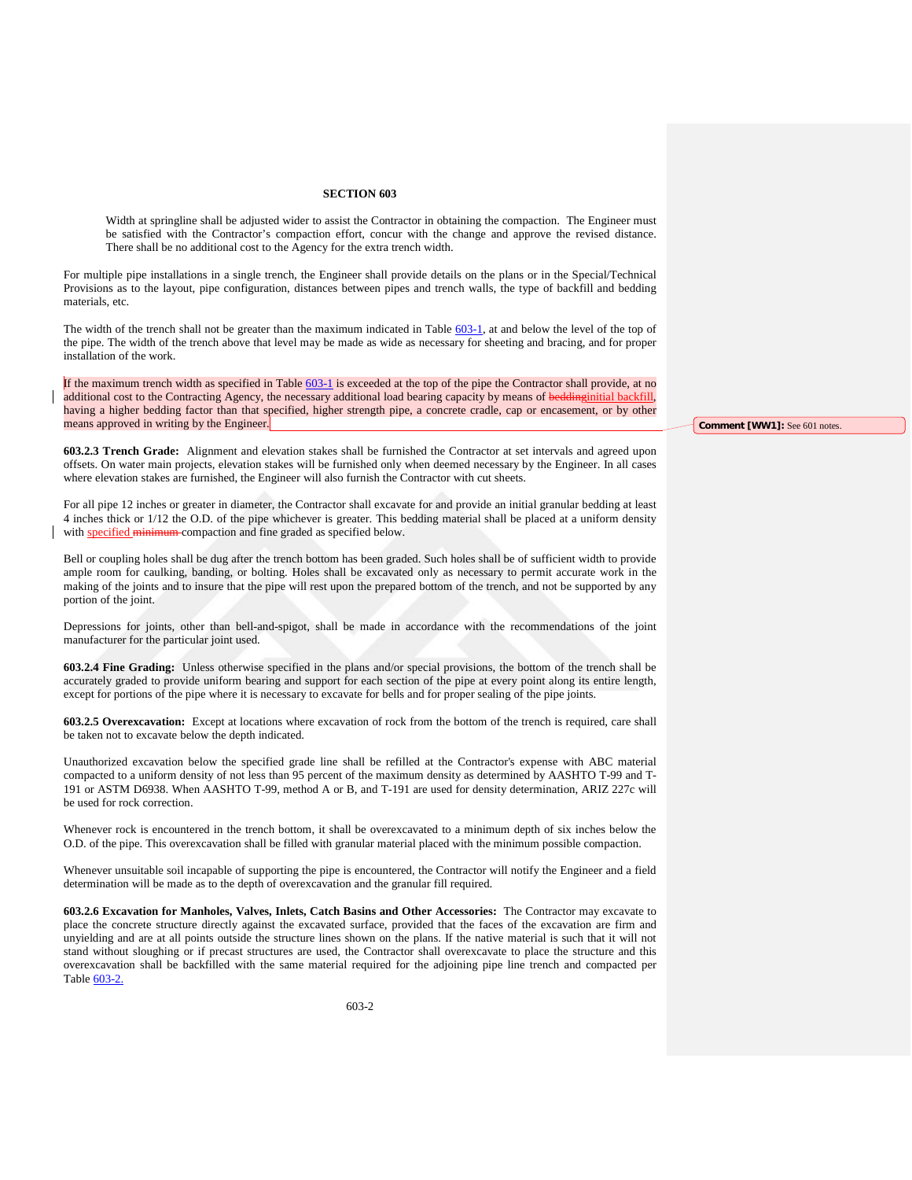## SECTION 603

> Width at springline shall be adjusted wider to assist the Contractor in obtaining the compaction. The Engineer must be satisfied with the Contractor's compaction effort, concur with the change and approve the revised distance. There shall be no additional cost to the Agency for the extra trench width.

For multiple pipe installations in a single trench, the Engineer shall provide details on the plans or in the Special/Technical Provisions as to the layout, pipe configuration, distances between pipes and trench walls, the type of backfill and bedding materials, etc.

The width of the trench shall not be greater than the maximum indicated in Table 603-1, at and below the level of the top of the pipe. The width of the trench above that level may be made as wide as necessary for sheeting and bracing, and for proper installation of the work.

If the maximum trench width as specified in Table 603-1 is exceeded at the top of the pipe the Contractor shall provide, at no additional cost to the Contracting Agency, the necessary additional load bearing capacity by means of ~~bedding~~initial backfill, having a higher bedding factor than that specified, higher strength pipe, a concrete cradle, cap or encasement, or by other means approved in writing by the Engineer.

**603.2.3 Trench Grade:** Alignment and elevation stakes shall be furnished the Contractor at set intervals and agreed upon offsets. On water main projects, elevation stakes will be furnished only when deemed necessary by the Engineer. In all cases where elevation stakes are furnished, the Engineer will also furnish the Contractor with cut sheets.

For all pipe 12 inches or greater in diameter, the Contractor shall excavate for and provide an initial granular bedding at least 4 inches thick or 1/12 the O.D. of the pipe whichever is greater. This bedding material shall be placed at a uniform density with specified ~~minimum~~ compaction and fine graded as specified below.

Bell or coupling holes shall be dug after the trench bottom has been graded. Such holes shall be of sufficient width to provide ample room for caulking, banding, or bolting. Holes shall be excavated only as necessary to permit accurate work in the making of the joints and to insure that the pipe will rest upon the prepared bottom of the trench, and not be supported by any portion of the joint.

Depressions for joints, other than bell-and-spigot, shall be made in accordance with the recommendations of the joint manufacturer for the particular joint used.

**603.2.4 Fine Grading:** Unless otherwise specified in the plans and/or special provisions, the bottom of the trench shall be accurately graded to provide uniform bearing and support for each section of the pipe at every point along its entire length, except for portions of the pipe where it is necessary to excavate for bells and for proper sealing of the pipe joints.

**603.2.5 Overexcavation:** Except at locations where excavation of rock from the bottom of the trench is required, care shall be taken not to excavate below the depth indicated.

Unauthorized excavation below the specified grade line shall be refilled at the Contractor's expense with ABC material compacted to a uniform density of not less than 95 percent of the maximum density as determined by AASHTO T-99 and T-191 or ASTM D6938. When AASHTO T-99, method A or B, and T-191 are used for density determination, ARIZ 227c will be used for rock correction.

Whenever rock is encountered in the trench bottom, it shall be overexcavated to a minimum depth of six inches below the O.D. of the pipe. This overexcavation shall be filled with granular material placed with the minimum possible compaction.

Whenever unsuitable soil incapable of supporting the pipe is encountered, the Contractor will notify the Engineer and a field determination will be made as to the depth of overexcavation and the granular fill required.

**603.2.6 Excavation for Manholes, Valves, Inlets, Catch Basins and Other Accessories:** The Contractor may excavate to place the concrete structure directly against the excavated surface, provided that the faces of the excavation are firm and unyielding and are at all points outside the structure lines shown on the plans. If the native material is such that it will not stand without sloughing or if precast structures are used, the Contractor shall overexcavate to place the structure and this overexcavation shall be backfilled with the same material required for the adjoining pipe line trench and compacted per Table 603-2.

**Comment [WW1]:** See 601 notes.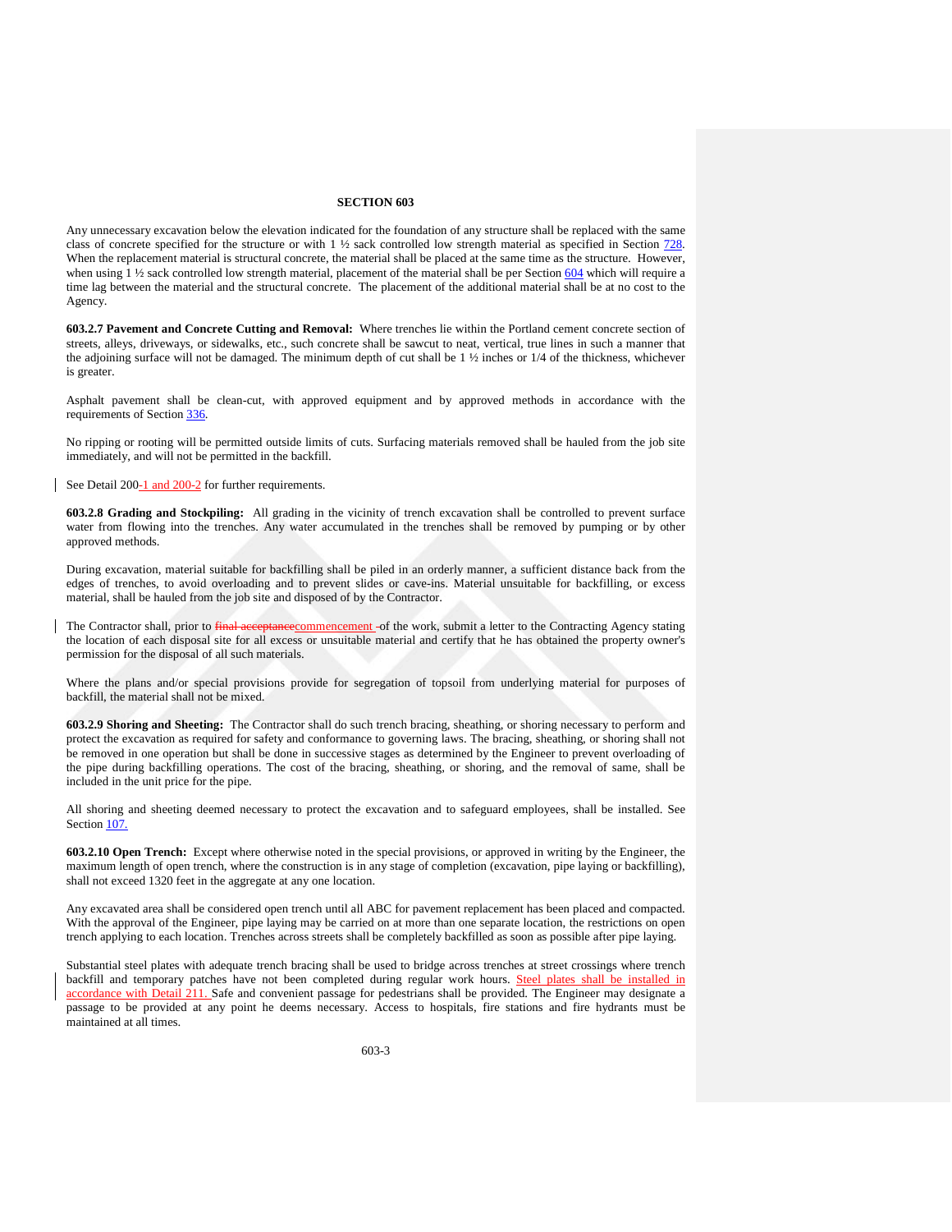**SECTION 603**

Any unnecessary excavation below the elevation indicated for the foundation of any structure shall be replaced with the same class of concrete specified for the structure or with 1 ½ sack controlled low strength material as specified in Section 728. When the replacement material is structural concrete, the material shall be placed at the same time as the structure. However, when using 1 ½ sack controlled low strength material, placement of the material shall be per Section 604 which will require a time lag between the material and the structural concrete. The placement of the additional material shall be at no cost to the Agency.

**603.2.7 Pavement and Concrete Cutting and Removal:** Where trenches lie within the Portland cement concrete section of streets, alleys, driveways, or sidewalks, etc., such concrete shall be sawcut to neat, vertical, true lines in such a manner that the adjoining surface will not be damaged. The minimum depth of cut shall be 1 ½ inches or 1/4 of the thickness, whichever is greater.

Asphalt pavement shall be clean-cut, with approved equipment and by approved methods in accordance with the requirements of Section 336.

No ripping or rooting will be permitted outside limits of cuts. Surfacing materials removed shall be hauled from the job site immediately, and will not be permitted in the backfill.

See Detail 200-1 and 200-2 for further requirements.

**603.2.8 Grading and Stockpiling:** All grading in the vicinity of trench excavation shall be controlled to prevent surface water from flowing into the trenches. Any water accumulated in the trenches shall be removed by pumping or by other approved methods.

During excavation, material suitable for backfilling shall be piled in an orderly manner, a sufficient distance back from the edges of trenches, to avoid overloading and to prevent slides or cave-ins. Material unsuitable for backfilling, or excess material, shall be hauled from the job site and disposed of by the Contractor.

The Contractor shall, prior to ~~final acceptance~~commencement of the work, submit a letter to the Contracting Agency stating the location of each disposal site for all excess or unsuitable material and certify that he has obtained the property owner's permission for the disposal of all such materials.

Where the plans and/or special provisions provide for segregation of topsoil from underlying material for purposes of backfill, the material shall not be mixed.

**603.2.9 Shoring and Sheeting:** The Contractor shall do such trench bracing, sheathing, or shoring necessary to perform and protect the excavation as required for safety and conformance to governing laws. The bracing, sheathing, or shoring shall not be removed in one operation but shall be done in successive stages as determined by the Engineer to prevent overloading of the pipe during backfilling operations. The cost of the bracing, sheathing, or shoring, and the removal of same, shall be included in the unit price for the pipe.

All shoring and sheeting deemed necessary to protect the excavation and to safeguard employees, shall be installed. See Section 107.

**603.2.10 Open Trench:** Except where otherwise noted in the special provisions, or approved in writing by the Engineer, the maximum length of open trench, where the construction is in any stage of completion (excavation, pipe laying or backfilling), shall not exceed 1320 feet in the aggregate at any one location.

Any excavated area shall be considered open trench until all ABC for pavement replacement has been placed and compacted. With the approval of the Engineer, pipe laying may be carried on at more than one separate location, the restrictions on open trench applying to each location. Trenches across streets shall be completely backfilled as soon as possible after pipe laying.

Substantial steel plates with adequate trench bracing shall be used to bridge across trenches at street crossings where trench backfill and temporary patches have not been completed during regular work hours. Steel plates shall be installed in accordance with Detail 211. Safe and convenient passage for pedestrians shall be provided. The Engineer may designate a passage to be provided at any point he deems necessary. Access to hospitals, fire stations and fire hydrants must be maintained at all times.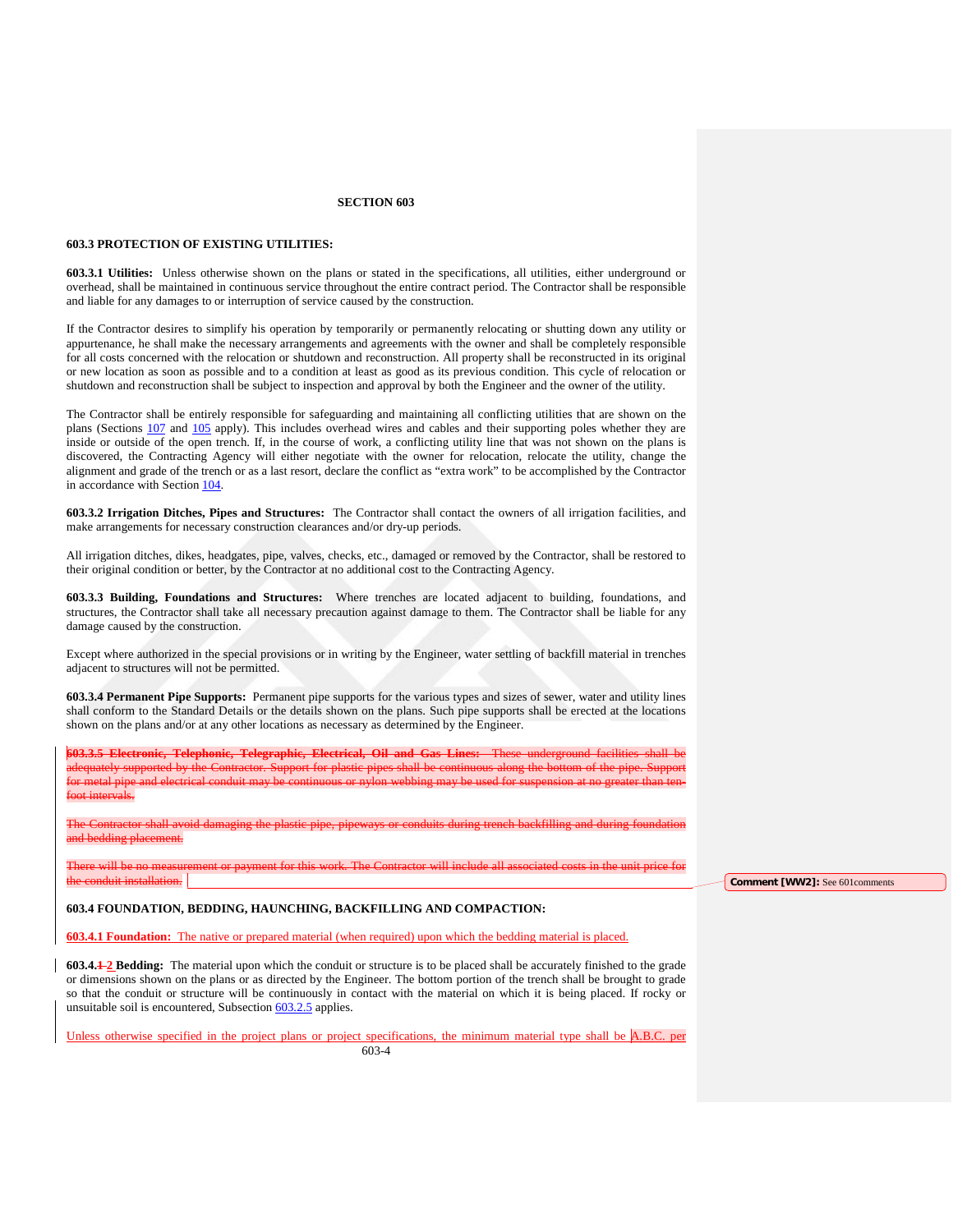# SECTION 603

## 603.3 PROTECTION OF EXISTING UTILITIES:

**603.3.1 Utilities:** Unless otherwise shown on the plans or stated in the specifications, all utilities, either underground or overhead, shall be maintained in continuous service throughout the entire contract period. The Contractor shall be responsible and liable for any damages to or interruption of service caused by the construction.

If the Contractor desires to simplify his operation by temporarily or permanently relocating or shutting down any utility or appurtenance, he shall make the necessary arrangements and agreements with the owner and shall be completely responsible for all costs concerned with the relocation or shutdown and reconstruction. All property shall be reconstructed in its original or new location as soon as possible and to a condition at least as good as its previous condition. This cycle of relocation or shutdown and reconstruction shall be subject to inspection and approval by both the Engineer and the owner of the utility.

The Contractor shall be entirely responsible for safeguarding and maintaining all conflicting utilities that are shown on the plans (Sections 107 and 105 apply). This includes overhead wires and cables and their supporting poles whether they are inside or outside of the open trench. If, in the course of work, a conflicting utility line that was not shown on the plans is discovered, the Contracting Agency will either negotiate with the owner for relocation, relocate the utility, change the alignment and grade of the trench or as a last resort, declare the conflict as "extra work" to be accomplished by the Contractor in accordance with Section 104.

**603.3.2 Irrigation Ditches, Pipes and Structures:** The Contractor shall contact the owners of all irrigation facilities, and make arrangements for necessary construction clearances and/or dry-up periods.

All irrigation ditches, dikes, headgates, pipe, valves, checks, etc., damaged or removed by the Contractor, shall be restored to their original condition or better, by the Contractor at no additional cost to the Contracting Agency.

**603.3.3 Building, Foundations and Structures:** Where trenches are located adjacent to building, foundations, and structures, the Contractor shall take all necessary precaution against damage to them. The Contractor shall be liable for any damage caused by the construction.

Except where authorized in the special provisions or in writing by the Engineer, water settling of backfill material in trenches adjacent to structures will not be permitted.

**603.3.4 Permanent Pipe Supports:** Permanent pipe supports for the various types and sizes of sewer, water and utility lines shall conform to the Standard Details or the details shown on the plans. Such pipe supports shall be erected at the locations shown on the plans and/or at any other locations as necessary as determined by the Engineer.

~~**603.3.5 Electronic, Telephonic, Telegraphic, Electrical, Oil and Gas Lines:** These underground facilities shall be adequately supported by the Contractor. Support for plastic pipes shall be continuous along the bottom of the pipe. Support for metal pipe and electrical conduit may be continuous or nylon webbing may be used for suspension at no greater than ten-foot intervals.~~

~~The Contractor shall avoid damaging the plastic pipe, pipeways or conduits during trench backfilling and during foundation and bedding placement.~~

~~There will be no measurement or payment for this work. The Contractor will include all associated costs in the unit price for the conduit installation.~~

Comment [WW2]: See 601comments

## 603.4 FOUNDATION, BEDDING, HAUNCHING, BACKFILLING AND COMPACTION:

**603.4.1 Foundation:** The native or prepared material (when required) upon which the bedding material is placed.

**603.4.~~1~~ 2 Bedding:** The material upon which the conduit or structure is to be placed shall be accurately finished to the grade or dimensions shown on the plans or as directed by the Engineer. The bottom portion of the trench shall be brought to grade so that the conduit or structure will be continuously in contact with the material on which it is being placed. If rocky or unsuitable soil is encountered, Subsection 603.2.5 applies.

Unless otherwise specified in the project plans or project specifications, the minimum material type shall be A.B.C. per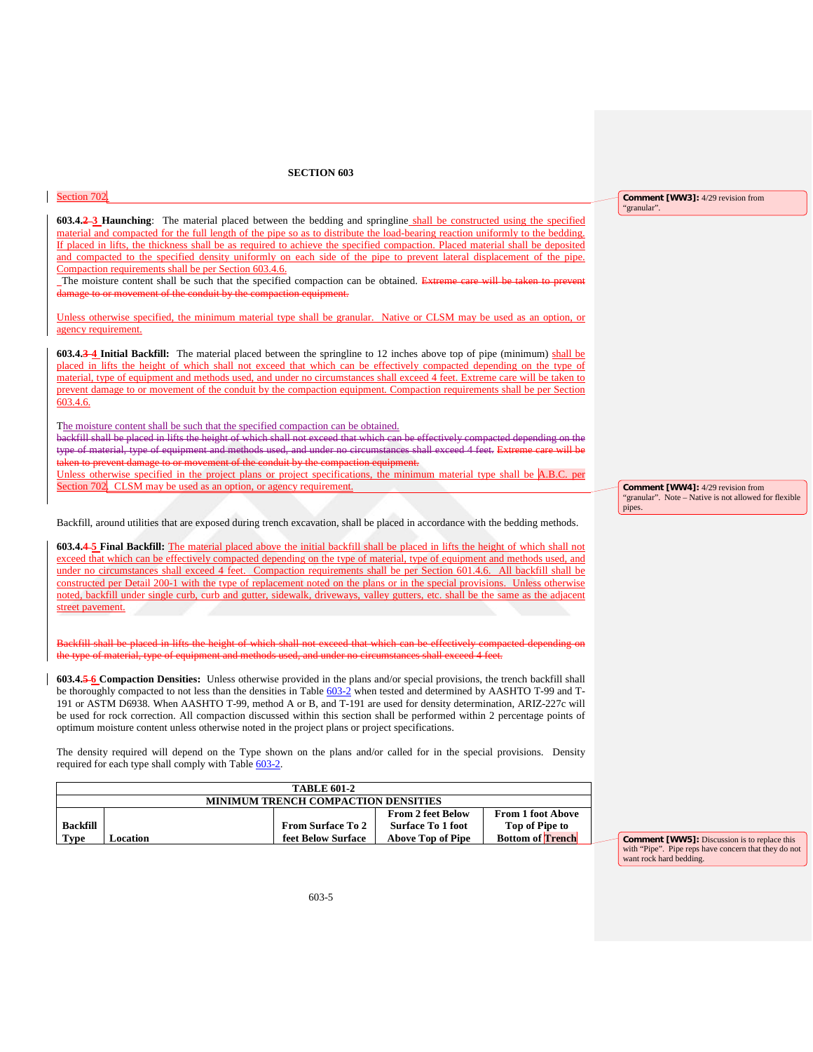## SECTION 603

Section 702

**603.4.2 3 Haunching**: The material placed between the bedding and springline shall be constructed using the specified material and compacted for the full length of the pipe so as to distribute the load-bearing reaction uniformly to the bedding. If placed in lifts, the thickness shall be as required to achieve the specified compaction. Placed material shall be deposited and compacted to the specified density uniformly on each side of the pipe to prevent lateral displacement of the pipe. Compaction requirements shall be per Section 603.4.6.
The moisture content shall be such that the specified compaction can be obtained. Extreme care will be taken to prevent damage to or movement of the conduit by the compaction equipment.

Unless otherwise specified, the minimum material type shall be granular. Native or CLSM may be used as an option, or agency requirement.

**603.4.3 4 Initial Backfill:** The material placed between the springline to 12 inches above top of pipe (minimum) shall be placed in lifts the height of which shall not exceed that which can be effectively compacted depending on the type of material, type of equipment and methods used, and under no circumstances shall exceed 4 feet. Extreme care will be taken to prevent damage to or movement of the conduit by the compaction equipment. Compaction requirements shall be per Section 603.4.6.

The moisture content shall be such that the specified compaction can be obtained.
backfill shall be placed in lifts the height of which shall not exceed that which can be effectively compacted depending on the type of material, type of equipment and methods used, and under no circumstances shall exceed 4 feet. Extreme care will be taken to prevent damage to or movement of the conduit by the compaction equipment.
Unless otherwise specified in the project plans or project specifications, the minimum material type shall be A.B.C. per Section 702. CLSM may be used as an option, or agency requirement.

Backfill, around utilities that are exposed during trench excavation, shall be placed in accordance with the bedding methods.

**603.4.4 5 Final Backfill:** The material placed above the initial backfill shall be placed in lifts the height of which shall not exceed that which can be effectively compacted depending on the type of material, type of equipment and methods used, and under no circumstances shall exceed 4 feet. Compaction requirements shall be per Section 601.4.6. All backfill shall be constructed per Detail 200-1 with the type of replacement noted on the plans or in the special provisions. Unless otherwise noted, backfill under single curb, curb and gutter, sidewalk, driveways, valley gutters, etc. shall be the same as the adjacent street pavement.

Backfill shall be placed in lifts the height of which shall not exceed that which can be effectively compacted depending on the type of material, type of equipment and methods used, and under no circumstances shall exceed 4 feet.

**603.4.5 6 Compaction Densities:** Unless otherwise provided in the plans and/or special provisions, the trench backfill shall be thoroughly compacted to not less than the densities in Table 603-2 when tested and determined by AASHTO T-99 and T-191 or ASTM D6938. When AASHTO T-99, method A or B, and T-191 are used for density determination, ARIZ-227c will be used for rock correction. All compaction discussed within this section shall be performed within 2 percentage points of optimum moisture content unless otherwise noted in the project plans or project specifications.

The density required will depend on the Type shown on the plans and/or called for in the special provisions. Density required for each type shall comply with Table 603-2.

| TABLE 601-2 | | | | |
|---|---|---|---|---|
| MINIMUM TRENCH COMPACTION DENSITIES | | | | |
| Backfill Type | Location | From Surface To 2 feet Below Surface | From 2 feet Below Surface To 1 foot Above Top of Pipe | From 1 foot Above Top of Pipe to Bottom of Trench |

Comment [WW3]: 4/29 revision from "granular".

Comment [WW4]: 4/29 revision from "granular". Note – Native is not allowed for flexible pipes.

Comment [WW5]: Discussion is to replace this with "Pipe". Pipe reps have concern that they do not want rock hard bedding.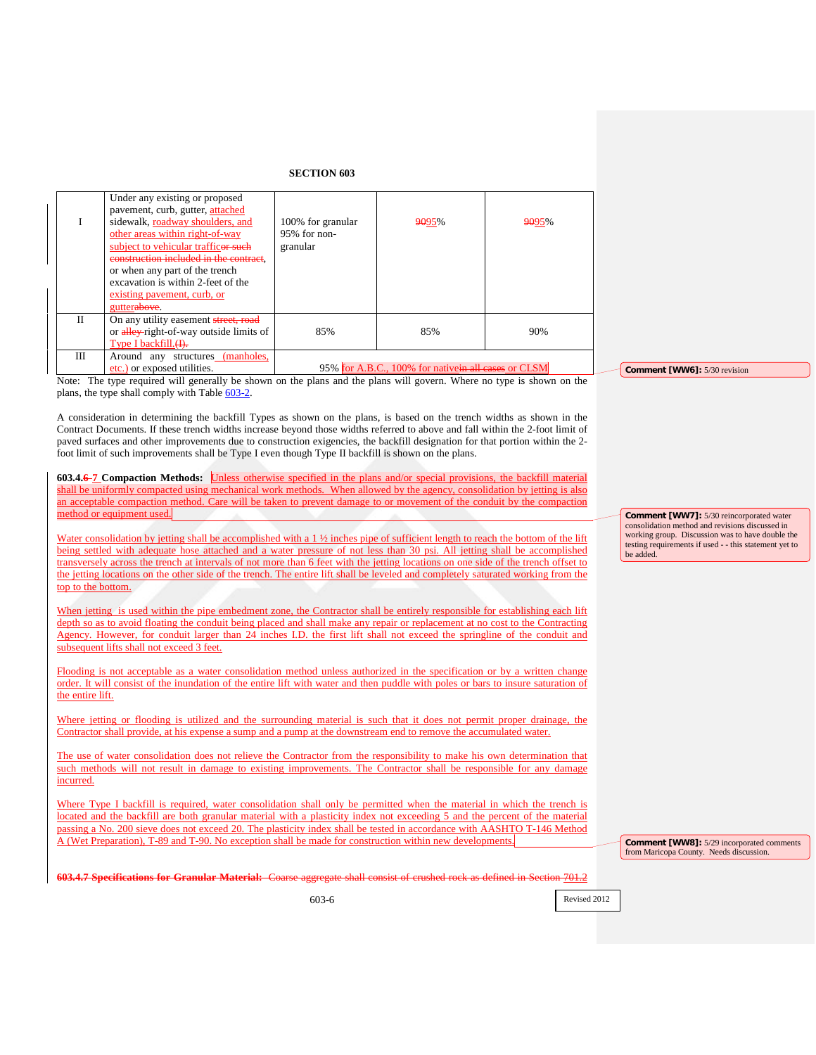## SECTION 603

| I | Under any existing or proposed pavement, curb, gutter, attached sidewalk, roadway shoulders, and other areas within right-of-way subject to vehicular trafficor such construction included in the contract, or when any part of the trench excavation is within 2-feet of the existing pavement, curb, or gutterabove. | 100% for granular 95% for non-granular | 9095% | 9095% |
|---|---|---|---|---|
| II | On any utility easement street, road or alley right-of-way outside limits of Type I backfill.(I). | 85% | 85% | 90% |
| III | Around any structures (manholes, etc.) or exposed utilities. | 95% for A.B.C., 100% for nativein all cases or CLSM | | |

Note: The type required will generally be shown on the plans and the plans will govern. Where no type is shown on the plans, the type shall comply with Table 603-2.

A consideration in determining the backfill Types as shown on the plans, is based on the trench widths as shown in the Contract Documents. If these trench widths increase beyond those widths referred to above and fall within the 2-foot limit of paved surfaces and other improvements due to construction exigencies, the backfill designation for that portion within the 2-foot limit of such improvements shall be Type I even though Type II backfill is shown on the plans.

**603.4.6 7 Compaction Methods:** Unless otherwise specified in the plans and/or special provisions, the backfill material shall be uniformly compacted using mechanical work methods. When allowed by the agency, consolidation by jetting is also an acceptable compaction method. Care will be taken to prevent damage to or movement of the conduit by the compaction method or equipment used.

Water consolidation by jetting shall be accomplished with a 1 ½ inches pipe of sufficient length to reach the bottom of the lift being settled with adequate hose attached and a water pressure of not less than 30 psi. All jetting shall be accomplished transversely across the trench at intervals of not more than 6 feet with the jetting locations on one side of the trench offset to the jetting locations on the other side of the trench. The entire lift shall be leveled and completely saturated working from the top to the bottom.

When jetting is used within the pipe embedment zone, the Contractor shall be entirely responsible for establishing each lift depth so as to avoid floating the conduit being placed and shall make any repair or replacement at no cost to the Contracting Agency. However, for conduit larger than 24 inches I.D. the first lift shall not exceed the springline of the conduit and subsequent lifts shall not exceed 3 feet.

Flooding is not acceptable as a water consolidation method unless authorized in the specification or by a written change order. It will consist of the inundation of the entire lift with water and then puddle with poles or bars to insure saturation of the entire lift.

Where jetting or flooding is utilized and the surrounding material is such that it does not permit proper drainage, the Contractor shall provide, at his expense a sump and a pump at the downstream end to remove the accumulated water.

The use of water consolidation does not relieve the Contractor from the responsibility to make his own determination that such methods will not result in damage to existing improvements. The Contractor shall be responsible for any damage incurred.

Where Type I backfill is required, water consolidation shall only be permitted when the material in which the trench is located and the backfill are both granular material with a plasticity index not exceeding 5 and the percent of the material passing a No. 200 sieve does not exceed 20. The plasticity index shall be tested in accordance with AASHTO T-146 Method A (Wet Preparation), T-89 and T-90. No exception shall be made for construction within new developments.

**603.4.7 Specifications for Granular Material:** Coarse aggregate shall consist of crushed rock as defined in Section 701.2

**Comment [WW6]:** 5/30 revision

**Comment [WW7]:** 5/30 reincorporated water consolidation method and revisions discussed in working group. Discussion was to have double the testing requirements if used - - this statement yet to be added.

**Comment [WW8]:** 5/29 incorporated comments from Maricopa County. Needs discussion.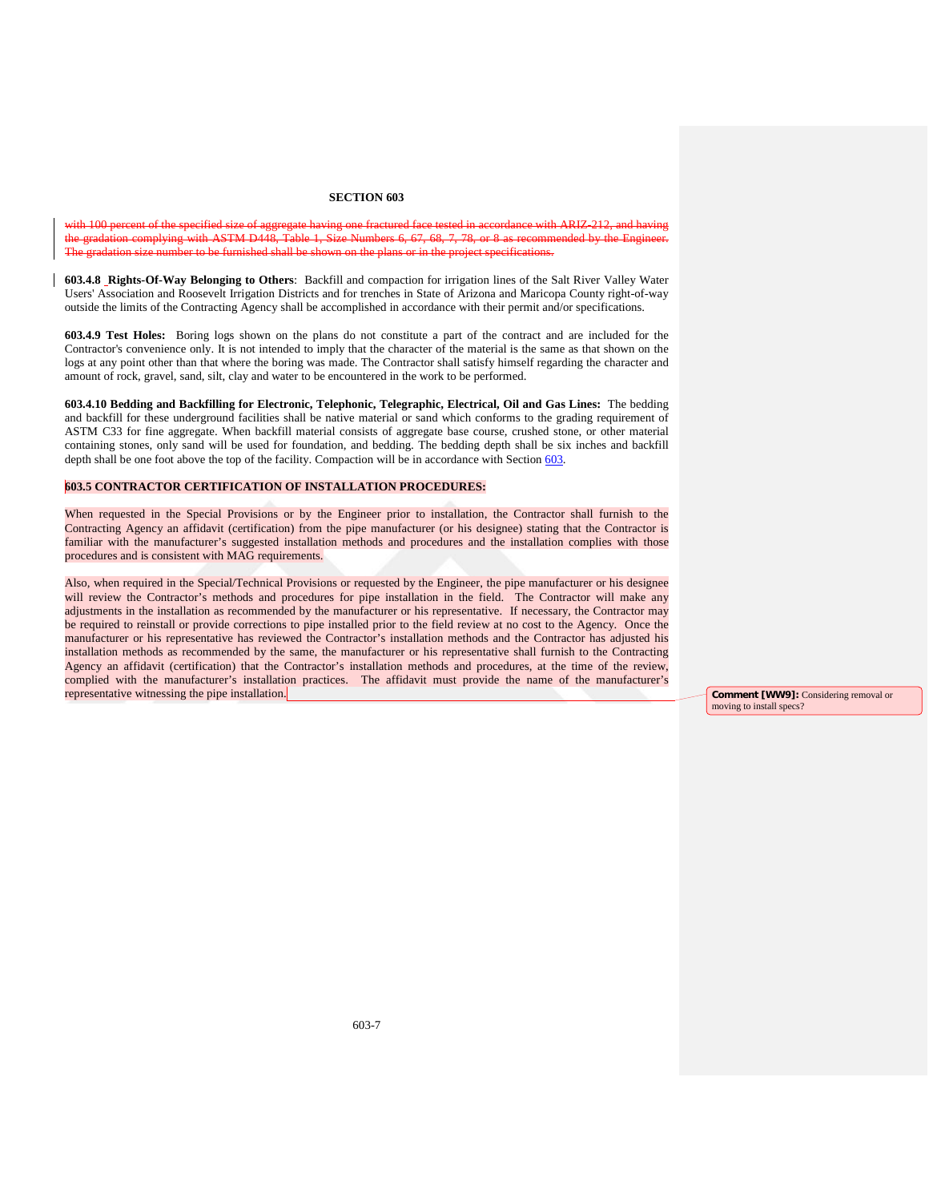~~with 100 percent of the specified size of aggregate having one fractured face tested in accordance with ARIZ-212, and having the gradation complying with ASTM D448, Table 1, Size Numbers 6, 67, 68, 7, 78, or 8 as recommended by the Engineer. The gradation size number to be furnished shall be shown on the plans or in the project specifications.~~

**603.4.8 Rights-Of-Way Belonging to Others**: Backfill and compaction for irrigation lines of the Salt River Valley Water Users' Association and Roosevelt Irrigation Districts and for trenches in State of Arizona and Maricopa County right-of-way outside the limits of the Contracting Agency shall be accomplished in accordance with their permit and/or specifications.

**603.4.9 Test Holes:** Boring logs shown on the plans do not constitute a part of the contract and are included for the Contractor's convenience only. It is not intended to imply that the character of the material is the same as that shown on the logs at any point other than that where the boring was made. The Contractor shall satisfy himself regarding the character and amount of rock, gravel, sand, silt, clay and water to be encountered in the work to be performed.

**603.4.10 Bedding and Backfilling for Electronic, Telephonic, Telegraphic, Electrical, Oil and Gas Lines:** The bedding and backfill for these underground facilities shall be native material or sand which conforms to the grading requirement of ASTM C33 for fine aggregate. When backfill material consists of aggregate base course, crushed stone, or other material containing stones, only sand will be used for foundation, and bedding. The bedding depth shall be six inches and backfill depth shall be one foot above the top of the facility. Compaction will be in accordance with Section 603.

**603.5 CONTRACTOR CERTIFICATION OF INSTALLATION PROCEDURES:**

When requested in the Special Provisions or by the Engineer prior to installation, the Contractor shall furnish to the Contracting Agency an affidavit (certification) from the pipe manufacturer (or his designee) stating that the Contractor is familiar with the manufacturer's suggested installation methods and procedures and the installation complies with those procedures and is consistent with MAG requirements.

Also, when required in the Special/Technical Provisions or requested by the Engineer, the pipe manufacturer or his designee will review the Contractor's methods and procedures for pipe installation in the field. The Contractor will make any adjustments in the installation as recommended by the manufacturer or his representative. If necessary, the Contractor may be required to reinstall or provide corrections to pipe installed prior to the field review at no cost to the Agency. Once the manufacturer or his representative has reviewed the Contractor's installation methods and the Contractor has adjusted his installation methods as recommended by the same, the manufacturer or his representative shall furnish to the Contracting Agency an affidavit (certification) that the Contractor's installation methods and procedures, at the time of the review, complied with the manufacturer's installation practices. The affidavit must provide the name of the manufacturer's representative witnessing the pipe installation.

**Comment [WW9]:** Considering removal or moving to install specs?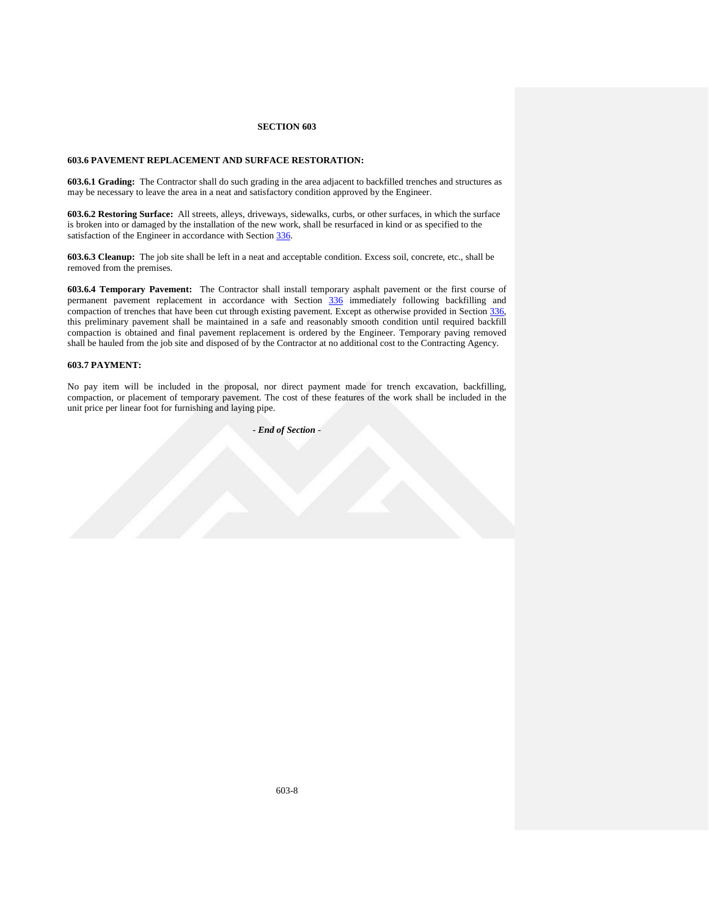# SECTION 603

## 603.6 PAVEMENT REPLACEMENT AND SURFACE RESTORATION:

**603.6.1 Grading:** The Contractor shall do such grading in the area adjacent to backfilled trenches and structures as may be necessary to leave the area in a neat and satisfactory condition approved by the Engineer.

**603.6.2 Restoring Surface:** All streets, alleys, driveways, sidewalks, curbs, or other surfaces, in which the surface is broken into or damaged by the installation of the new work, shall be resurfaced in kind or as specified to the satisfaction of the Engineer in accordance with Section 336.

**603.6.3 Cleanup:** The job site shall be left in a neat and acceptable condition. Excess soil, concrete, etc., shall be removed from the premises.

**603.6.4 Temporary Pavement:** The Contractor shall install temporary asphalt pavement or the first course of permanent pavement replacement in accordance with Section 336 immediately following backfilling and compaction of trenches that have been cut through existing pavement. Except as otherwise provided in Section 336, this preliminary pavement shall be maintained in a safe and reasonably smooth condition until required backfill compaction is obtained and final pavement replacement is ordered by the Engineer. Temporary paving removed shall be hauled from the job site and disposed of by the Contractor at no additional cost to the Contracting Agency.

## 603.7 PAYMENT:

No pay item will be included in the proposal, nor direct payment made for trench excavation, backfilling, compaction, or placement of temporary pavement. The cost of these features of the work shall be included in the unit price per linear foot for furnishing and laying pipe.

*- End of Section -*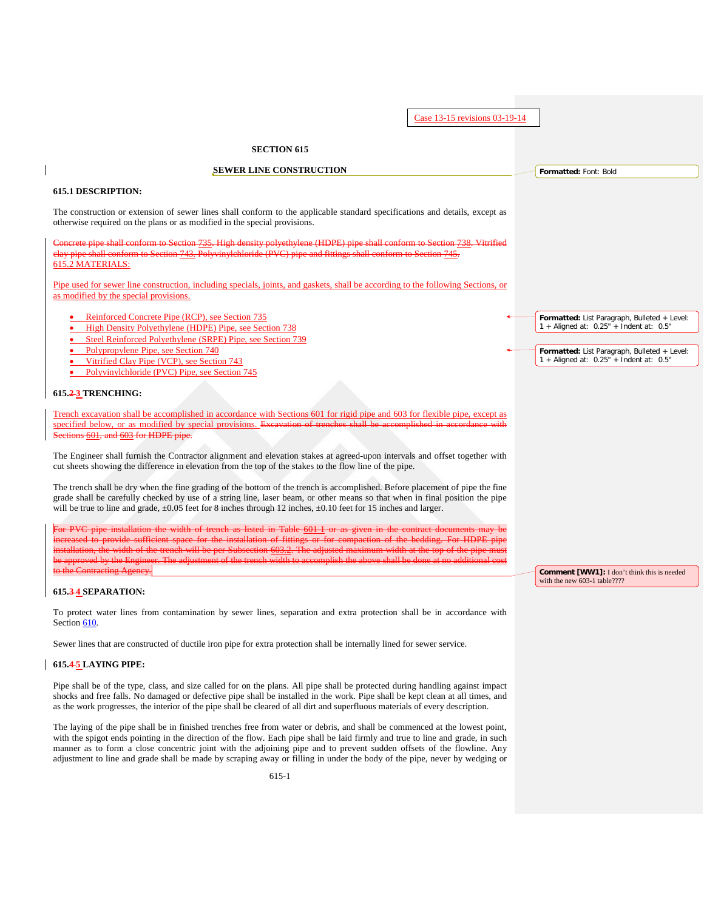Case 13-15 revisions 03-19-14

# SECTION 615

## SEWER LINE CONSTRUCTION

**615.1 DESCRIPTION:**

The construction or extension of sewer lines shall conform to the applicable standard specifications and details, except as otherwise required on the plans or as modified in the special provisions.

~~Concrete pipe shall conform to Section 735. High density polyethylene (HDPE) pipe shall conform to Section 738. Vitrified clay pipe shall conform to Section 743. Polyvinylchloride (PVC) pipe and fittings shall conform to Section 745.~~

615.2 MATERIALS:

Pipe used for sewer line construction, including specials, joints, and gaskets, shall be according to the following Sections, or as modified by the special provisions.

- Reinforced Concrete Pipe (RCP), see Section 735
- High Density Polyethylene (HDPE) Pipe, see Section 738
- Steel Reinforced Polyethylene (SRPE) Pipe, see Section 739
- Polypropylene Pipe, see Section 740
- Vitrified Clay Pipe (VCP), see Section 743
- Polyvinylchloride (PVC) Pipe, see Section 745

**615.~~2~~ 3 TRENCHING:**

Trench excavation shall be accomplished in accordance with Sections 601 for rigid pipe and 603 for flexible pipe, except as specified below, or as modified by special provisions. ~~Excavation of trenches shall be accomplished in accordance with Sections 601, and 603 for HDPE pipe.~~

The Engineer shall furnish the Contractor alignment and elevation stakes at agreed-upon intervals and offset together with cut sheets showing the difference in elevation from the top of the stakes to the flow line of the pipe.

The trench shall be dry when the fine grading of the bottom of the trench is accomplished. Before placement of pipe the fine grade shall be carefully checked by use of a string line, laser beam, or other means so that when in final position the pipe will be true to line and grade, ±0.05 feet for 8 inches through 12 inches, ±0.10 feet for 15 inches and larger.

~~For PVC pipe installation the width of trench as listed in Table 601-1 or as given in the contract documents may be increased to provide sufficient space for the installation of fittings or for compaction of the bedding. For HDPE pipe installation, the width of the trench will be per Subsection 603.2. The adjusted maximum width at the top of the pipe must be approved by the Engineer. The adjustment of the trench width to accomplish the above shall be done at no additional cost to the Contracting Agency.~~

**615.~~3~~ 4 SEPARATION:**

To protect water lines from contamination by sewer lines, separation and extra protection shall be in accordance with Section 610.

Sewer lines that are constructed of ductile iron pipe for extra protection shall be internally lined for sewer service.

**615.~~4~~ 5 LAYING PIPE:**

Pipe shall be of the type, class, and size called for on the plans. All pipe shall be protected during handling against impact shocks and free falls. No damaged or defective pipe shall be installed in the work. Pipe shall be kept clean at all times, and as the work progresses, the interior of the pipe shall be cleared of all dirt and superfluous materials of every description.

The laying of the pipe shall be in finished trenches free from water or debris, and shall be commenced at the lowest point, with the spigot ends pointing in the direction of the flow. Each pipe shall be laid firmly and true to line and grade, in such manner as to form a close concentric joint with the adjoining pipe and to prevent sudden offsets of the flowline. Any adjustment to line and grade shall be made by scraping away or filling in under the body of the pipe, never by wedging or

Formatted: Font: Bold

Formatted: List Paragraph, Bulleted + Level: 1 + Aligned at: 0.25" + Indent at: 0.5"

Formatted: List Paragraph, Bulleted + Level: 1 + Aligned at: 0.25" + Indent at: 0.5"

Comment [WW1]: I don't think this is needed with the new 603-1 table????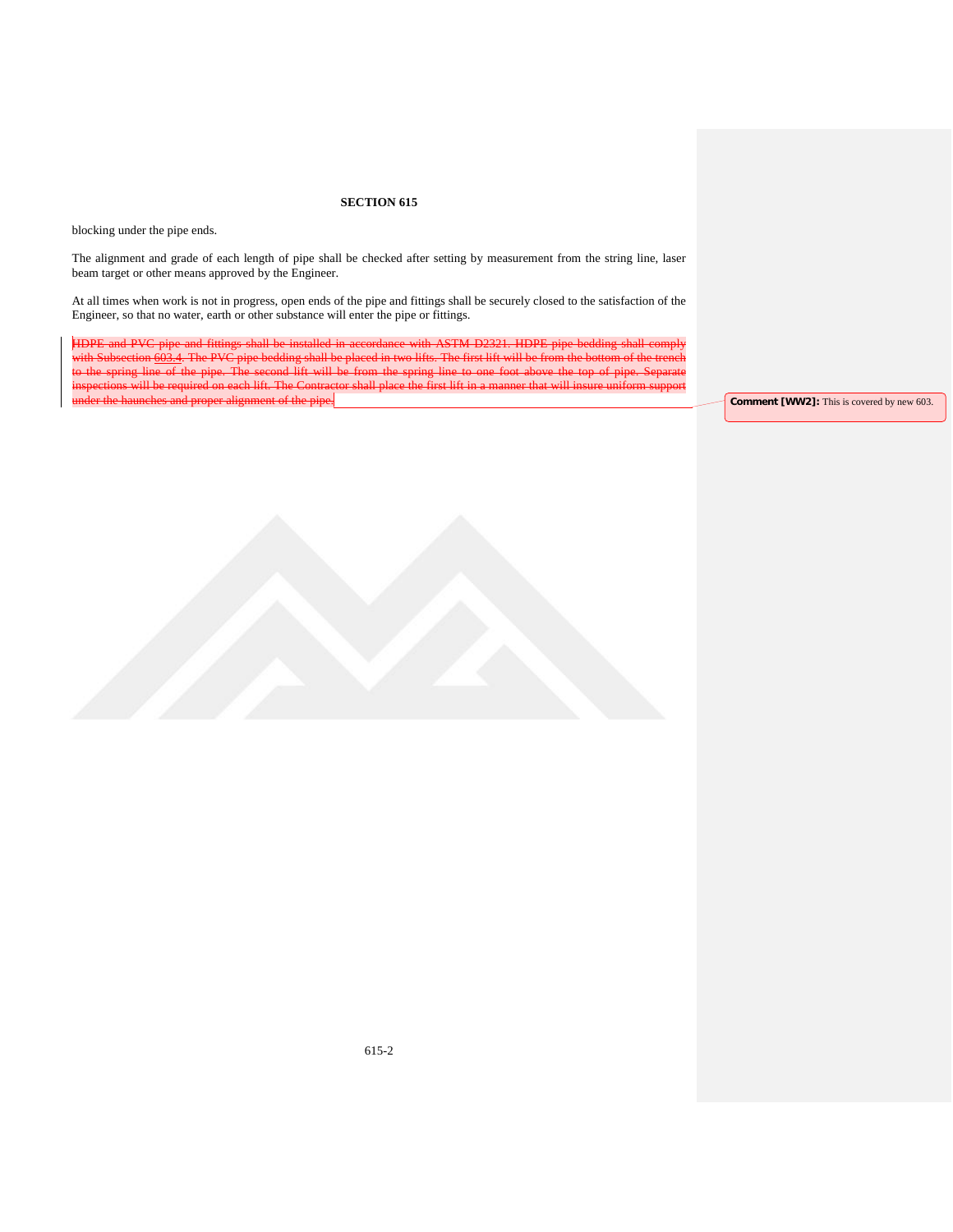## SECTION 615

blocking under the pipe ends.

The alignment and grade of each length of pipe shall be checked after setting by measurement from the string line, laser beam target or other means approved by the Engineer.

At all times when work is not in progress, open ends of the pipe and fittings shall be securely closed to the satisfaction of the Engineer, so that no water, earth or other substance will enter the pipe or fittings.

~~HDPE and PVC pipe and fittings shall be installed in accordance with ASTM D2321. HDPE pipe bedding shall comply with Subsection 603.4. The PVC pipe bedding shall be placed in two lifts. The first lift will be from the bottom of the trench to the spring line of the pipe. The second lift will be from the spring line to one foot above the top of pipe. Separate inspections will be required on each lift. The Contractor shall place the first lift in a manner that will insure uniform support under the haunches and proper alignment of the pipe.~~

**Comment [WW2]:** This is covered by new 603.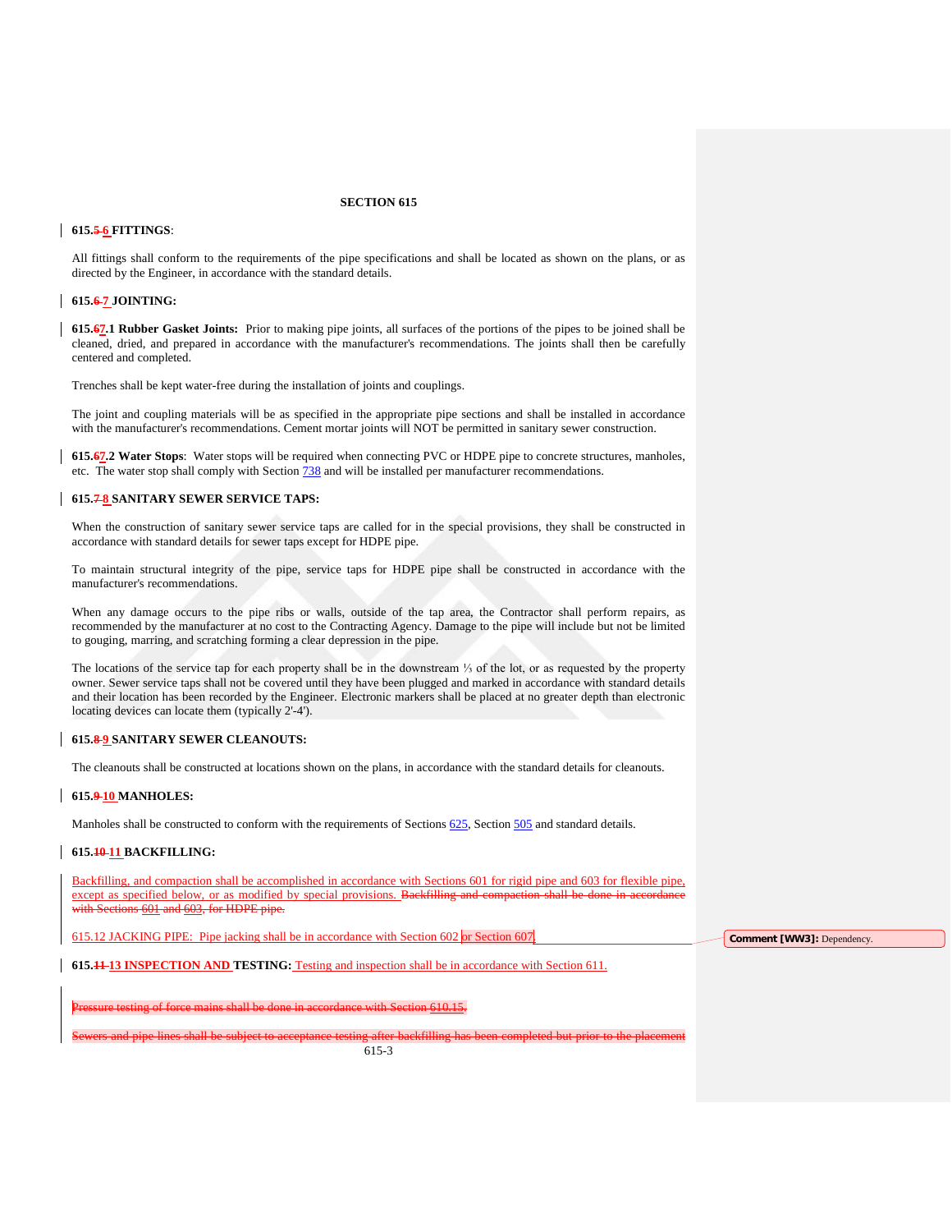# SECTION 615

**615.5 6 FITTINGS**:

All fittings shall conform to the requirements of the pipe specifications and shall be located as shown on the plans, or as directed by the Engineer, in accordance with the standard details.

**615.6 7 JOINTING:**

**615.67.1 Rubber Gasket Joints:** Prior to making pipe joints, all surfaces of the portions of the pipes to be joined shall be cleaned, dried, and prepared in accordance with the manufacturer's recommendations. The joints shall then be carefully centered and completed.

Trenches shall be kept water-free during the installation of joints and couplings.

The joint and coupling materials will be as specified in the appropriate pipe sections and shall be installed in accordance with the manufacturer's recommendations. Cement mortar joints will NOT be permitted in sanitary sewer construction.

**615.67.2 Water Stops**: Water stops will be required when connecting PVC or HDPE pipe to concrete structures, manholes, etc. The water stop shall comply with Section 738 and will be installed per manufacturer recommendations.

**615.7 8 SANITARY SEWER SERVICE TAPS:**

When the construction of sanitary sewer service taps are called for in the special provisions, they shall be constructed in accordance with standard details for sewer taps except for HDPE pipe.

To maintain structural integrity of the pipe, service taps for HDPE pipe shall be constructed in accordance with the manufacturer's recommendations.

When any damage occurs to the pipe ribs or walls, outside of the tap area, the Contractor shall perform repairs, as recommended by the manufacturer at no cost to the Contracting Agency. Damage to the pipe will include but not be limited to gouging, marring, and scratching forming a clear depression in the pipe.

The locations of the service tap for each property shall be in the downstream ⅓ of the lot, or as requested by the property owner. Sewer service taps shall not be covered until they have been plugged and marked in accordance with standard details and their location has been recorded by the Engineer. Electronic markers shall be placed at no greater depth than electronic locating devices can locate them (typically 2'-4').

**615.8 9 SANITARY SEWER CLEANOUTS:**

The cleanouts shall be constructed at locations shown on the plans, in accordance with the standard details for cleanouts.

**615.9 10 MANHOLES:**

Manholes shall be constructed to conform with the requirements of Sections 625, Section 505 and standard details.

**615.10 11 BACKFILLING:**

Backfilling, and compaction shall be accomplished in accordance with Sections 601 for rigid pipe and 603 for flexible pipe, except as specified below, or as modified by special provisions. ~~Backfilling and compaction shall be done in accordance with Sections 601 and 603, for HDPE pipe.~~

615.12 JACKING PIPE: Pipe jacking shall be in accordance with Section 602 or Section 607.

**615.11 13 INSPECTION AND TESTING:** Testing and inspection shall be in accordance with Section 611.

~~Pressure testing of force mains shall be done in accordance with Section 610.15.~~

~~Sewers and pipe lines shall be subject to acceptance testing after backfilling has been completed but prior to the placement~~

Comment [WW3]: Dependency.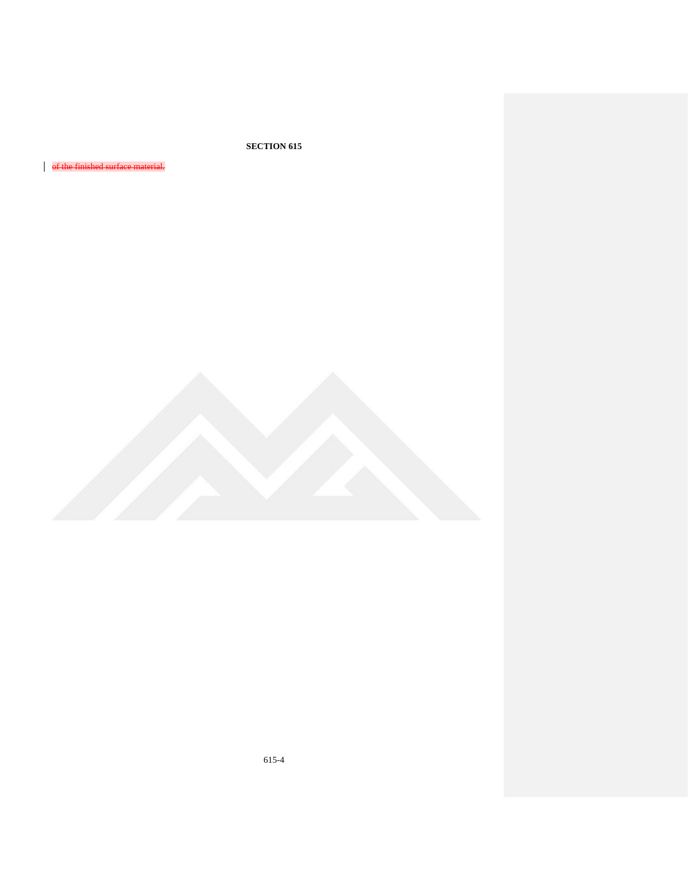~~of the finished surface material.~~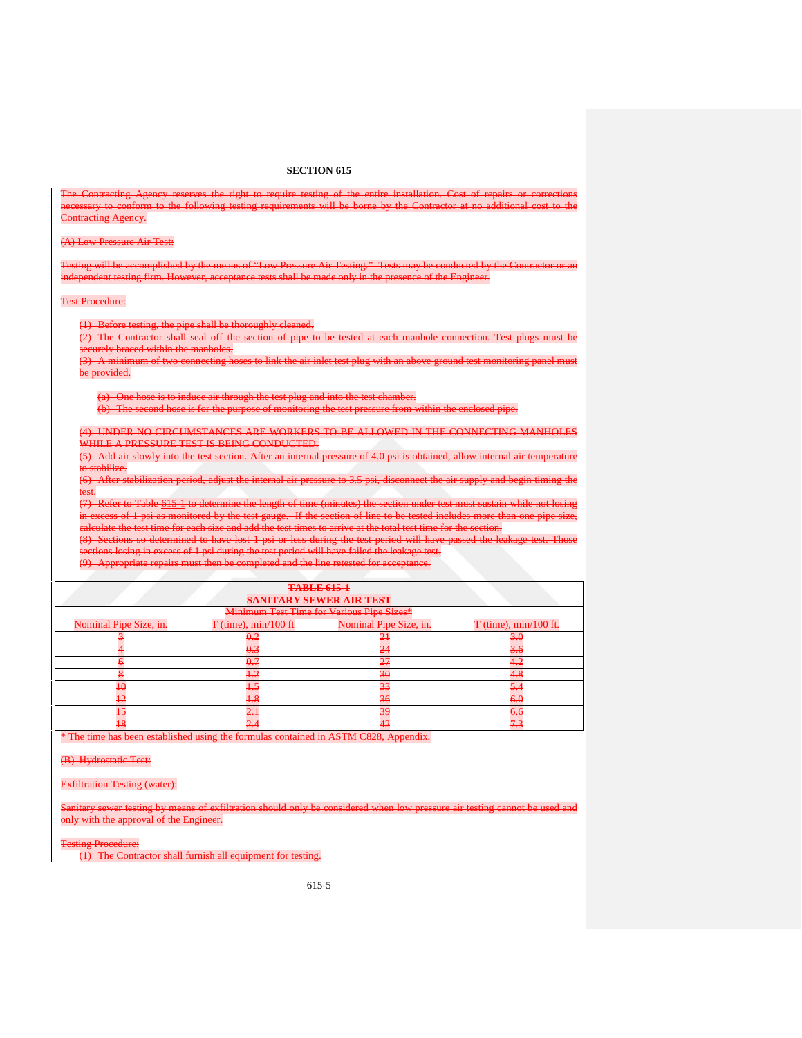# SECTION 615

The Contracting Agency reserves the right to require testing of the entire installation. Cost of repairs or corrections necessary to conform to the following testing requirements will be borne by the Contractor at no additional cost to the Contracting Agency.

(A) Low Pressure Air Test:

Testing will be accomplished by the means of "Low Pressure Air Testing." Tests may be conducted by the Contractor or an independent testing firm. However, acceptance tests shall be made only in the presence of the Engineer.

Test Procedure:

(1) Before testing, the pipe shall be thoroughly cleaned.
(2) The Contractor shall seal off the section of pipe to be tested at each manhole connection. Test plugs must be securely braced within the manholes.
(3) A minimum of two connecting hoses to link the air inlet test plug with an above ground test monitoring panel must be provided.

   (a) One hose is to induce air through the test plug and into the test chamber.
   (b) The second hose is for the purpose of monitoring the test pressure from within the enclosed pipe.

(4) UNDER NO CIRCUMSTANCES ARE WORKERS TO BE ALLOWED IN THE CONNECTING MANHOLES WHILE A PRESSURE TEST IS BEING CONDUCTED.
(5) Add air slowly into the test section. After an internal pressure of 4.0 psi is obtained, allow internal air temperature to stabilize.
(6) After stabilization period, adjust the internal air pressure to 3.5 psi, disconnect the air supply and begin timing the test.
(7) Refer to Table 615-1 to determine the length of time (minutes) the section under test must sustain while not losing in excess of 1 psi as monitored by the test gauge. If the section of line to be tested includes more than one pipe size, calculate the test time for each size and add the test times to arrive at the total test time for the section.
(8) Sections so determined to have lost 1 psi or less during the test period will have passed the leakage test. Those sections losing in excess of 1 psi during the test period will have failed the leakage test.
(9) Appropriate repairs must then be completed and the line retested for acceptance.

**TABLE 615-1**
**SANITARY SEWER AIR TEST**
Minimum Test Time for Various Pipe Sizes*

| Nominal Pipe Size, in. | T (time), min/100 ft | Nominal Pipe Size, in. | T (time), min/100 ft. |
|---|---|---|---|
| 3 | 0.2 | 21 | 3.0 |
| 4 | 0.3 | 24 | 3.6 |
| 6 | 0.7 | 27 | 4.2 |
| 8 | 1.2 | 30 | 4.8 |
| 10 | 1.5 | 33 | 5.4 |
| 12 | 1.8 | 36 | 6.0 |
| 15 | 2.1 | 39 | 6.6 |
| 18 | 2.4 | 42 | 7.3 |

* The time has been established using the formulas contained in ASTM C828, Appendix.

(B) Hydrostatic Test:

Exfiltration Testing (water):

Sanitary sewer testing by means of exfiltration should only be considered when low pressure air testing cannot be used and only with the approval of the Engineer.

Testing Procedure:

(1) The Contractor shall furnish all equipment for testing.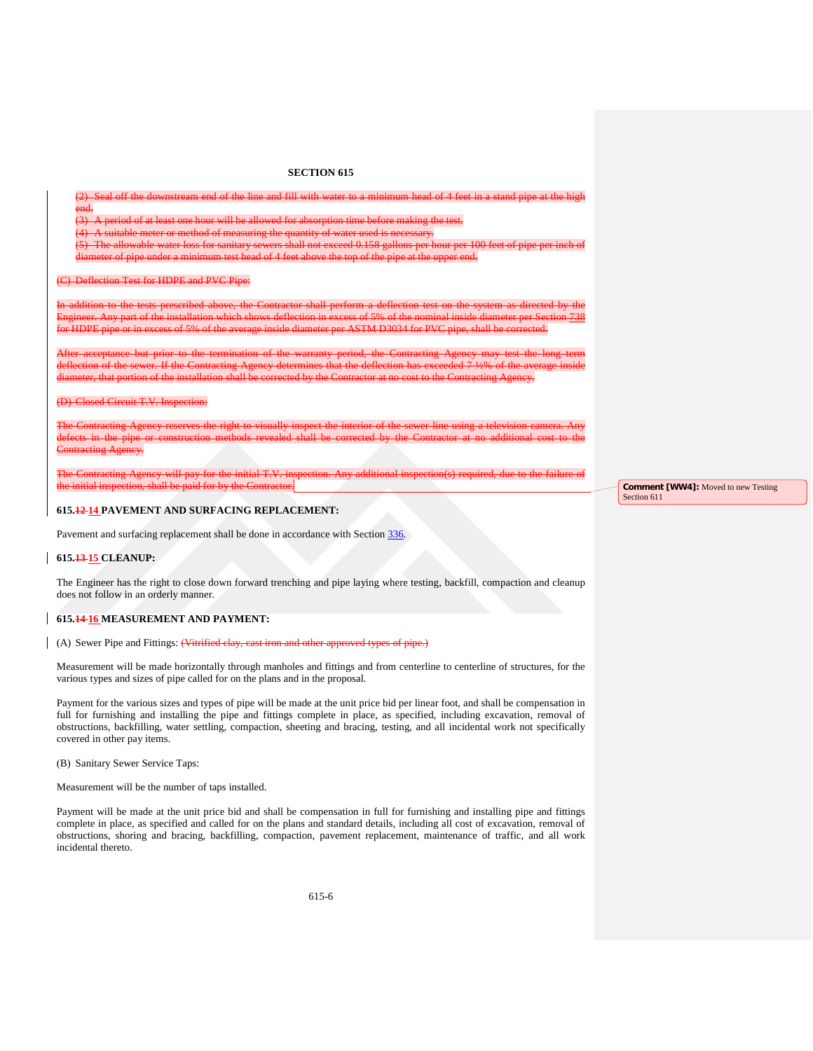## SECTION 615

~~(2) Seal off the downstream end of the line and fill with water to a minimum head of 4 feet in a stand pipe at the high end.~~
~~(3) A period of at least one hour will be allowed for absorption time before making the test.~~
~~(4) A suitable meter or method of measuring the quantity of water used is necessary.~~
~~(5) The allowable water loss for sanitary sewers shall not exceed 0.158 gallons per hour per 100 feet of pipe per inch of diameter of pipe under a minimum test head of 4 feet above the top of the pipe at the upper end.~~

~~(C) Deflection Test for HDPE and PVC Pipe:~~

~~In addition to the tests prescribed above, the Contractor shall perform a deflection test on the system as directed by the Engineer. Any part of the installation which shows deflection in excess of 5% of the nominal inside diameter per Section 738 for HDPE pipe or in excess of 5% of the average inside diameter per ASTM D3034 for PVC pipe, shall be corrected.~~

~~After acceptance but prior to the termination of the warranty period, the Contracting Agency may test the long term deflection of the sewer. If the Contracting Agency determines that the deflection has exceeded 7 ½% of the average inside diameter, that portion of the installation shall be corrected by the Contractor at no cost to the Contracting Agency.~~

~~(D) Closed Circuit T.V. Inspection:~~

~~The Contracting Agency reserves the right to visually inspect the interior of the sewer line using a television camera. Any defects in the pipe or construction methods revealed shall be corrected by the Contractor at no additional cost to the Contracting Agency.~~

~~The Contracting Agency will pay for the initial T.V. inspection. Any additional inspection(s) required, due to the failure of the initial inspection, shall be paid for by the Contractor.~~

> **Comment [WW4]:** Moved to new Testing Section 611

**615.~~12~~ 14 PAVEMENT AND SURFACING REPLACEMENT:**

Pavement and surfacing replacement shall be done in accordance with Section 336.

**615.~~13~~ 15 CLEANUP:**

The Engineer has the right to close down forward trenching and pipe laying where testing, backfill, compaction and cleanup does not follow in an orderly manner.

**615.~~14~~ 16 MEASUREMENT AND PAYMENT:**

(A) Sewer Pipe and Fittings: ~~(Vitrified clay, cast iron and other approved types of pipe.)~~

Measurement will be made horizontally through manholes and fittings and from centerline to centerline of structures, for the various types and sizes of pipe called for on the plans and in the proposal.

Payment for the various sizes and types of pipe will be made at the unit price bid per linear foot, and shall be compensation in full for furnishing and installing the pipe and fittings complete in place, as specified, including excavation, removal of obstructions, backfilling, water settling, compaction, sheeting and bracing, testing, and all incidental work not specifically covered in other pay items.

(B) Sanitary Sewer Service Taps:

Measurement will be the number of taps installed.

Payment will be made at the unit price bid and shall be compensation in full for furnishing and installing pipe and fittings complete in place, as specified and called for on the plans and standard details, including all cost of excavation, removal of obstructions, shoring and bracing, backfilling, compaction, pavement replacement, maintenance of traffic, and all work incidental thereto.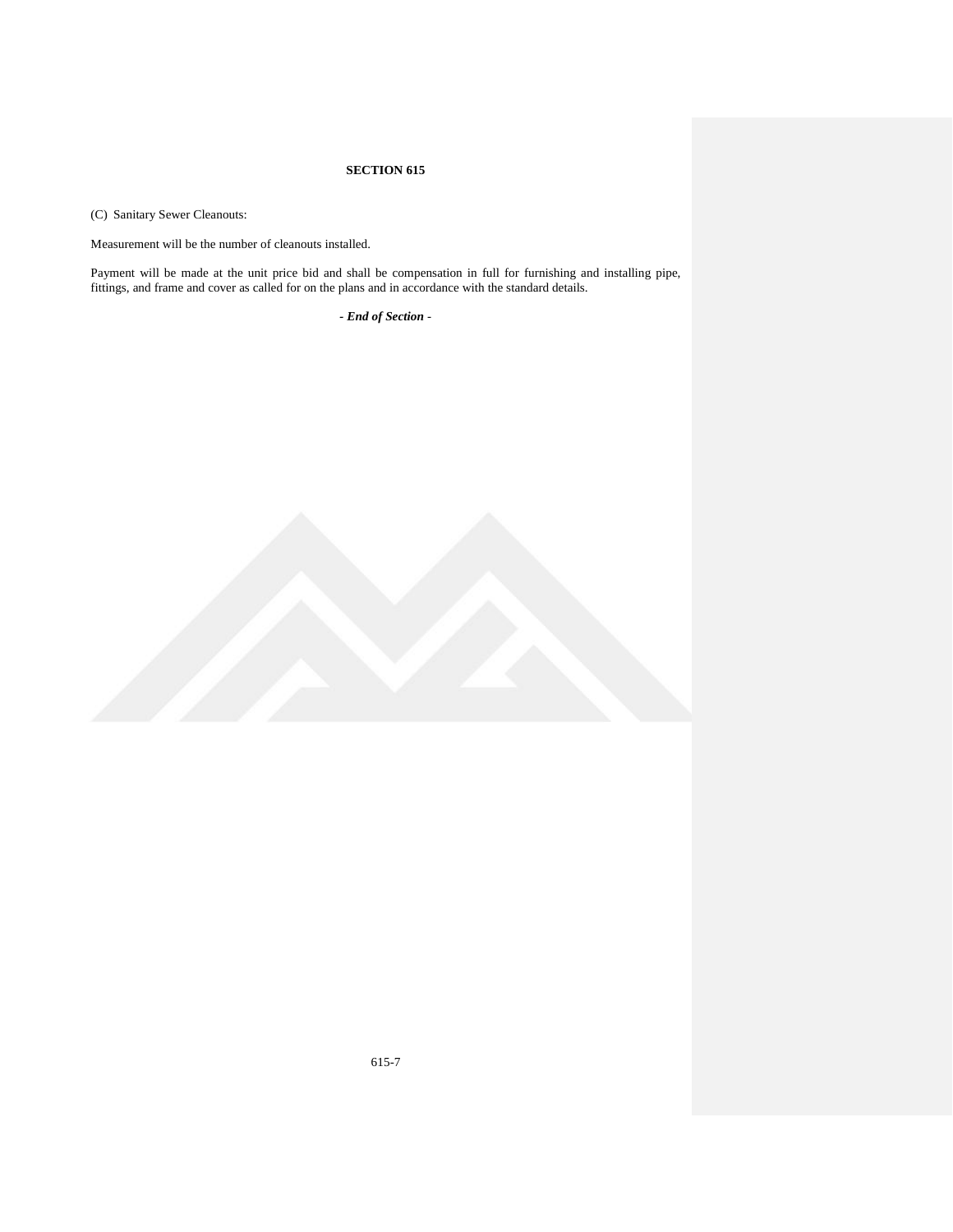# SECTION 615

(C) Sanitary Sewer Cleanouts:

Measurement will be the number of cleanouts installed.

Payment will be made at the unit price bid and shall be compensation in full for furnishing and installing pipe, fittings, and frame and cover as called for on the plans and in accordance with the standard details.

*- **End of Section** -*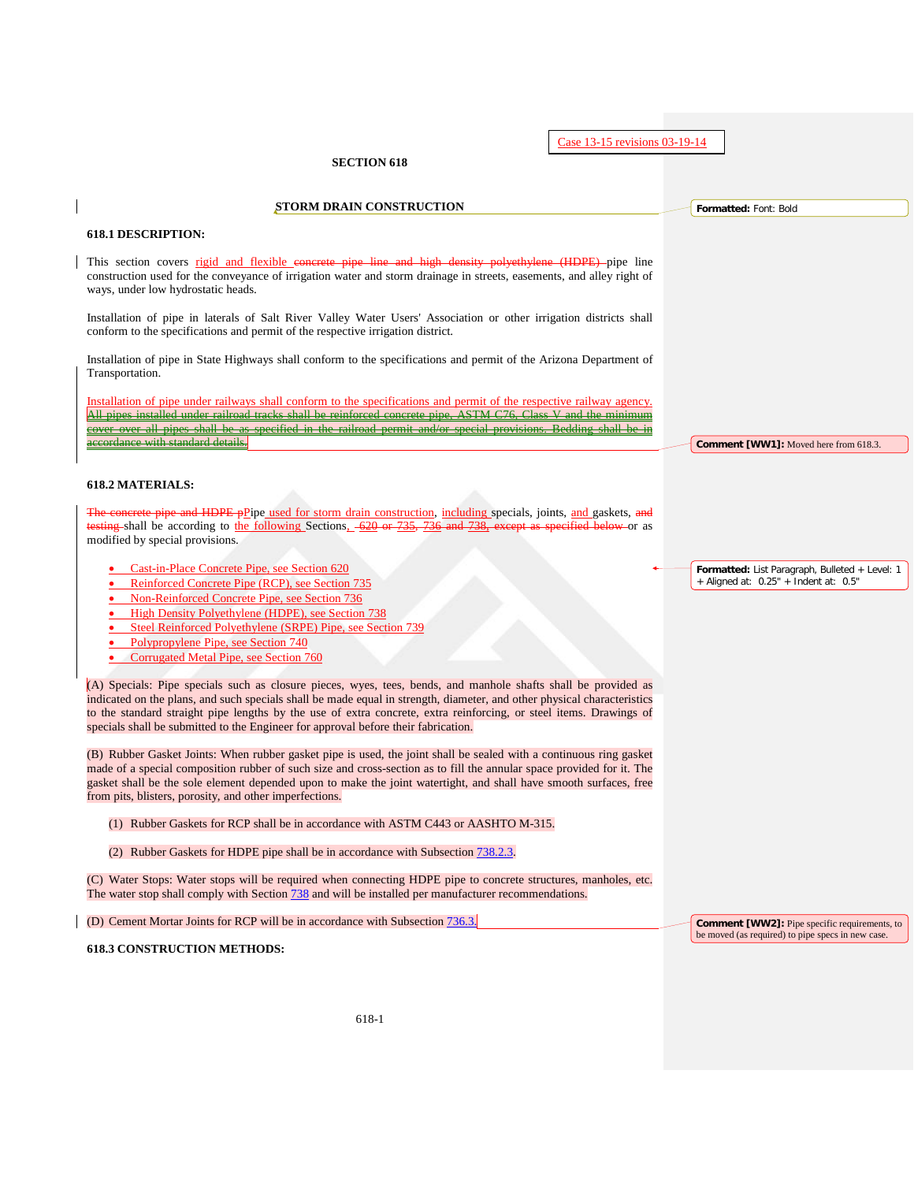Case 13-15 revisions 03-19-14

# SECTION 618

## STORM DRAIN CONSTRUCTION

### 618.1 DESCRIPTION:

This section covers rigid and flexible concrete pipe line and high density polyethylene (HDPE) pipe line construction used for the conveyance of irrigation water and storm drainage in streets, easements, and alley right of ways, under low hydrostatic heads.

Installation of pipe in laterals of Salt River Valley Water Users' Association or other irrigation districts shall conform to the specifications and permit of the respective irrigation district.

Installation of pipe in State Highways shall conform to the specifications and permit of the Arizona Department of Transportation.

Installation of pipe under railways shall conform to the specifications and permit of the respective railway agency. All pipes installed under railroad tracks shall be reinforced concrete pipe, ASTM C76, Class V and the minimum cover over all pipes shall be as specified in the railroad permit and/or special provisions. Bedding shall be in accordance with standard details.

### 618.2 MATERIALS:

The concrete pipe and HDPE pPipe used for storm drain construction, including specials, joints, and gaskets, and testing shall be according to the following Sections, 620 or 735, 736 and 738, except as specified below or as modified by special provisions.

- Cast-in-Place Concrete Pipe, see Section 620
- Reinforced Concrete Pipe (RCP), see Section 735
- Non-Reinforced Concrete Pipe, see Section 736
- High Density Polyethylene (HDPE), see Section 738
- Steel Reinforced Polyethylene (SRPE) Pipe, see Section 739
- Polypropylene Pipe, see Section 740
- Corrugated Metal Pipe, see Section 760

(A) Specials: Pipe specials such as closure pieces, wyes, tees, bends, and manhole shafts shall be provided as indicated on the plans, and such specials shall be made equal in strength, diameter, and other physical characteristics to the standard straight pipe lengths by the use of extra concrete, extra reinforcing, or steel items. Drawings of specials shall be submitted to the Engineer for approval before their fabrication.

(B) Rubber Gasket Joints: When rubber gasket pipe is used, the joint shall be sealed with a continuous ring gasket made of a special composition rubber of such size and cross-section as to fill the annular space provided for it. The gasket shall be the sole element depended upon to make the joint watertight, and shall have smooth surfaces, free from pits, blisters, porosity, and other imperfections.

(1) Rubber Gaskets for RCP shall be in accordance with ASTM C443 or AASHTO M-315.

(2) Rubber Gaskets for HDPE pipe shall be in accordance with Subsection 738.2.3.

(C) Water Stops: Water stops will be required when connecting HDPE pipe to concrete structures, manholes, etc. The water stop shall comply with Section 738 and will be installed per manufacturer recommendations.

(D) Cement Mortar Joints for RCP will be in accordance with Subsection 736.3.

### 618.3 CONSTRUCTION METHODS:

Formatted: Font: Bold

Comment [WW1]: Moved here from 618.3.

Formatted: List Paragraph, Bulleted + Level: 1 + Aligned at: 0.25" + Indent at: 0.5"

Comment [WW2]: Pipe specific requirements, to be moved (as required) to pipe specs in new case.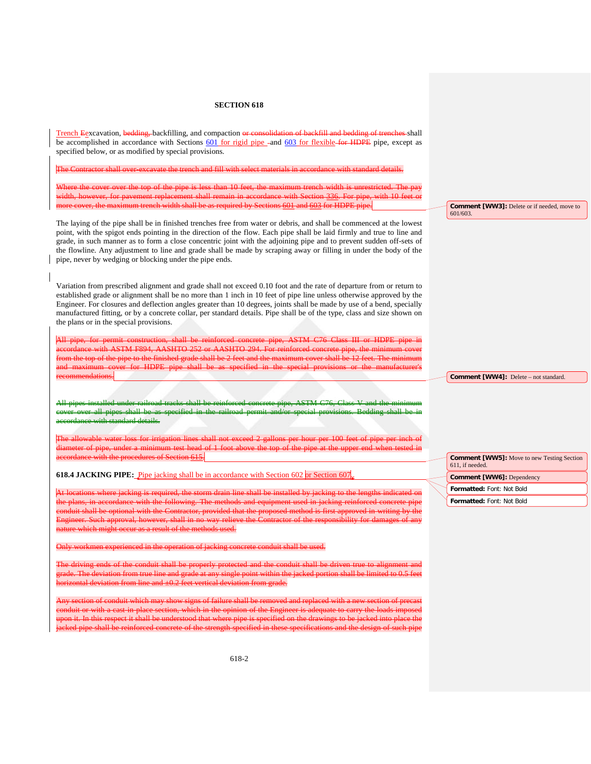## SECTION 618

Trench Eexcavation, bedding, backfilling, and compaction or consolidation of backfill and bedding of trenches shall be accomplished in accordance with Sections 601 for rigid pipe and 603 for flexible for HDPE pipe, except as specified below, or as modified by special provisions.

~~The Contractor shall over-excavate the trench and fill with select materials in accordance with standard details.~~

~~Where the cover over the top of the pipe is less than 10 feet, the maximum trench width is unrestricted. The pay width, however, for pavement replacement shall remain in accordance with Section 336. For pipe, with 10 feet or more cover, the maximum trench width shall be as required by Sections 601 and 603 for HDPE pipe.~~

The laying of the pipe shall be in finished trenches free from water or debris, and shall be commenced at the lowest point, with the spigot ends pointing in the direction of the flow. Each pipe shall be laid firmly and true to line and grade, in such manner as to form a close concentric joint with the adjoining pipe and to prevent sudden off-sets of the flowline. Any adjustment to line and grade shall be made by scraping away or filling in under the body of the pipe, never by wedging or blocking under the pipe ends.

Variation from prescribed alignment and grade shall not exceed 0.10 foot and the rate of departure from or return to established grade or alignment shall be no more than 1 inch in 10 feet of pipe line unless otherwise approved by the Engineer. For closures and deflection angles greater than 10 degrees, joints shall be made by use of a bend, specially manufactured fitting, or by a concrete collar, per standard details. Pipe shall be of the type, class and size shown on the plans or in the special provisions.

~~All pipe, for permit construction, shall be reinforced concrete pipe, ASTM C76 Class III or HDPE pipe in accordance with ASTM F894, AASHTO 252 or AASHTO 294. For reinforced concrete pipe, the minimum cover from the top of the pipe to the finished grade shall be 2 feet and the maximum cover shall be 12 feet. The minimum and maximum cover for HDPE pipe shall be as specified in the special provisions or the manufacturer's recommendations.~~

~~All pipes installed under railroad tracks shall be reinforced concrete pipe, ASTM C76, Class V and the minimum cover over all pipes shall be as specified in the railroad permit and/or special provisions. Bedding shall be in accordance with standard details.~~

~~The allowable water loss for irrigation lines shall not exceed 2 gallons per hour per 100 feet of pipe per inch of diameter of pipe, under a minimum test head of 1 foot above the top of the pipe at the upper end when tested in accordance with the procedures of Section 615.~~

**618.4 JACKING PIPE:** Pipe jacking shall be in accordance with Section 602 or Section 607.

~~At locations where jacking is required, the storm drain line shall be installed by jacking to the lengths indicated on the plans, in accordance with the following. The methods and equipment used in jacking reinforced concrete pipe conduit shall be optional with the Contractor, provided that the proposed method is first approved in writing by the Engineer. Such approval, however, shall in no way relieve the Contractor of the responsibility for damages of any nature which might occur as a result of the methods used.~~

~~Only workmen experienced in the operation of jacking concrete conduit shall be used.~~

~~The driving ends of the conduit shall be properly protected and the conduit shall be driven true to alignment and grade. The deviation from true line and grade at any single point within the jacked portion shall be limited to 0.5 feet horizontal deviation from line and ±0.2 feet vertical deviation from grade.~~

~~Any section of conduit which may show signs of failure shall be removed and replaced with a new section of precast conduit or with a cast-in-place section, which in the opinion of the Engineer is adequate to carry the loads imposed upon it. In this respect it shall be understood that where pipe is specified on the drawings to be jacked into place the jacked pipe shall be reinforced concrete of the strength specified in these specifications and the design of such pipe~~

Comment [WW3]: Delete or if needed, move to 601/603.

Comment [WW4]: Delete – not standard.

Comment [WW5]: Move to new Testing Section 611, if needed.

Comment [WW6]: Dependency

Formatted: Font: Not Bold

Formatted: Font: Not Bold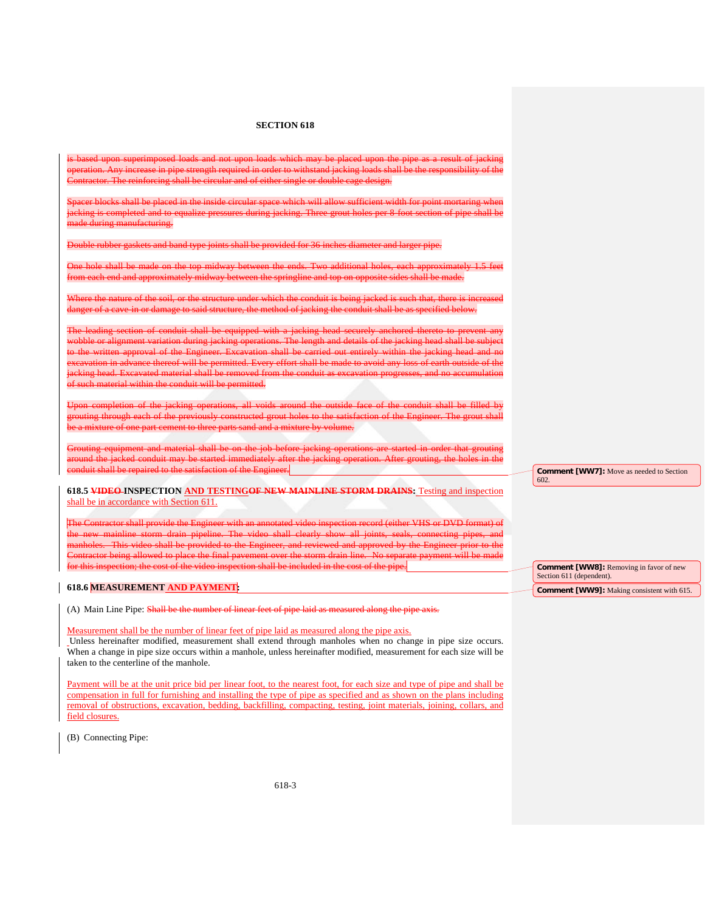## SECTION 618

~~is based upon superimposed loads and not upon loads which may be placed upon the pipe as a result of jacking operation. Any increase in pipe strength required in order to withstand jacking loads shall be the responsibility of the Contractor. The reinforcing shall be circular and of either single or double cage design.~~

~~Spacer blocks shall be placed in the inside circular space which will allow sufficient width for point mortaring when jacking is completed and to equalize pressures during jacking. Three grout holes per 8-foot section of pipe shall be made during manufacturing.~~

~~Double rubber gaskets and band type joints shall be provided for 36 inches diameter and larger pipe.~~

~~One hole shall be made on the top midway between the ends. Two additional holes, each approximately 1.5 feet from each end and approximately midway between the springline and top on opposite sides shall be made.~~

~~Where the nature of the soil, or the structure under which the conduit is being jacked is such that, there is increased danger of a cave-in or damage to said structure, the method of jacking the conduit shall be as specified below.~~

~~The leading section of conduit shall be equipped with a jacking head securely anchored thereto to prevent any wobble or alignment variation during jacking operations. The length and details of the jacking head shall be subject to the written approval of the Engineer. Excavation shall be carried out entirely within the jacking head and no excavation in advance thereof will be permitted. Every effort shall be made to avoid any loss of earth outside of the jacking head. Excavated material shall be removed from the conduit as excavation progresses, and no accumulation of such material within the conduit will be permitted.~~

~~Upon completion of the jacking operations, all voids around the outside face of the conduit shall be filled by grouting through each of the previously constructed grout holes to the satisfaction of the Engineer. The grout shall be a mixture of one part cement to three parts sand and a mixture by volume.~~

~~Grouting equipment and material shall be on the job before jacking operations are started in order that grouting around the jacked conduit may be started immediately after the jacking operation. After grouting, the holes in the conduit shall be repaired to the satisfaction of the Engineer.~~

> **Comment [WW7]:** Move as needed to Section 602.

**618.5 ~~VIDEO~~ INSPECTION AND TESTING~~OF NEW MAINLINE STORM DRAINS~~:** Testing and inspection shall be in accordance with Section 611.

~~The Contractor shall provide the Engineer with an annotated video inspection record (either VHS or DVD format) of the new mainline storm drain pipeline. The video shall clearly show all joints, seals, connecting pipes, and manholes. This video shall be provided to the Engineer, and reviewed and approved by the Engineer prior to the Contractor being allowed to place the final pavement over the storm drain line. No separate payment will be made for this inspection; the cost of the video inspection shall be included in the cost of the pipe.~~

> **Comment [WW8]:** Removing in favor of new Section 611 (dependent).

**618.6 MEASUREMENT AND PAYMENT~~:~~**

> **Comment [WW9]:** Making consistent with 615.

(A) Main Line Pipe: ~~Shall be the number of linear feet of pipe laid as measured along the pipe axis.~~

Measurement shall be the number of linear feet of pipe laid as measured along the pipe axis.
Unless hereinafter modified, measurement shall extend through manholes when no change in pipe size occurs. When a change in pipe size occurs within a manhole, unless hereinafter modified, measurement for each size will be taken to the centerline of the manhole.

Payment will be at the unit price bid per linear foot, to the nearest foot, for each size and type of pipe and shall be compensation in full for furnishing and installing the type of pipe as specified and as shown on the plans including removal of obstructions, excavation, bedding, backfilling, compacting, testing, joint materials, joining, collars, and field closures.

(B) Connecting Pipe: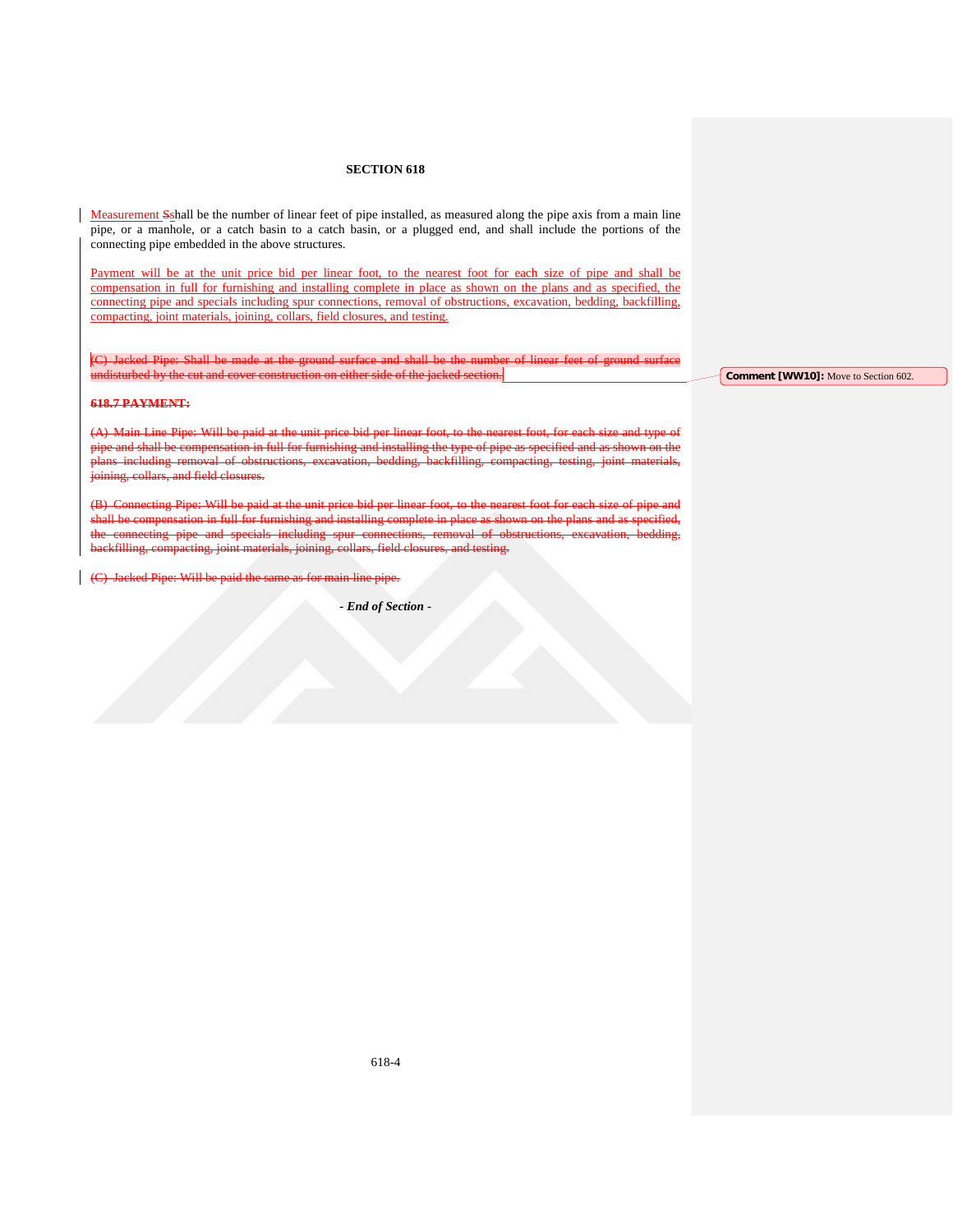# SECTION 618

Measurement ~~S~~shall be the number of linear feet of pipe installed, as measured along the pipe axis from a main line pipe, or a manhole, or a catch basin to a catch basin, or a plugged end, and shall include the portions of the connecting pipe embedded in the above structures.

Payment will be at the unit price bid per linear foot, to the nearest foot for each size of pipe and shall be compensation in full for furnishing and installing complete in place as shown on the plans and as specified, the connecting pipe and specials including spur connections, removal of obstructions, excavation, bedding, backfilling, compacting, joint materials, joining, collars, field closures, and testing.

~~(C) Jacked Pipe: Shall be made at the ground surface and shall be the number of linear feet of ground surface undisturbed by the cut and cover construction on either side of the jacked section.~~

Comment [WW10]: Move to Section 602.

~~**618.7 PAYMENT:**~~

~~(A) Main Line Pipe: Will be paid at the unit price bid per linear foot, to the nearest foot, for each size and type of pipe and shall be compensation in full for furnishing and installing the type of pipe as specified and as shown on the plans including removal of obstructions, excavation, bedding, backfilling, compacting, testing, joint materials, joining, collars, and field closures.~~

~~(B) Connecting Pipe: Will be paid at the unit price bid per linear foot, to the nearest foot for each size of pipe and shall be compensation in full for furnishing and installing complete in place as shown on the plans and as specified, the connecting pipe and specials including spur connections, removal of obstructions, excavation, bedding, backfilling, compacting, joint materials, joining, collars, field closures, and testing.~~

~~(C) Jacked Pipe: Will be paid the same as for main line pipe.~~

***- End of Section -***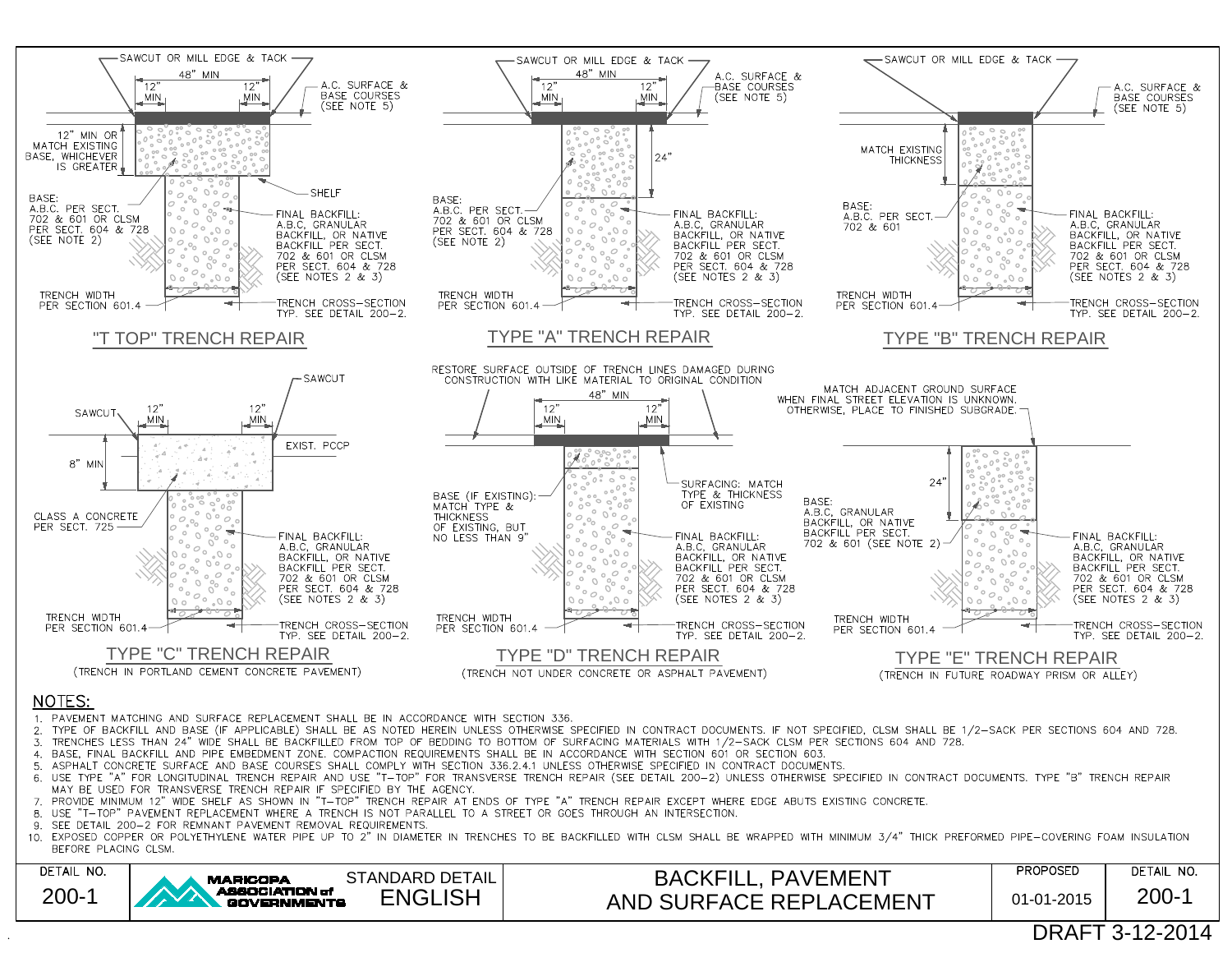## "T TOP" TRENCH REPAIR

SAWCUT OR MILL EDGE & TACK

48" MIN

12" MIN

12" MIN

A.C. SURFACE & BASE COURSES (SEE NOTE 5)

12" MIN OR MATCH EXISTING BASE, WHICHEVER IS GREATER

SHELF

BASE: A.B.C. PER SECT. 702 & 601 OR CLSM PER SECT. 604 & 728 (SEE NOTE 2)

FINAL BACKFILL: A.B.C, GRANULAR BACKFILL, OR NATIVE BACKFILL PER SECT. 702 & 601 OR CLSM PER SECT. 604 & 728 (SEE NOTES 2 & 3)

TRENCH WIDTH PER SECTION 601.4

TRENCH CROSS-SECTION TYP. SEE DETAIL 200-2.

## TYPE "A" TRENCH REPAIR

SAWCUT OR MILL EDGE & TACK

48" MIN

12" MIN

12" MIN

A.C. SURFACE & BASE COURSES (SEE NOTE 5)

24"

BASE: A.B.C. PER SECT. 702 & 601 OR CLSM PER SECT. 604 & 728 (SEE NOTE 2)

FINAL BACKFILL: A.B.C, GRANULAR BACKFILL, OR NATIVE BACKFILL PER SECT. 702 & 601 OR CLSM PER SECT. 604 & 728 (SEE NOTES 2 & 3)

TRENCH WIDTH PER SECTION 601.4

TRENCH CROSS-SECTION TYP. SEE DETAIL 200-2.

## TYPE "B" TRENCH REPAIR

SAWCUT OR MILL EDGE & TACK

A.C. SURFACE & BASE COURSES (SEE NOTE 5)

MATCH EXISTING THICKNESS

BASE: A.B.C. PER SECT. 702 & 601

FINAL BACKFILL: A.B.C, GRANULAR BACKFILL, OR NATIVE BACKFILL PER SECT. 702 & 601 OR CLSM PER SECT. 604 & 728 (SEE NOTES 2 & 3)

TRENCH WIDTH PER SECTION 601.4

TRENCH CROSS-SECTION TYP. SEE DETAIL 200-2.

## TYPE "C" TRENCH REPAIR

(TRENCH IN PORTLAND CEMENT CONCRETE PAVEMENT)

SAWCUT

SAWCUT

12" MIN

12" MIN

EXIST. PCCP

8" MIN

CLASS A CONCRETE PER SECT. 725

FINAL BACKFILL: A.B.C, GRANULAR BACKFILL, OR NATIVE BACKFILL PER SECT. 702 & 601 OR CLSM PER SECT. 604 & 728 (SEE NOTES 2 & 3)

TRENCH WIDTH PER SECTION 601.4

TRENCH CROSS-SECTION TYP. SEE DETAIL 200-2.

## TYPE "D" TRENCH REPAIR

(TRENCH NOT UNDER CONCRETE OR ASPHALT PAVEMENT)

RESTORE SURFACE OUTSIDE OF TRENCH LINES DAMAGED DURING CONSTRUCTION WITH LIKE MATERIAL TO ORIGINAL CONDITION

48" MIN

12" MIN

12" MIN

BASE (IF EXISTING): MATCH TYPE & THICKNESS OF EXISTING, BUT NO LESS THAN 9"

SURFACING: MATCH TYPE & THICKNESS OF EXISTING

FINAL BACKFILL: A.B.C, GRANULAR BACKFILL, OR NATIVE BACKFILL PER SECT. 702 & 601 OR CLSM PER SECT. 604 & 728 (SEE NOTES 2 & 3)

TRENCH WIDTH PER SECTION 601.4

TRENCH CROSS-SECTION TYP. SEE DETAIL 200-2.

## TYPE "E" TRENCH REPAIR

(TRENCH IN FUTURE ROADWAY PRISM OR ALLEY)

MATCH ADJACENT GROUND SURFACE WHEN FINAL STREET ELEVATION IS UNKNOWN. OTHERWISE, PLACE TO FINISHED SUBGRADE.

24"

BASE: A.B.C, GRANULAR BACKFILL, OR NATIVE BACKFILL PER SECT. 702 & 601 (SEE NOTE 2)

FINAL BACKFILL: A.B.C, GRANULAR BACKFILL, OR NATIVE BACKFILL PER SECT. 702 & 601 OR CLSM PER SECT. 604 & 728 (SEE NOTES 2 & 3)

TRENCH WIDTH PER SECTION 601.4

TRENCH CROSS-SECTION TYP. SEE DETAIL 200-2.

## NOTES:

1. PAVEMENT MATCHING AND SURFACE REPLACEMENT SHALL BE IN ACCORDANCE WITH SECTION 336.
2. TYPE OF BACKFILL AND BASE (IF APPLICABLE) SHALL BE AS NOTED HEREIN UNLESS OTHERWISE SPECIFIED IN CONTRACT DOCUMENTS. IF NOT SPECIFIED, CLSM SHALL BE 1/2-SACK PER SECTIONS 604 AND 728.
3. TRENCHES LESS THAN 24" WIDE SHALL BE BACKFILLED FROM TOP OF BEDDING TO BOTTOM OF SURFACING MATERIALS WITH 1/2-SACK CLSM PER SECTIONS 604 AND 728.
4. BASE, FINAL BACKFILL AND PIPE EMBEDMENT ZONE. COMPACTION REQUIREMENTS SHALL BE IN ACCORDANCE WITH SECTION 601 OR SECTION 603.
5. ASPHALT CONCRETE SURFACE AND BASE COURSES SHALL COMPLY WITH SECTION 336.2.4.1 UNLESS OTHERWISE SPECIFIED IN CONTRACT DOCUMENTS.
6. USE TYPE "A" FOR LONGITUDINAL TRENCH REPAIR AND USE "T-TOP" FOR TRANSVERSE TRENCH REPAIR (SEE DETAIL 200-2) UNLESS OTHERWISE SPECIFIED IN CONTRACT DOCUMENTS. TYPE "B" TRENCH REPAIR MAY BE USED FOR TRANSVERSE TRENCH REPAIR IF SPECIFIED BY THE AGENCY.
7. PROVIDE MINIMUM 12" WIDE SHELF AS SHOWN IN "T-TOP" TRENCH REPAIR AT ENDS OF TYPE "A" TRENCH REPAIR EXCEPT WHERE EDGE ABUTS EXISTING CONCRETE.
8. USE "T-TOP" PAVEMENT REPLACEMENT WHERE A TRENCH IS NOT PARALLEL TO A STREET OR GOES THROUGH AN INTERSECTION.
9. SEE DETAIL 200-2 FOR REMNANT PAVEMENT REMOVAL REQUIREMENTS.
10. EXPOSED COPPER OR POLYETHYLENE WATER PIPE UP TO 2" IN DIAMETER IN TRENCHES TO BE BACKFILLED WITH CLSM SHALL BE WRAPPED WITH MINIMUM 3/4" THICK PREFORMED PIPE-COVERING FOAM INSULATION BEFORE PLACING CLSM.

| DETAIL NO. | MARICOPA ASSOCIATION of GOVERNMENTS | STANDARD DETAIL ENGLISH | BACKFILL, PAVEMENT AND SURFACE REPLACEMENT | PROPOSED | DETAIL NO. |
|---|---|---|---|---|---|
| 200-1 | | | | 01-01-2015 | 200-1 |

DRAFT 3-12-2014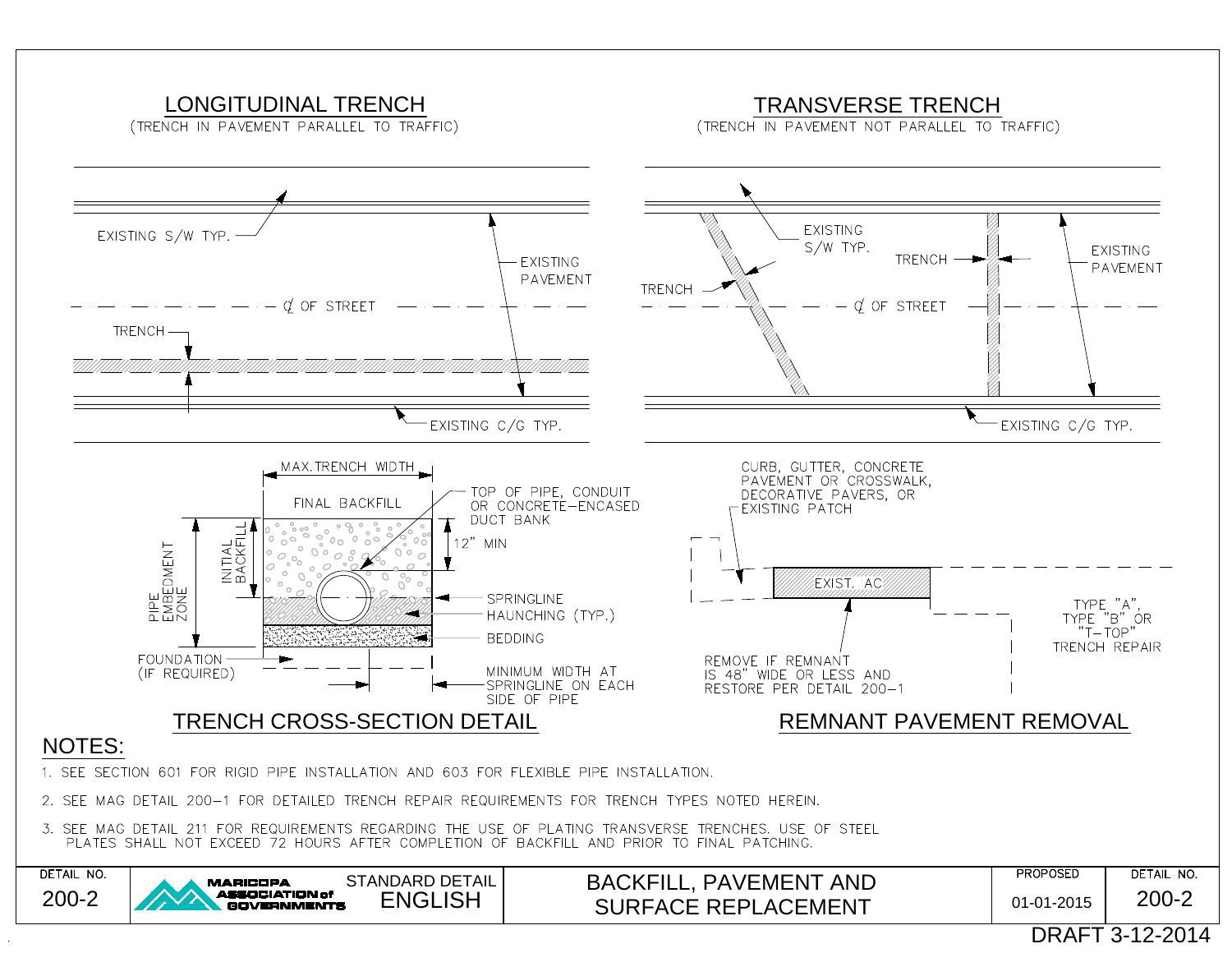## LONGITUDINAL TRENCH

(TRENCH IN PAVEMENT PARALLEL TO TRAFFIC)

EXISTING S/W TYP.

EXISTING PAVEMENT

℄ OF STREET

TRENCH

EXISTING C/G TYP.

## TRANSVERSE TRENCH

(TRENCH IN PAVEMENT NOT PARALLEL TO TRAFFIC)

EXISTING S/W TYP.

TRENCH

EXISTING PAVEMENT

TRENCH

℄ OF STREET

EXISTING C/G TYP.

MAX. TRENCH WIDTH

FINAL BACKFILL

TOP OF PIPE, CONDUIT OR CONCRETE–ENCASED DUCT BANK

12" MIN

PIPE EMBEDMENT ZONE

INITIAL BACKFILL

SPRINGLINE

HAUNCHING (TYP.)

BEDDING

FOUNDATION (IF REQUIRED)

MINIMUM WIDTH AT SPRINGLINE ON EACH SIDE OF PIPE

## TRENCH CROSS-SECTION DETAIL

CURB, GUTTER, CONCRETE PAVEMENT OR CROSSWALK, DECORATIVE PAVERS, OR EXISTING PATCH

EXIST. AC

TYPE "A", TYPE "B" OR "T–TOP" TRENCH REPAIR

REMOVE IF REMNANT IS 48" WIDE OR LESS AND RESTORE PER DETAIL 200–1

## REMNANT PAVEMENT REMOVAL

## NOTES:

1. SEE SECTION 601 FOR RIGID PIPE INSTALLATION AND 603 FOR FLEXIBLE PIPE INSTALLATION.
2. SEE MAG DETAIL 200–1 FOR DETAILED TRENCH REPAIR REQUIREMENTS FOR TRENCH TYPES NOTED HEREIN.
3. SEE MAG DETAIL 211 FOR REQUIREMENTS REGARDING THE USE OF PLATING TRANSVERSE TRENCHES. USE OF STEEL PLATES SHALL NOT EXCEED 72 HOURS AFTER COMPLETION OF BACKFILL AND PRIOR TO FINAL PATCHING.

| DETAIL NO. | | STANDARD DETAIL | | PROPOSED | DETAIL NO. |
|---|---|---|---|---|---|
| 200-2 | MARICOPA ASSOCIATION of GOVERNMENTS | ENGLISH | BACKFILL, PAVEMENT AND SURFACE REPLACEMENT | 01-01-2015 | 200-2 |

DRAFT 3-12-2014